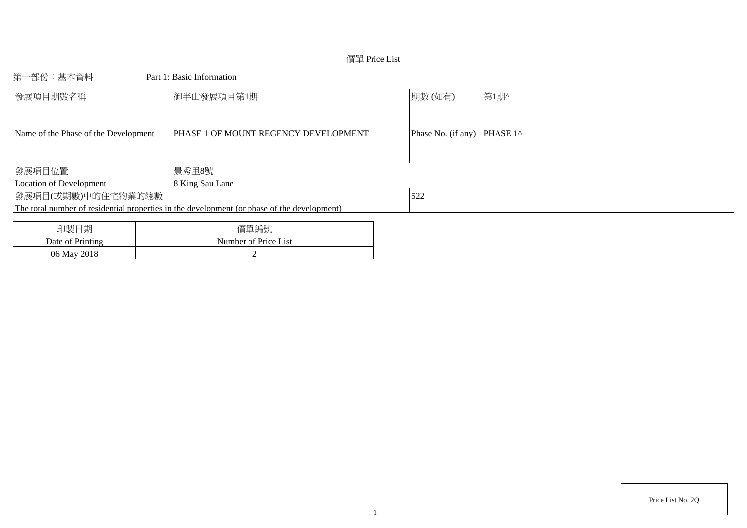# 價單 Price List

第一部份：基本資料　　　　Part 1: Basic Information

| | | | |
|---|---|---|---|
| 發展項目期數名稱<br><br>Name of the Phase of the Development | 御半山發展項目第1期<br><br>PHASE 1 OF MOUNT REGENCY DEVELOPMENT | 期數 (如有)<br><br>Phase No. (if any) | 第1期^<br><br>PHASE 1^ |
| 發展項目位置<br>Location of Development | 景秀里8號<br>8 King Sau Lane | | |
| 發展項目(或期數)中的住宅物業的總數<br>The total number of residential properties in the development (or phase of the development) | | 522 | |

| 印製日期<br>Date of Printing | 價單編號<br>Number of Price List |
|---|---|
| 06 May 2018 | 2 |

Price List No. 2Q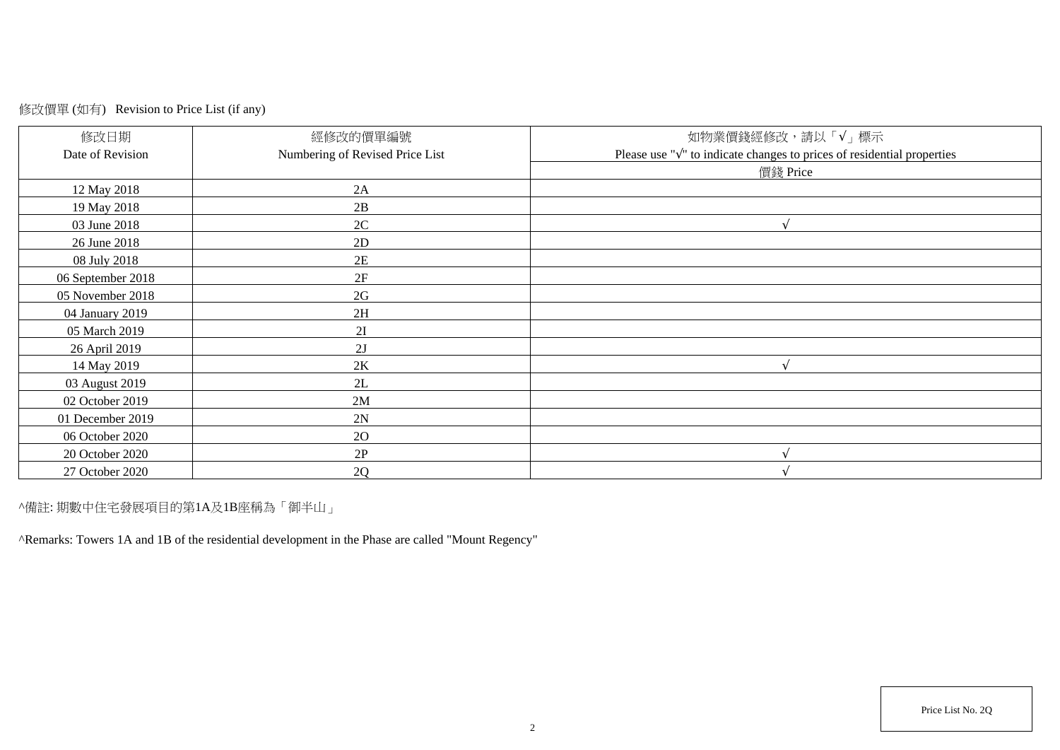修改價單 (如有) Revision to Price List (if any)

| 修改日期<br>Date of Revision | 經修改的價單編號<br>Numbering of Revised Price List | 如物業價錢經修改，請以「√」標示<br>Please use "√" to indicate changes to prices of residential properties |
|---|---|---|
| | | 價錢 Price |
| 12 May 2018 | 2A | |
| 19 May 2018 | 2B | |
| 03 June 2018 | 2C | √ |
| 26 June 2018 | 2D | |
| 08 July 2018 | 2E | |
| 06 September 2018 | 2F | |
| 05 November 2018 | 2G | |
| 04 January 2019 | 2H | |
| 05 March 2019 | 2I | |
| 26 April 2019 | 2J | |
| 14 May 2019 | 2K | √ |
| 03 August 2019 | 2L | |
| 02 October 2019 | 2M | |
| 01 December 2019 | 2N | |
| 06 October 2020 | 2O | |
| 20 October 2020 | 2P | √ |
| 27 October 2020 | 2Q | √ |

^備註: 期數中住宅發展項目的第1A及1B座稱為「御半山」

^Remarks: Towers 1A and 1B of the residential development in the Phase are called "Mount Regency"

Price List No. 2Q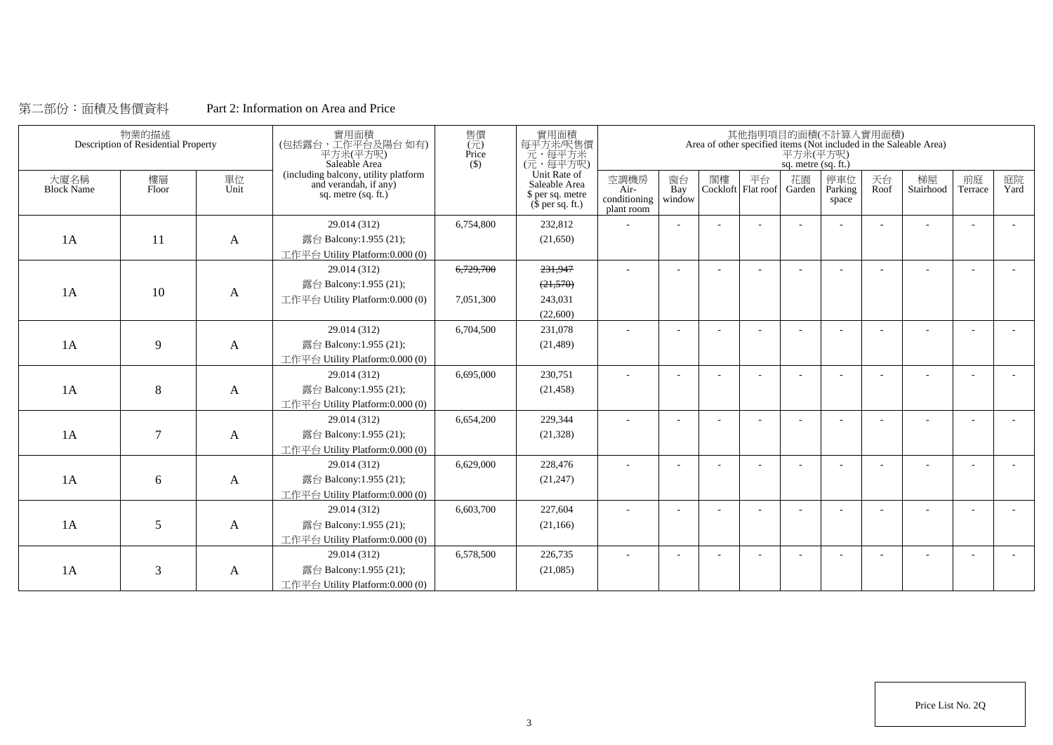第二部份：面積及售價資料　　Part 2: Information on Area and Price

| 物業的描述 Description of Residential Property | | | 實用面積 (包括露台，工作平台及陽台 如有) 平方米(平方呎) Saleable Area (including balcony, utility platform and verandah, if any) sq. metre (sq. ft.) | 售價 (元) Price ($) | 實用面積 每平方米/呎售價 元，每平方米 (元，每平方呎) Unit Rate of Saleable Area $ per sq. metre ($ per sq. ft.) | 其他指明項目的面積(不計算入實用面積) Area of other specified items (Not included in the Saleable Area) 平方米(平方呎) sq. metre (sq. ft.) | | | | | | | | | |
|---|---|---|---|---|---|---|---|---|---|---|---|---|---|---|---|
| 大廈名稱 Block Name | 樓層 Floor | 單位 Unit | | | | 空調機房 Air-conditioning plant room | 窗台 Bay window | 閣樓 Cockloft | 平台 Flat roof | 花園 Garden | 停車位 Parking space | 天台 Roof | 梯屋 Stairhood | 前庭 Terrace | 庭院 Yard |
| 1A | 11 | A | 29.014 (312) 露台 Balcony:1.955 (21); 工作平台 Utility Platform:0.000 (0) | 6,754,800 | 232,812 (21,650) | - | - | - | - | - | - | - | - | - | - |
| 1A | 10 | A | 29.014 (312) 露台 Balcony:1.955 (21); 工作平台 Utility Platform:0.000 (0) | ~~6,729,700~~ 7,051,300 | ~~231,947~~ ~~(21,570)~~ 243,031 (22,600) | - | - | - | - | - | - | - | - | - | - |
| 1A | 9 | A | 29.014 (312) 露台 Balcony:1.955 (21); 工作平台 Utility Platform:0.000 (0) | 6,704,500 | 231,078 (21,489) | - | - | - | - | - | - | - | - | - | - |
| 1A | 8 | A | 29.014 (312) 露台 Balcony:1.955 (21); 工作平台 Utility Platform:0.000 (0) | 6,695,000 | 230,751 (21,458) | - | - | - | - | - | - | - | - | - | - |
| 1A | 7 | A | 29.014 (312) 露台 Balcony:1.955 (21); 工作平台 Utility Platform:0.000 (0) | 6,654,200 | 229,344 (21,328) | - | - | - | - | - | - | - | - | - | - |
| 1A | 6 | A | 29.014 (312) 露台 Balcony:1.955 (21); 工作平台 Utility Platform:0.000 (0) | 6,629,000 | 228,476 (21,247) | - | - | - | - | - | - | - | - | - | - |
| 1A | 5 | A | 29.014 (312) 露台 Balcony:1.955 (21); 工作平台 Utility Platform:0.000 (0) | 6,603,700 | 227,604 (21,166) | - | - | - | - | - | - | - | - | - | - |
| 1A | 3 | A | 29.014 (312) 露台 Balcony:1.955 (21); 工作平台 Utility Platform:0.000 (0) | 6,578,500 | 226,735 (21,085) | - | - | - | - | - | - | - | - | - | - |

Price List No. 2Q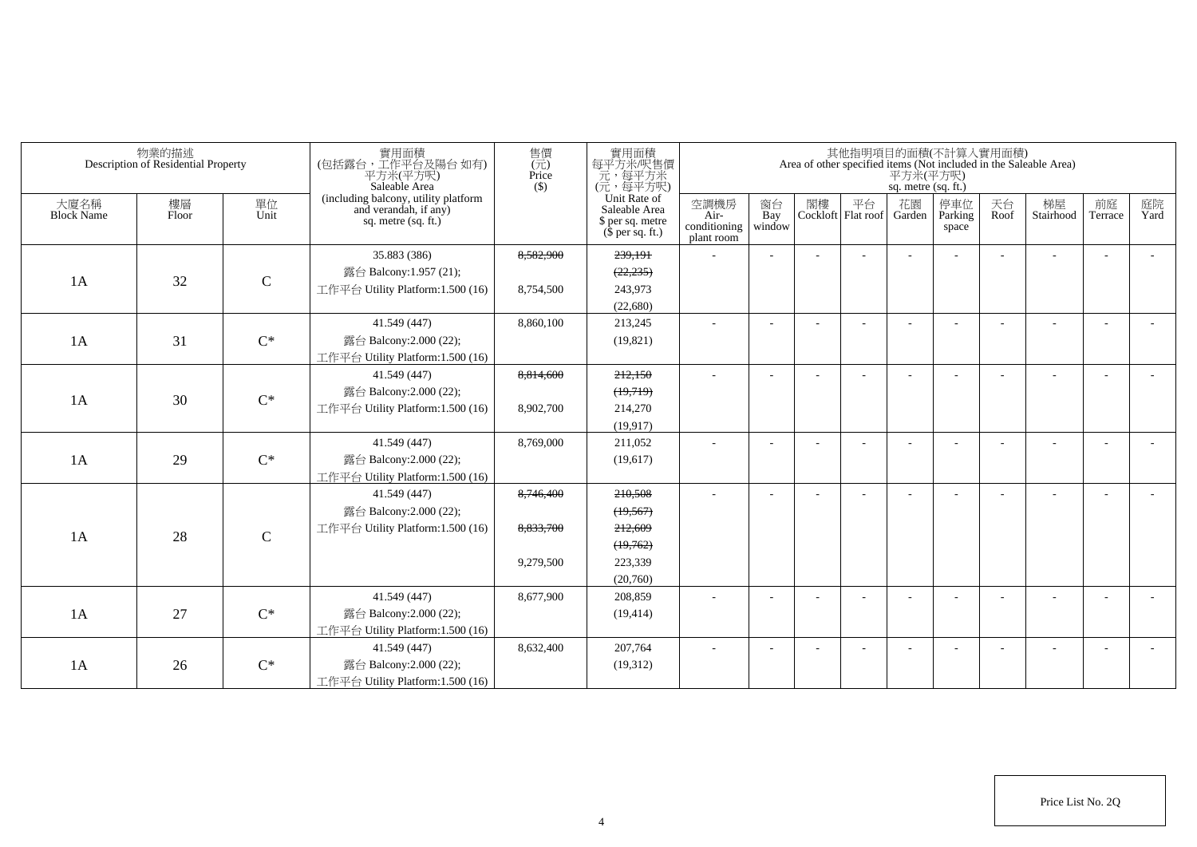| 物業的描述 Description of Residential Property | | | 實用面積 (包括露台，工作平台及陽台 如有) 平方米(平方呎) Saleable Area (including balcony, utility platform and verandah, if any) sq. metre (sq. ft.) | 售價 (元) Price ($) | 實用面積 每平方米/呎售價 元，每平方米 (元，每平方呎) Unit Rate of Saleable Area $ per sq. metre ($ per sq. ft.) | 其他指明項目的面積(不計算入實用面積) Area of other specified items (Not included in the Saleable Area) 平方米(平方呎) sq. metre (sq. ft.) | | | | | | | | | |
|---|---|---|---|---|---|---|---|---|---|---|---|---|---|---|---|
| 大廈名稱 Block Name | 樓層 Floor | 單位 Unit | | | | 空調機房 Air-conditioning plant room | 窗台 Bay window | 閣樓 Cockloft | 平台 Flat roof | 花園 Garden | 停車位 Parking space | 天台 Roof | 梯屋 Stairhood | 前庭 Terrace | 庭院 Yard |
| 1A | 32 | C | 35.883 (386) 露台 Balcony:1.957 (21); 工作平台 Utility Platform:1.500 (16) | ~~8,582,900~~ 8,754,500 | ~~239,191~~ ~~(22,235)~~ 243,973 (22,680) | - | - | - | - | - | - | - | - | - | - |
| 1A | 31 | C* | 41.549 (447) 露台 Balcony:2.000 (22); 工作平台 Utility Platform:1.500 (16) | 8,860,100 | 213,245 (19,821) | - | - | - | - | - | - | - | - | - | - |
| 1A | 30 | C* | 41.549 (447) 露台 Balcony:2.000 (22); 工作平台 Utility Platform:1.500 (16) | ~~8,814,600~~ 8,902,700 | ~~212,150~~ ~~(19,719)~~ 214,270 (19,917) | - | - | - | - | - | - | - | - | - | - |
| 1A | 29 | C* | 41.549 (447) 露台 Balcony:2.000 (22); 工作平台 Utility Platform:1.500 (16) | 8,769,000 | 211,052 (19,617) | - | - | - | - | - | - | - | - | - | - |
| 1A | 28 | C | 41.549 (447) 露台 Balcony:2.000 (22); 工作平台 Utility Platform:1.500 (16) | ~~8,746,400~~ ~~8,833,700~~ 9,279,500 | ~~210,508~~ ~~(19,567)~~ ~~212,609~~ ~~(19,762)~~ 223,339 (20,760) | - | - | - | - | - | - | - | - | - | - |
| 1A | 27 | C* | 41.549 (447) 露台 Balcony:2.000 (22); 工作平台 Utility Platform:1.500 (16) | 8,677,900 | 208,859 (19,414) | - | - | - | - | - | - | - | - | - | - |
| 1A | 26 | C* | 41.549 (447) 露台 Balcony:2.000 (22); 工作平台 Utility Platform:1.500 (16) | 8,632,400 | 207,764 (19,312) | - | - | - | - | - | - | - | - | - | - |

Price List No. 2Q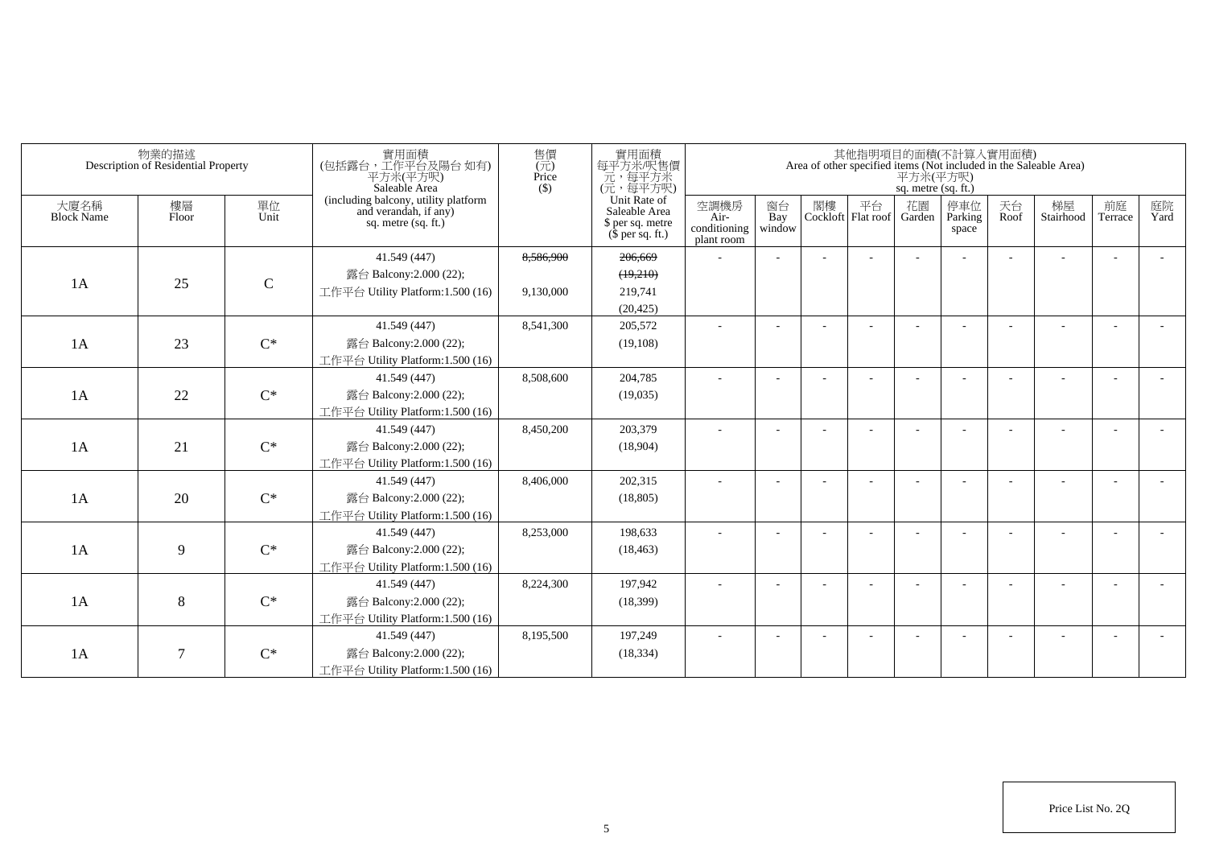| 物業的描述 Description of Residential Property | | | 實用面積 (包括露台，工作平台及陽台 如有) 平方米(平方呎) Saleable Area (including balcony, utility platform and verandah, if any) sq. metre (sq. ft.) | 售價 (元) Price ($) | 實用面積 每平方米/呎售價 元，每平方米 (元，每平方呎) Unit Rate of Saleable Area $ per sq. metre ($ per sq. ft.) | 其他指明項目的面積(不計算入實用面積) Area of other specified items (Not included in the Saleable Area) 平方米(平方呎) sq. metre (sq. ft.) | | | | | | | | | |
|---|---|---|---|---|---|---|---|---|---|---|---|---|---|---|---|
| 大廈名稱 Block Name | 樓層 Floor | 單位 Unit | | | | 空調機房 Air-conditioning plant room | 窗台 Bay window | 閣樓 Cockloft | 平台 Flat roof | 花園 Garden | 停車位 Parking space | 天台 Roof | 梯屋 Stairhood | 前庭 Terrace | 庭院 Yard |
| 1A | 25 | C | 41.549 (447) 露台 Balcony:2.000 (22); 工作平台 Utility Platform:1.500 (16) | ~~8,586,900~~ 9,130,000 | ~~206,669~~ ~~(19,210)~~ 219,741 (20,425) | - | - | - | - | - | - | - | - | - | - |
| 1A | 23 | C* | 41.549 (447) 露台 Balcony:2.000 (22); 工作平台 Utility Platform:1.500 (16) | 8,541,300 | 205,572 (19,108) | - | - | - | - | - | - | - | - | - | - |
| 1A | 22 | C* | 41.549 (447) 露台 Balcony:2.000 (22); 工作平台 Utility Platform:1.500 (16) | 8,508,600 | 204,785 (19,035) | - | - | - | - | - | - | - | - | - | - |
| 1A | 21 | C* | 41.549 (447) 露台 Balcony:2.000 (22); 工作平台 Utility Platform:1.500 (16) | 8,450,200 | 203,379 (18,904) | - | - | - | - | - | - | - | - | - | - |
| 1A | 20 | C* | 41.549 (447) 露台 Balcony:2.000 (22); 工作平台 Utility Platform:1.500 (16) | 8,406,000 | 202,315 (18,805) | - | - | - | - | - | - | - | - | - | - |
| 1A | 9 | C* | 41.549 (447) 露台 Balcony:2.000 (22); 工作平台 Utility Platform:1.500 (16) | 8,253,000 | 198,633 (18,463) | - | - | - | - | - | - | - | - | - | - |
| 1A | 8 | C* | 41.549 (447) 露台 Balcony:2.000 (22); 工作平台 Utility Platform:1.500 (16) | 8,224,300 | 197,942 (18,399) | - | - | - | - | - | - | - | - | - | - |
| 1A | 7 | C* | 41.549 (447) 露台 Balcony:2.000 (22); 工作平台 Utility Platform:1.500 (16) | 8,195,500 | 197,249 (18,334) | - | - | - | - | - | - | - | - | - | - |

Price List No. 2Q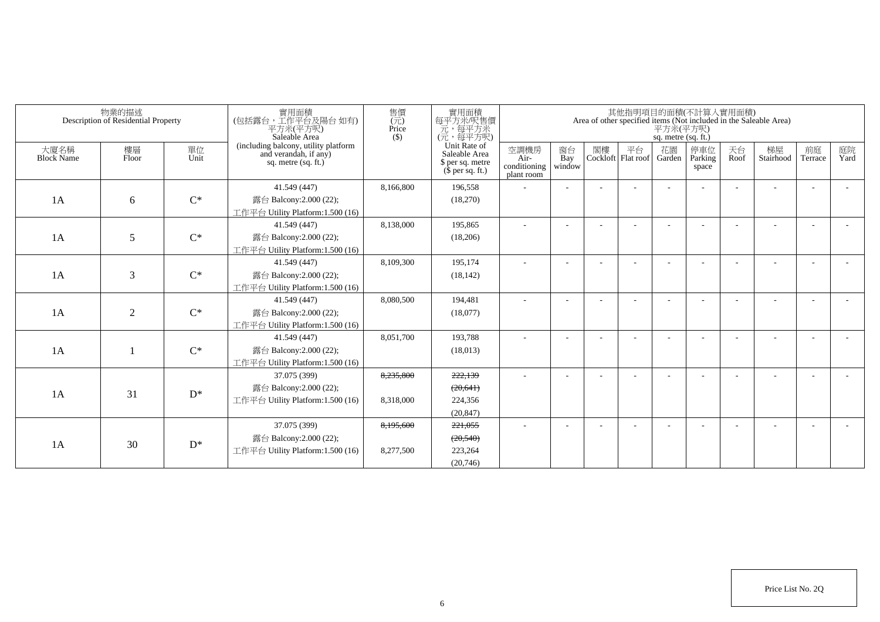| 物業的描述 Description of Residential Property | | | 實用面積 (包括露台，工作平台及陽台 如有) 平方米(平方呎) Saleable Area (including balcony, utility platform and verandah, if any) sq. metre (sq. ft.) | 售價 (元) Price ($) | 實用面積 每平方米/呎售價 元，每平方米 (元，每平方呎) Unit Rate of Saleable Area $ per sq. metre ($ per sq. ft.) | 其他指明項目的面積(不計算入實用面積) Area of other specified items (Not included in the Saleable Area) 平方米(平方呎) sq. metre (sq. ft.) | | | | | | | | | |
|---|---|---|---|---|---|---|---|---|---|---|---|---|---|---|---|
| 大廈名稱 Block Name | 樓層 Floor | 單位 Unit | | | | 空調機房 Air-conditioning plant room | 窗台 Bay window | 閣樓 Cockloft | 平台 Flat roof | 花園 Garden | 停車位 Parking space | 天台 Roof | 梯屋 Stairhood | 前庭 Terrace | 庭院 Yard |
| 1A | 6 | C* | 41.549 (447) 露台 Balcony:2.000 (22); 工作平台 Utility Platform:1.500 (16) | 8,166,800 | 196,558 (18,270) | - | - | - | - | - | - | - | - | - | - |
| 1A | 5 | C* | 41.549 (447) 露台 Balcony:2.000 (22); 工作平台 Utility Platform:1.500 (16) | 8,138,000 | 195,865 (18,206) | - | - | - | - | - | - | - | - | - | - |
| 1A | 3 | C* | 41.549 (447) 露台 Balcony:2.000 (22); 工作平台 Utility Platform:1.500 (16) | 8,109,300 | 195,174 (18,142) | - | - | - | - | - | - | - | - | - | - |
| 1A | 2 | C* | 41.549 (447) 露台 Balcony:2.000 (22); 工作平台 Utility Platform:1.500 (16) | 8,080,500 | 194,481 (18,077) | - | - | - | - | - | - | - | - | - | - |
| 1A | 1 | C* | 41.549 (447) 露台 Balcony:2.000 (22); 工作平台 Utility Platform:1.500 (16) | 8,051,700 | 193,788 (18,013) | - | - | - | - | - | - | - | - | - | - |
| 1A | 31 | D* | 37.075 (399) 露台 Balcony:2.000 (22); 工作平台 Utility Platform:1.500 (16) | ~~8,235,800~~ 8,318,000 | ~~222,139~~ ~~(20,641)~~ 224,356 (20,847) | - | - | - | - | - | - | - | - | - | - |
| 1A | 30 | D* | 37.075 (399) 露台 Balcony:2.000 (22); 工作平台 Utility Platform:1.500 (16) | ~~8,195,600~~ 8,277,500 | ~~221,055~~ ~~(20,540)~~ 223,264 (20,746) | - | - | - | - | - | - | - | - | - | - |

Price List No. 2Q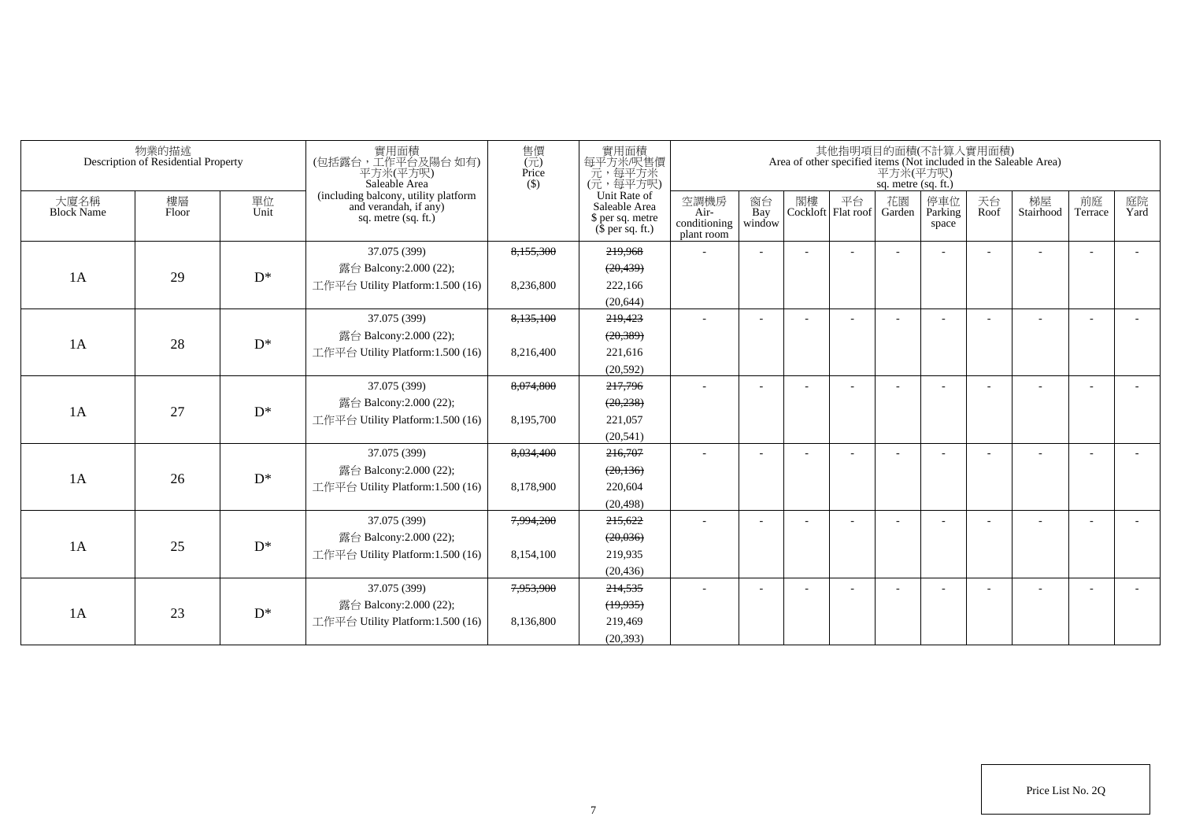| 物業的描述 Description of Residential Property | | | 實用面積 (包括露台，工作平台及陽台 如有) 平方米(平方呎) Saleable Area (including balcony, utility platform and verandah, if any) sq. metre (sq. ft.) | 售價 (元) Price ($) | 實用面積 每平方米/呎售價 元，每平方米 (元，每平方呎) Unit Rate of Saleable Area $ per sq. metre ($ per sq. ft.) | 其他指明項目的面積(不計算入實用面積) Area of other specified items (Not included in the Saleable Area) 平方米(平方呎) sq. metre (sq. ft.) | | | | | | | | | |
|---|---|---|---|---|---|---|---|---|---|---|---|---|---|---|---|
| 大廈名稱 Block Name | 樓層 Floor | 單位 Unit | | | | 空調機房 Air-conditioning plant room | 窗台 Bay window | 閣樓 Cockloft | 平台 Flat roof | 花園 Garden | 停車位 Parking space | 天台 Roof | 梯屋 Stairhood | 前庭 Terrace | 庭院 Yard |
| 1A | 29 | D* | 37.075 (399) 露台 Balcony:2.000 (22); 工作平台 Utility Platform:1.500 (16) | ~~8,155,300~~ 8,236,800 | ~~219,968~~ ~~(20,439)~~ 222,166 (20,644) | - | - | - | - | - | - | - | - | - | - |
| 1A | 28 | D* | 37.075 (399) 露台 Balcony:2.000 (22); 工作平台 Utility Platform:1.500 (16) | ~~8,135,100~~ 8,216,400 | ~~219,423~~ ~~(20,389)~~ 221,616 (20,592) | - | - | - | - | - | - | - | - | - | - |
| 1A | 27 | D* | 37.075 (399) 露台 Balcony:2.000 (22); 工作平台 Utility Platform:1.500 (16) | ~~8,074,800~~ 8,195,700 | ~~217,796~~ ~~(20,238)~~ 221,057 (20,541) | - | - | - | - | - | - | - | - | - | - |
| 1A | 26 | D* | 37.075 (399) 露台 Balcony:2.000 (22); 工作平台 Utility Platform:1.500 (16) | ~~8,034,400~~ 8,178,900 | ~~216,707~~ ~~(20,136)~~ 220,604 (20,498) | - | - | - | - | - | - | - | - | - | - |
| 1A | 25 | D* | 37.075 (399) 露台 Balcony:2.000 (22); 工作平台 Utility Platform:1.500 (16) | ~~7,994,200~~ 8,154,100 | ~~215,622~~ ~~(20,036)~~ 219,935 (20,436) | - | - | - | - | - | - | - | - | - | - |
| 1A | 23 | D* | 37.075 (399) 露台 Balcony:2.000 (22); 工作平台 Utility Platform:1.500 (16) | ~~7,953,900~~ 8,136,800 | ~~214,535~~ ~~(19,935)~~ 219,469 (20,393) | - | - | - | - | - | - | - | - | - | - |

Price List No. 2Q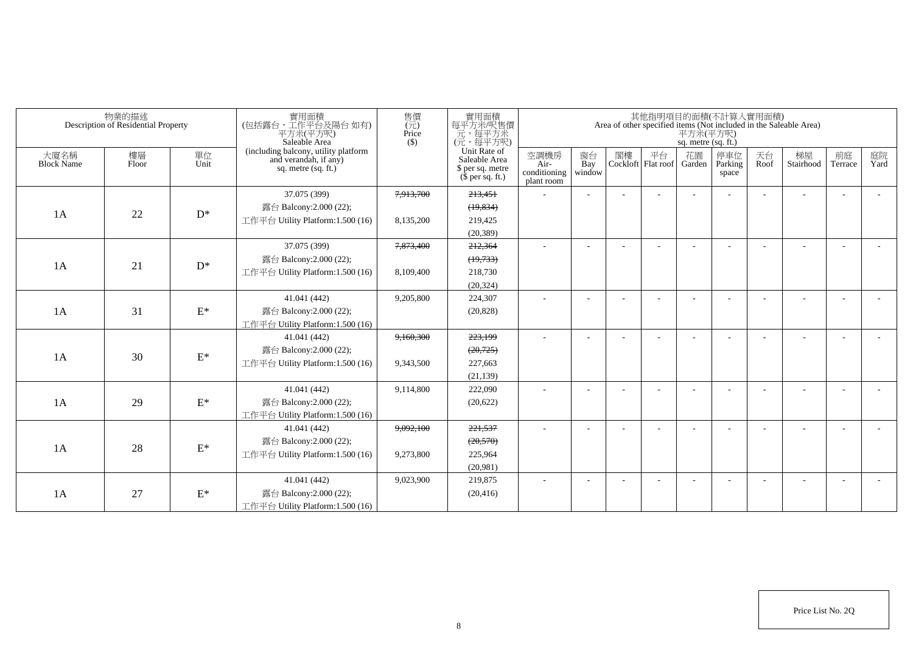| 物業的描述 Description of Residential Property | | | 實用面積 (包括露台，工作平台及陽台 如有) 平方米(平方呎) Saleable Area (including balcony, utility platform and verandah, if any) sq. metre (sq. ft.) | 售價 (元) Price ($) | 實用面積 每平方米/呎售價 元，每平方米 (元，每平方呎) Unit Rate of Saleable Area $ per sq. metre ($ per sq. ft.) | 其他指明項目的面積(不計算入實用面積) Area of other specified items (Not included in the Saleable Area) 平方米(平方呎) sq. metre (sq. ft.) | | | | | | | | | |
|---|---|---|---|---|---|---|---|---|---|---|---|---|---|---|---|
| 大廈名稱 Block Name | 樓層 Floor | 單位 Unit | | | | 空調機房 Air-conditioning plant room | 窗台 Bay window | 閣樓 Cockloft | 平台 Flat roof | 花園 Garden | 停車位 Parking space | 天台 Roof | 梯屋 Stairhood | 前庭 Terrace | 庭院 Yard |
| 1A | 22 | D* | 37.075 (399) 露台 Balcony:2.000 (22); 工作平台 Utility Platform:1.500 (16) | ~~7,913,700~~ 8,135,200 | ~~213,451~~ ~~(19,834)~~ 219,425 (20,389) | - | - | - | - | - | - | - | - | - | - |
| 1A | 21 | D* | 37.075 (399) 露台 Balcony:2.000 (22); 工作平台 Utility Platform:1.500 (16) | ~~7,873,400~~ 8,109,400 | ~~212,364~~ ~~(19,733)~~ 218,730 (20,324) | - | - | - | - | - | - | - | - | - | - |
| 1A | 31 | E* | 41.041 (442) 露台 Balcony:2.000 (22); 工作平台 Utility Platform:1.500 (16) | 9,205,800 | 224,307 (20,828) | - | - | - | - | - | - | - | - | - | - |
| 1A | 30 | E* | 41.041 (442) 露台 Balcony:2.000 (22); 工作平台 Utility Platform:1.500 (16) | ~~9,160,300~~ 9,343,500 | ~~223,199~~ ~~(20,725)~~ 227,663 (21,139) | - | - | - | - | - | - | - | - | - | - |
| 1A | 29 | E* | 41.041 (442) 露台 Balcony:2.000 (22); 工作平台 Utility Platform:1.500 (16) | 9,114,800 | 222,090 (20,622) | - | - | - | - | - | - | - | - | - | - |
| 1A | 28 | E* | 41.041 (442) 露台 Balcony:2.000 (22); 工作平台 Utility Platform:1.500 (16) | ~~9,092,100~~ 9,273,800 | ~~221,537~~ ~~(20,570)~~ 225,964 (20,981) | - | - | - | - | - | - | - | - | - | - |
| 1A | 27 | E* | 41.041 (442) 露台 Balcony:2.000 (22); 工作平台 Utility Platform:1.500 (16) | 9,023,900 | 219,875 (20,416) | - | - | - | - | - | - | - | - | - | - |

Price List No. 2Q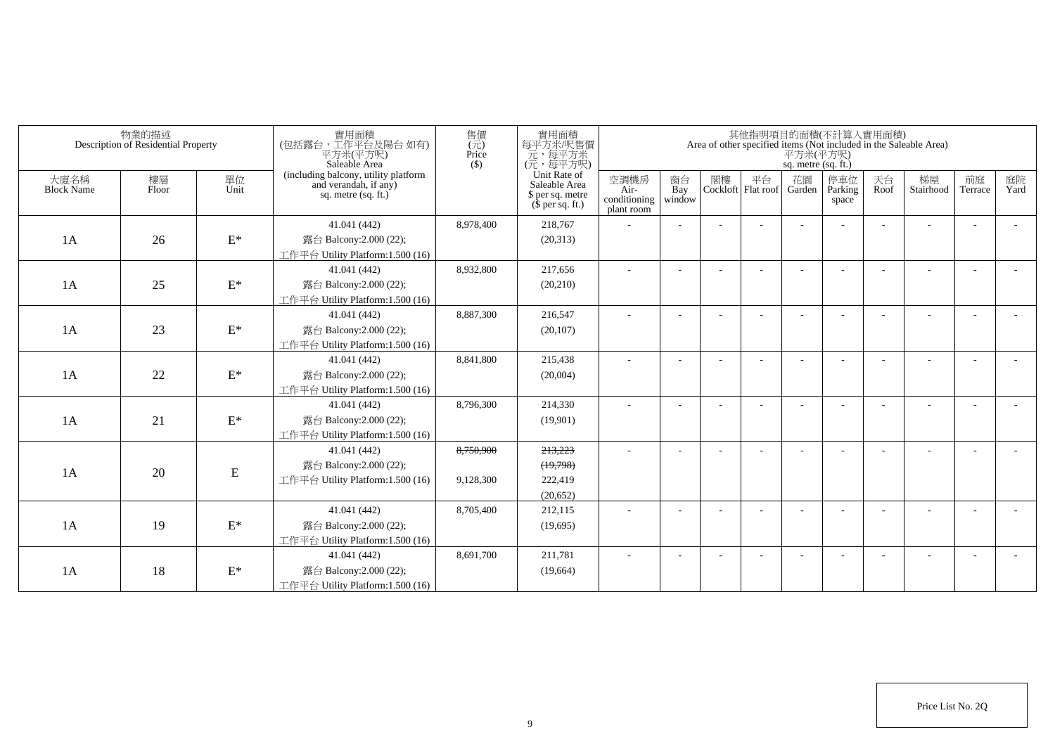| 物業的描述 Description of Residential Property | | | 實用面積 (包括露台，工作平台及陽台 如有) 平方米(平方呎) Saleable Area (including balcony, utility platform and verandah, if any) sq. metre (sq. ft.) | 售價 (元) Price ($) | 實用面積 每平方米/呎售價 元，每平方米 (元，每平方呎) Unit Rate of Saleable Area $ per sq. metre ($ per sq. ft.) | 其他指明項目的面積(不計算入實用面積) Area of other specified items (Not included in the Saleable Area) 平方米(平方呎) sq. metre (sq. ft.) | | | | | | | | | |
|---|---|---|---|---|---|---|---|---|---|---|---|---|---|---|---|
| 大廈名稱 Block Name | 樓層 Floor | 單位 Unit | | | | 空調機房 Air-conditioning plant room | 窗台 Bay window | 閣樓 Cockloft | 平台 Flat roof | 花園 Garden | 停車位 Parking space | 天台 Roof | 梯屋 Stairhood | 前庭 Terrace | 庭院 Yard |
| 1A | 26 | E* | 41.041 (442) 露台 Balcony:2.000 (22); 工作平台 Utility Platform:1.500 (16) | 8,978,400 | 218,767 (20,313) | - | - | - | - | - | - | - | - | - | - |
| 1A | 25 | E* | 41.041 (442) 露台 Balcony:2.000 (22); 工作平台 Utility Platform:1.500 (16) | 8,932,800 | 217,656 (20,210) | - | - | - | - | - | - | - | - | - | - |
| 1A | 23 | E* | 41.041 (442) 露台 Balcony:2.000 (22); 工作平台 Utility Platform:1.500 (16) | 8,887,300 | 216,547 (20,107) | - | - | - | - | - | - | - | - | - | - |
| 1A | 22 | E* | 41.041 (442) 露台 Balcony:2.000 (22); 工作平台 Utility Platform:1.500 (16) | 8,841,800 | 215,438 (20,004) | - | - | - | - | - | - | - | - | - | - |
| 1A | 21 | E* | 41.041 (442) 露台 Balcony:2.000 (22); 工作平台 Utility Platform:1.500 (16) | 8,796,300 | 214,330 (19,901) | - | - | - | - | - | - | - | - | - | - |
| 1A | 20 | E | 41.041 (442) 露台 Balcony:2.000 (22); 工作平台 Utility Platform:1.500 (16) | ~~8,750,900~~ 9,128,300 | ~~213,223~~ ~~(19,798)~~ 222,419 (20,652) | - | - | - | - | - | - | - | - | - | - |
| 1A | 19 | E* | 41.041 (442) 露台 Balcony:2.000 (22); 工作平台 Utility Platform:1.500 (16) | 8,705,400 | 212,115 (19,695) | - | - | - | - | - | - | - | - | - | - |
| 1A | 18 | E* | 41.041 (442) 露台 Balcony:2.000 (22); 工作平台 Utility Platform:1.500 (16) | 8,691,700 | 211,781 (19,664) | - | - | - | - | - | - | - | - | - | - |

Price List No. 2Q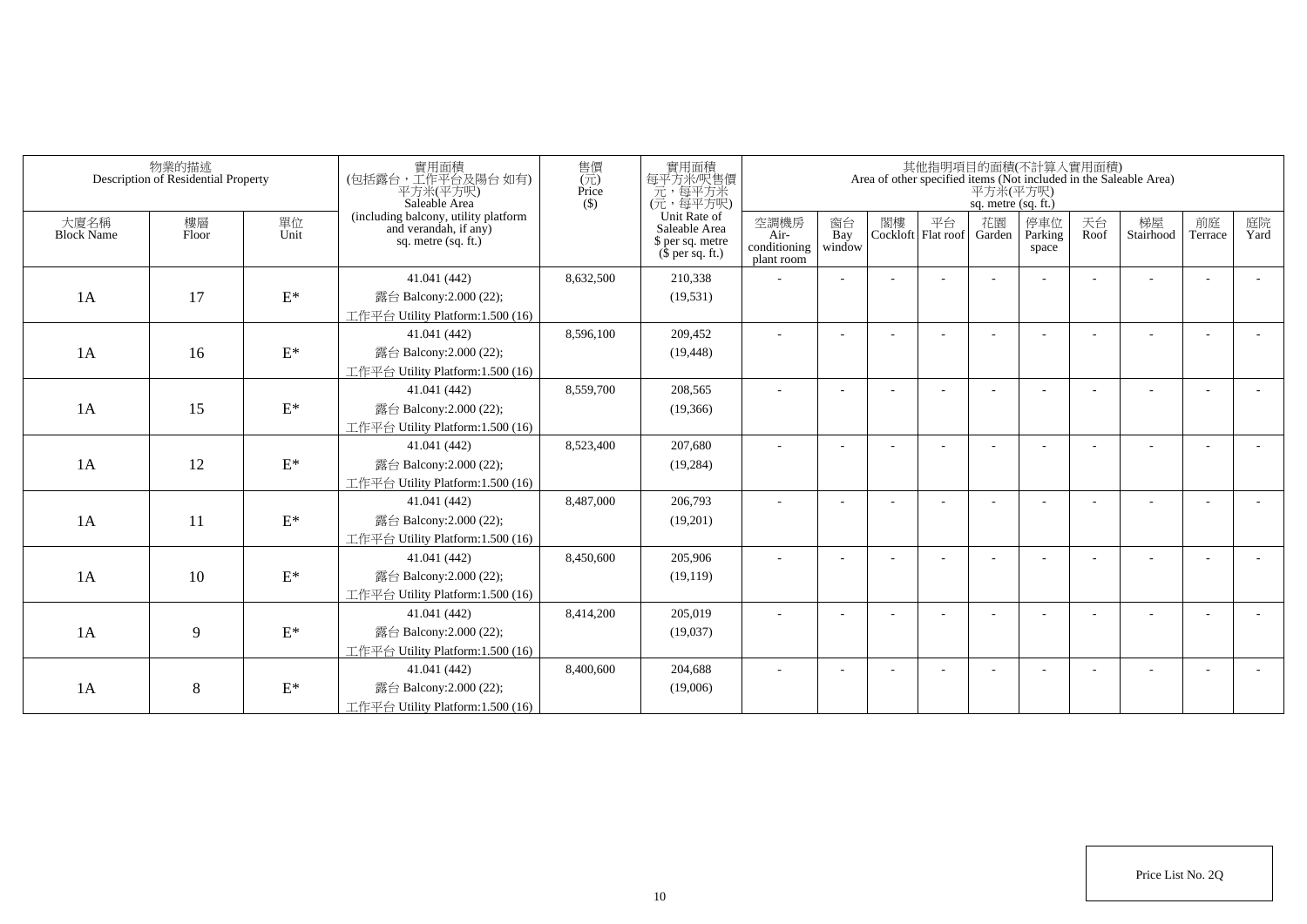| 物業的描述 Description of Residential Property | | | 實用面積 (包括露台，工作平台及陽台 如有) 平方米(平方呎) Saleable Area (including balcony, utility platform and verandah, if any) sq. metre (sq. ft.) | 售價 (元) Price ($) | 實用面積 每平方米/呎售價 元，每平方米 (元，每平方呎) Unit Rate of Saleable Area $ per sq. metre ($ per sq. ft.) | 其他指明項目的面積(不計算入實用面積) Area of other specified items (Not included in the Saleable Area) 平方米(平方呎) sq. metre (sq. ft.) | | | | | | | | | |
|---|---|---|---|---|---|---|---|---|---|---|---|---|---|---|---|
| 大廈名稱 Block Name | 樓層 Floor | 單位 Unit | | | | 空調機房 Air-conditioning plant room | 窗台 Bay window | 閣樓 Cockloft | 平台 Flat roof | 花園 Garden | 停車位 Parking space | 天台 Roof | 梯屋 Stairhood | 前庭 Terrace | 庭院 Yard |
| 1A | 17 | E* | 41.041 (442) 露台 Balcony:2.000 (22); 工作平台 Utility Platform:1.500 (16) | 8,632,500 | 210,338 (19,531) | - | - | - | - | - | - | - | - | - | - |
| 1A | 16 | E* | 41.041 (442) 露台 Balcony:2.000 (22); 工作平台 Utility Platform:1.500 (16) | 8,596,100 | 209,452 (19,448) | - | - | - | - | - | - | - | - | - | - |
| 1A | 15 | E* | 41.041 (442) 露台 Balcony:2.000 (22); 工作平台 Utility Platform:1.500 (16) | 8,559,700 | 208,565 (19,366) | - | - | - | - | - | - | - | - | - | - |
| 1A | 12 | E* | 41.041 (442) 露台 Balcony:2.000 (22); 工作平台 Utility Platform:1.500 (16) | 8,523,400 | 207,680 (19,284) | - | - | - | - | - | - | - | - | - | - |
| 1A | 11 | E* | 41.041 (442) 露台 Balcony:2.000 (22); 工作平台 Utility Platform:1.500 (16) | 8,487,000 | 206,793 (19,201) | - | - | - | - | - | - | - | - | - | - |
| 1A | 10 | E* | 41.041 (442) 露台 Balcony:2.000 (22); 工作平台 Utility Platform:1.500 (16) | 8,450,600 | 205,906 (19,119) | - | - | - | - | - | - | - | - | - | - |
| 1A | 9 | E* | 41.041 (442) 露台 Balcony:2.000 (22); 工作平台 Utility Platform:1.500 (16) | 8,414,200 | 205,019 (19,037) | - | - | - | - | - | - | - | - | - | - |
| 1A | 8 | E* | 41.041 (442) 露台 Balcony:2.000 (22); 工作平台 Utility Platform:1.500 (16) | 8,400,600 | 204,688 (19,006) | - | - | - | - | - | - | - | - | - | - |

Price List No. 2Q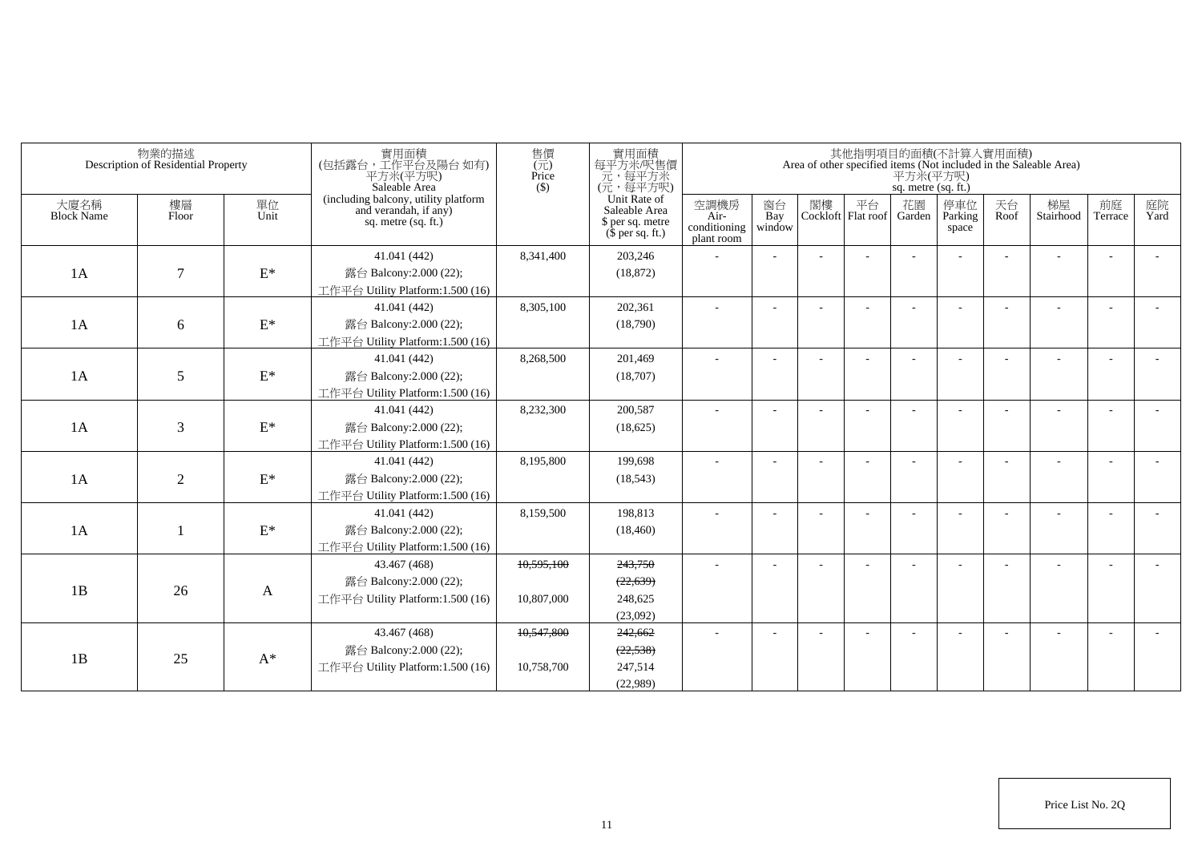| 物業的描述 Description of Residential Property | | | 實用面積 (包括露台，工作平台及陽台 如有) 平方米(平方呎) Saleable Area (including balcony, utility platform and verandah, if any) sq. metre (sq. ft.) | 售價 (元) Price ($) | 實用面積 每平方米/呎售價 元，每平方米 (元，每平方呎) Unit Rate of Saleable Area $ per sq. metre ($ per sq. ft.) | 其他指明項目的面積(不計算入實用面積) Area of other specified items (Not included in the Saleable Area) 平方米(平方呎) sq. metre (sq. ft.) | | | | | | | | | |
|---|---|---|---|---|---|---|---|---|---|---|---|---|---|---|---|
| 大廈名稱 Block Name | 樓層 Floor | 單位 Unit | | | | 空調機房 Air-conditioning plant room | 窗台 Bay window | 閣樓 Cockloft | 平台 Flat roof | 花園 Garden | 停車位 Parking space | 天台 Roof | 梯屋 Stairhood | 前庭 Terrace | 庭院 Yard |
| 1A | 7 | E* | 41.041 (442) 露台 Balcony:2.000 (22); 工作平台 Utility Platform:1.500 (16) | 8,341,400 | 203,246 (18,872) | - | - | - | - | - | - | - | - | - | - |
| 1A | 6 | E* | 41.041 (442) 露台 Balcony:2.000 (22); 工作平台 Utility Platform:1.500 (16) | 8,305,100 | 202,361 (18,790) | - | - | - | - | - | - | - | - | - | - |
| 1A | 5 | E* | 41.041 (442) 露台 Balcony:2.000 (22); 工作平台 Utility Platform:1.500 (16) | 8,268,500 | 201,469 (18,707) | - | - | - | - | - | - | - | - | - | - |
| 1A | 3 | E* | 41.041 (442) 露台 Balcony:2.000 (22); 工作平台 Utility Platform:1.500 (16) | 8,232,300 | 200,587 (18,625) | - | - | - | - | - | - | - | - | - | - |
| 1A | 2 | E* | 41.041 (442) 露台 Balcony:2.000 (22); 工作平台 Utility Platform:1.500 (16) | 8,195,800 | 199,698 (18,543) | - | - | - | - | - | - | - | - | - | - |
| 1A | 1 | E* | 41.041 (442) 露台 Balcony:2.000 (22); 工作平台 Utility Platform:1.500 (16) | 8,159,500 | 198,813 (18,460) | - | - | - | - | - | - | - | - | - | - |
| 1B | 26 | A | 43.467 (468) 露台 Balcony:2.000 (22); 工作平台 Utility Platform:1.500 (16) | ~~10,595,100~~ 10,807,000 | ~~243,750~~ ~~(22,639)~~ 248,625 (23,092) | - | - | - | - | - | - | - | - | - | - |
| 1B | 25 | A* | 43.467 (468) 露台 Balcony:2.000 (22); 工作平台 Utility Platform:1.500 (16) | ~~10,547,800~~ 10,758,700 | ~~242,662~~ ~~(22,538)~~ 247,514 (22,989) | - | - | - | - | - | - | - | - | - | - |

Price List No. 2Q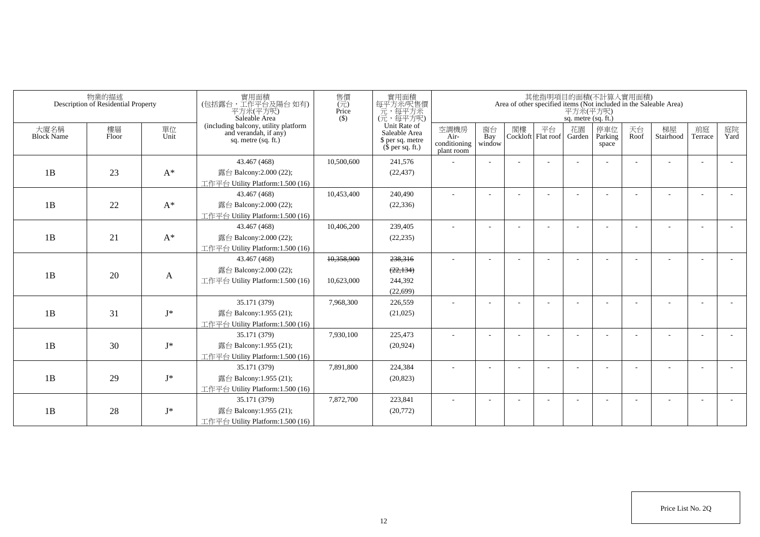| 物業的描述 Description of Residential Property | | | 實用面積 (包括露台，工作平台及陽台 如有) 平方米(平方呎) Saleable Area (including balcony, utility platform and verandah, if any) sq. metre (sq. ft.) | 售價 (元) Price ($) | 實用面積 每平方米/呎售價 元，每平方米 (元，每平方呎) Unit Rate of Saleable Area $ per sq. metre ($ per sq. ft.) | 其他指明項目的面積(不計算入實用面積) Area of other specified items (Not included in the Saleable Area) 平方米(平方呎) sq. metre (sq. ft.) | | | | | | | | | |
|---|---|---|---|---|---|---|---|---|---|---|---|---|---|---|---|
| 大廈名稱 Block Name | 樓層 Floor | 單位 Unit | | | | 空調機房 Air-conditioning plant room | 窗台 Bay window | 閣樓 Cockloft | 平台 Flat roof | 花園 Garden | 停車位 Parking space | 天台 Roof | 梯屋 Stairhood | 前庭 Terrace | 庭院 Yard |
| 1B | 23 | A* | 43.467 (468) 露台 Balcony:2.000 (22); 工作平台 Utility Platform:1.500 (16) | 10,500,600 | 241,576 (22,437) | - | - | - | - | - | - | - | - | - | - |
| 1B | 22 | A* | 43.467 (468) 露台 Balcony:2.000 (22); 工作平台 Utility Platform:1.500 (16) | 10,453,400 | 240,490 (22,336) | - | - | - | - | - | - | - | - | - | - |
| 1B | 21 | A* | 43.467 (468) 露台 Balcony:2.000 (22); 工作平台 Utility Platform:1.500 (16) | 10,406,200 | 239,405 (22,235) | - | - | - | - | - | - | - | - | - | - |
| 1B | 20 | A | 43.467 (468) 露台 Balcony:2.000 (22); 工作平台 Utility Platform:1.500 (16) | ~~10,358,900~~ 10,623,000 | ~~238,316~~ ~~(22,134)~~ 244,392 (22,699) | - | - | - | - | - | - | - | - | - | - |
| 1B | 31 | J* | 35.171 (379) 露台 Balcony:1.955 (21); 工作平台 Utility Platform:1.500 (16) | 7,968,300 | 226,559 (21,025) | - | - | - | - | - | - | - | - | - | - |
| 1B | 30 | J* | 35.171 (379) 露台 Balcony:1.955 (21); 工作平台 Utility Platform:1.500 (16) | 7,930,100 | 225,473 (20,924) | - | - | - | - | - | - | - | - | - | - |
| 1B | 29 | J* | 35.171 (379) 露台 Balcony:1.955 (21); 工作平台 Utility Platform:1.500 (16) | 7,891,800 | 224,384 (20,823) | - | - | - | - | - | - | - | - | - | - |
| 1B | 28 | J* | 35.171 (379) 露台 Balcony:1.955 (21); 工作平台 Utility Platform:1.500 (16) | 7,872,700 | 223,841 (20,772) | - | - | - | - | - | - | - | - | - | - |

Price List No. 2Q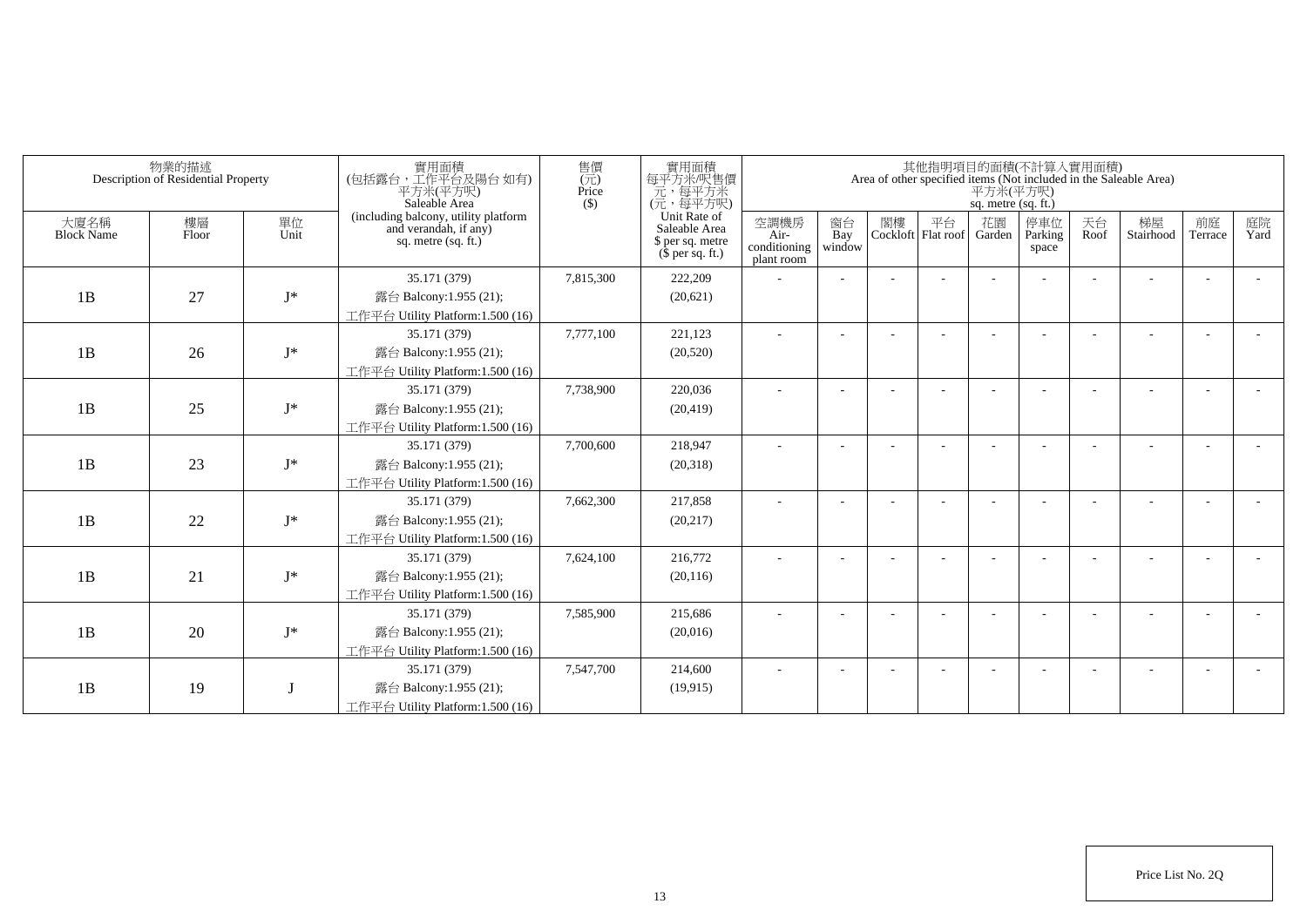| 物業的描述 Description of Residential Property | | | 實用面積 (包括露台，工作平台及陽台 如有) 平方米(平方呎) Saleable Area (including balcony, utility platform and verandah, if any) sq. metre (sq. ft.) | 售價 (元) Price ($) | 實用面積 每平方米/呎售價 元，每平方米 (元，每平方呎) Unit Rate of Saleable Area $ per sq. metre ($ per sq. ft.) | 其他指明項目的面積(不計算入實用面積) Area of other specified items (Not included in the Saleable Area) 平方米(平方呎) sq. metre (sq. ft.) | | | | | | | | | |
|---|---|---|---|---|---|---|---|---|---|---|---|---|---|---|---|
| 大廈名稱 Block Name | 樓層 Floor | 單位 Unit | | | | 空調機房 Air-conditioning plant room | 窗台 Bay window | 閣樓 Cockloft | 平台 Flat roof | 花園 Garden | 停車位 Parking space | 天台 Roof | 梯屋 Stairhood | 前庭 Terrace | 庭院 Yard |
| 1B | 27 | J* | 35.171 (379) 露台 Balcony:1.955 (21); 工作平台 Utility Platform:1.500 (16) | 7,815,300 | 222,209 (20,621) | - | - | - | - | - | - | - | - | - | - |
| 1B | 26 | J* | 35.171 (379) 露台 Balcony:1.955 (21); 工作平台 Utility Platform:1.500 (16) | 7,777,100 | 221,123 (20,520) | - | - | - | - | - | - | - | - | - | - |
| 1B | 25 | J* | 35.171 (379) 露台 Balcony:1.955 (21); 工作平台 Utility Platform:1.500 (16) | 7,738,900 | 220,036 (20,419) | - | - | - | - | - | - | - | - | - | - |
| 1B | 23 | J* | 35.171 (379) 露台 Balcony:1.955 (21); 工作平台 Utility Platform:1.500 (16) | 7,700,600 | 218,947 (20,318) | - | - | - | - | - | - | - | - | - | - |
| 1B | 22 | J* | 35.171 (379) 露台 Balcony:1.955 (21); 工作平台 Utility Platform:1.500 (16) | 7,662,300 | 217,858 (20,217) | - | - | - | - | - | - | - | - | - | - |
| 1B | 21 | J* | 35.171 (379) 露台 Balcony:1.955 (21); 工作平台 Utility Platform:1.500 (16) | 7,624,100 | 216,772 (20,116) | - | - | - | - | - | - | - | - | - | - |
| 1B | 20 | J* | 35.171 (379) 露台 Balcony:1.955 (21); 工作平台 Utility Platform:1.500 (16) | 7,585,900 | 215,686 (20,016) | - | - | - | - | - | - | - | - | - | - |
| 1B | 19 | J | 35.171 (379) 露台 Balcony:1.955 (21); 工作平台 Utility Platform:1.500 (16) | 7,547,700 | 214,600 (19,915) | - | - | - | - | - | - | - | - | - | - |

Price List No. 2Q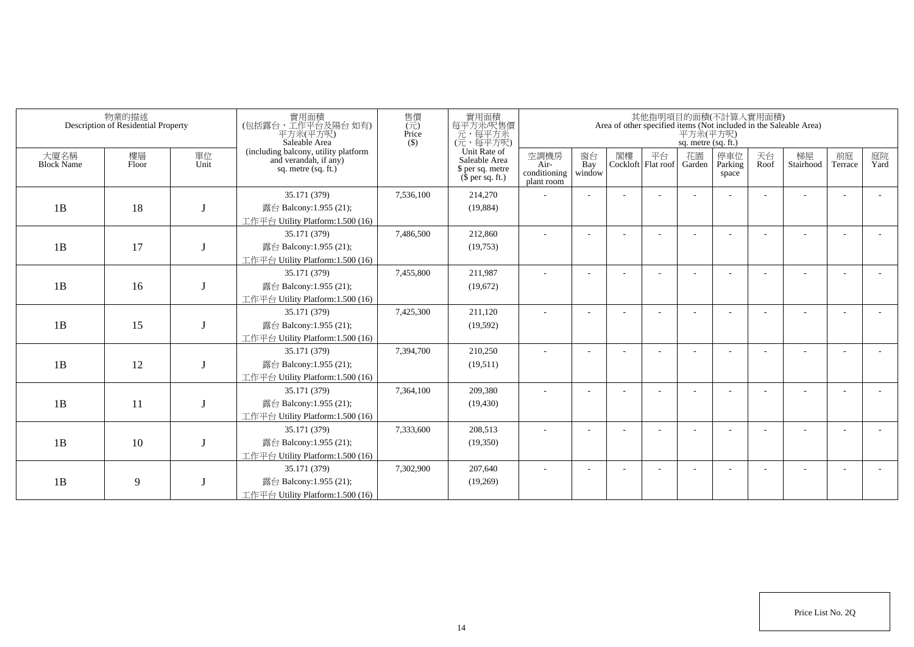| 物業的描述 Description of Residential Property | | | 實用面積 (包括露台，工作平台及陽台 如有) 平方米(平方呎) Saleable Area (including balcony, utility platform and verandah, if any) sq. metre (sq. ft.) | 售價 (元) Price ($) | 實用面積 每平方米/呎售價 元，每平方米 (元，每平方呎) Unit Rate of Saleable Area $ per sq. metre ($ per sq. ft.) | 其他指明項目的面積(不計算入實用面積) Area of other specified items (Not included in the Saleable Area) 平方米(平方呎) sq. metre (sq. ft.) | | | | | | | | | |
|---|---|---|---|---|---|---|---|---|---|---|---|---|---|---|---|
| 大廈名稱 Block Name | 樓層 Floor | 單位 Unit | | | | 空調機房 Air-conditioning plant room | 窗台 Bay window | 閣樓 Cockloft | 平台 Flat roof | 花園 Garden | 停車位 Parking space | 天台 Roof | 梯屋 Stairhood | 前庭 Terrace | 庭院 Yard |
| 1B | 18 | J | 35.171 (379) 露台 Balcony:1.955 (21); 工作平台 Utility Platform:1.500 (16) | 7,536,100 | 214,270 (19,884) | - | - | - | - | - | - | - | - | - | - |
| 1B | 17 | J | 35.171 (379) 露台 Balcony:1.955 (21); 工作平台 Utility Platform:1.500 (16) | 7,486,500 | 212,860 (19,753) | - | - | - | - | - | - | - | - | - | - |
| 1B | 16 | J | 35.171 (379) 露台 Balcony:1.955 (21); 工作平台 Utility Platform:1.500 (16) | 7,455,800 | 211,987 (19,672) | - | - | - | - | - | - | - | - | - | - |
| 1B | 15 | J | 35.171 (379) 露台 Balcony:1.955 (21); 工作平台 Utility Platform:1.500 (16) | 7,425,300 | 211,120 (19,592) | - | - | - | - | - | - | - | - | - | - |
| 1B | 12 | J | 35.171 (379) 露台 Balcony:1.955 (21); 工作平台 Utility Platform:1.500 (16) | 7,394,700 | 210,250 (19,511) | - | - | - | - | - | - | - | - | - | - |
| 1B | 11 | J | 35.171 (379) 露台 Balcony:1.955 (21); 工作平台 Utility Platform:1.500 (16) | 7,364,100 | 209,380 (19,430) | - | - | - | - | - | - | - | - | - | - |
| 1B | 10 | J | 35.171 (379) 露台 Balcony:1.955 (21); 工作平台 Utility Platform:1.500 (16) | 7,333,600 | 208,513 (19,350) | - | - | - | - | - | - | - | - | - | - |
| 1B | 9 | J | 35.171 (379) 露台 Balcony:1.955 (21); 工作平台 Utility Platform:1.500 (16) | 7,302,900 | 207,640 (19,269) | - | - | - | - | - | - | - | - | - | - |

Price List No. 2Q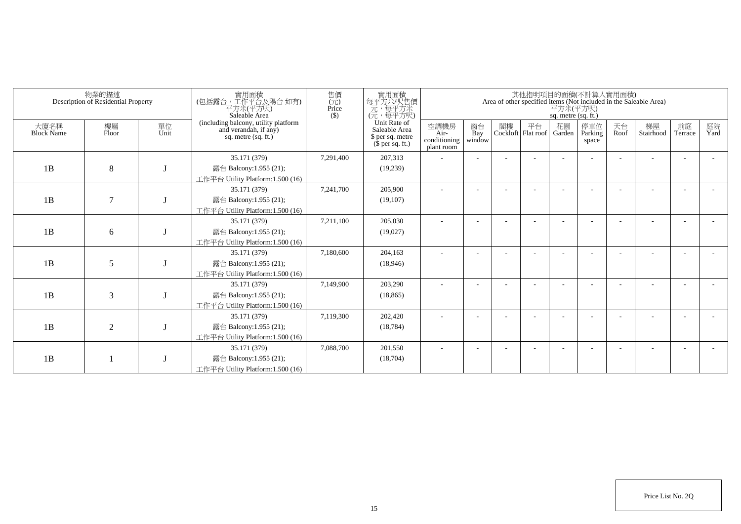| 物業的描述 Description of Residential Property | | | 實用面積 (包括露台，工作平台及陽台 如有) 平方米(平方呎) Saleable Area (including balcony, utility platform and verandah, if any) sq. metre (sq. ft.) | 售價 (元) Price ($) | 實用面積 每平方米/呎售價 元，每平方米 (元，每平方呎) Unit Rate of Saleable Area $ per sq. metre ($ per sq. ft.) | 其他指明項目的面積(不計算入實用面積) Area of other specified items (Not included in the Saleable Area) 平方米(平方呎) sq. metre (sq. ft.) | | | | | | | | | |
|---|---|---|---|---|---|---|---|---|---|---|---|---|---|---|---|
| 大廈名稱 Block Name | 樓層 Floor | 單位 Unit | | | | 空調機房 Air-conditioning plant room | 窗台 Bay window | 閣樓 Cockloft | 平台 Flat roof | 花園 Garden | 停車位 Parking space | 天台 Roof | 梯屋 Stairhood | 前庭 Terrace | 庭院 Yard |
| 1B | 8 | J | 35.171 (379) 露台 Balcony:1.955 (21); 工作平台 Utility Platform:1.500 (16) | 7,291,400 | 207,313 (19,239) | - | - | - | - | - | - | - | - | - | - |
| 1B | 7 | J | 35.171 (379) 露台 Balcony:1.955 (21); 工作平台 Utility Platform:1.500 (16) | 7,241,700 | 205,900 (19,107) | - | - | - | - | - | - | - | - | - | - |
| 1B | 6 | J | 35.171 (379) 露台 Balcony:1.955 (21); 工作平台 Utility Platform:1.500 (16) | 7,211,100 | 205,030 (19,027) | - | - | - | - | - | - | - | - | - | - |
| 1B | 5 | J | 35.171 (379) 露台 Balcony:1.955 (21); 工作平台 Utility Platform:1.500 (16) | 7,180,600 | 204,163 (18,946) | - | - | - | - | - | - | - | - | - | - |
| 1B | 3 | J | 35.171 (379) 露台 Balcony:1.955 (21); 工作平台 Utility Platform:1.500 (16) | 7,149,900 | 203,290 (18,865) | - | - | - | - | - | - | - | - | - | - |
| 1B | 2 | J | 35.171 (379) 露台 Balcony:1.955 (21); 工作平台 Utility Platform:1.500 (16) | 7,119,300 | 202,420 (18,784) | - | - | - | - | - | - | - | - | - | - |
| 1B | 1 | J | 35.171 (379) 露台 Balcony:1.955 (21); 工作平台 Utility Platform:1.500 (16) | 7,088,700 | 201,550 (18,704) | - | - | - | - | - | - | - | - | - | - |

Price List No. 2Q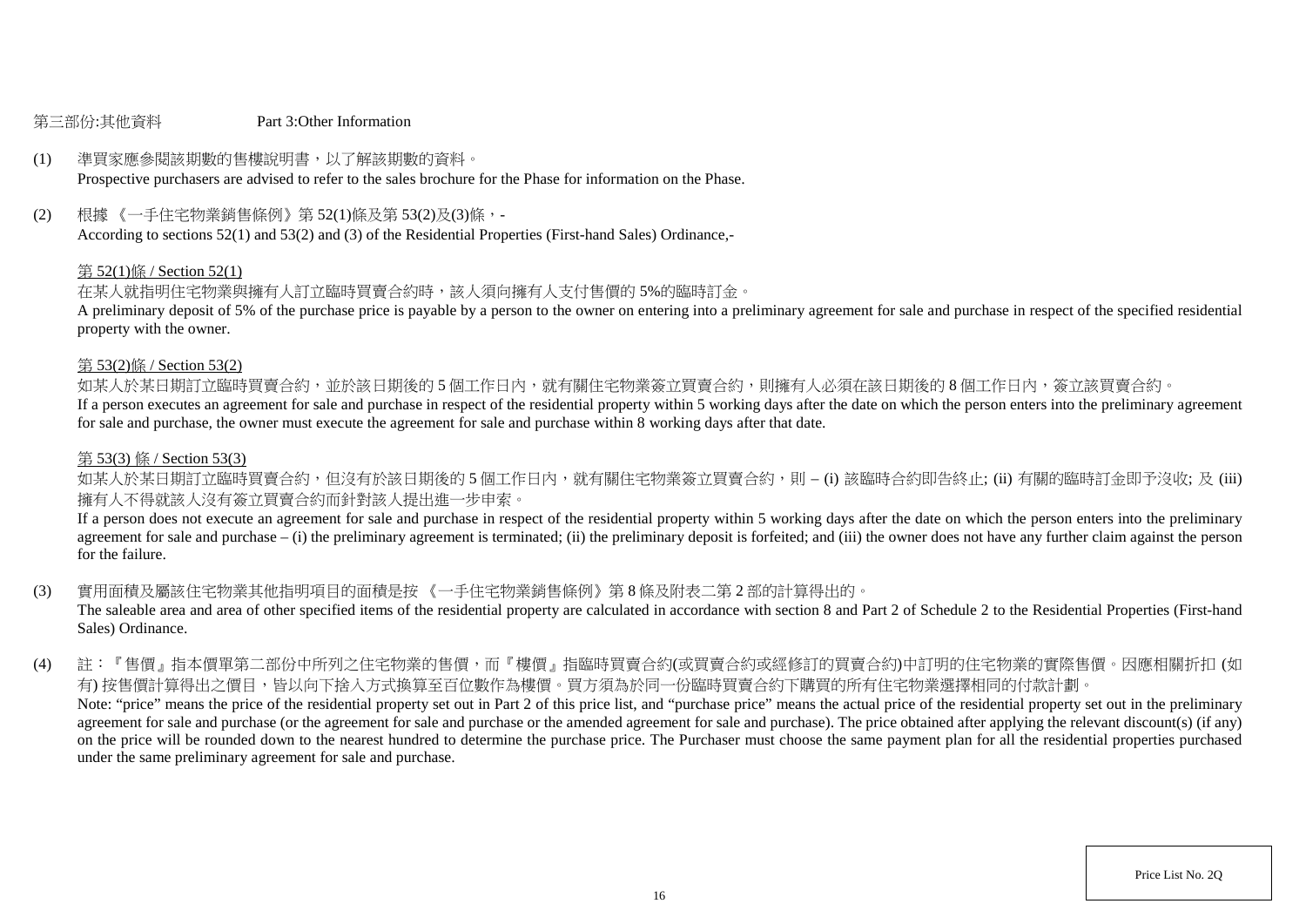第三部份:其他資料　　　Part 3:Other Information

(1) 準買家應參閱該期數的售樓說明書，以了解該期數的資料。
Prospective purchasers are advised to refer to the sales brochure for the Phase for information on the Phase.

(2) 根據 《一手住宅物業銷售條例》第 52(1)條及第 53(2)及(3)條，-
According to sections 52(1) and 53(2) and (3) of the Residential Properties (First-hand Sales) Ordinance,-

第 52(1)條 / Section 52(1)

在某人就指明住宅物業與擁有人訂立臨時買賣合約時，該人須向擁有人支付售價的 5%的臨時訂金。
A preliminary deposit of 5% of the purchase price is payable by a person to the owner on entering into a preliminary agreement for sale and purchase in respect of the specified residential property with the owner.

第 53(2)條 / Section 53(2)

如某人於某日期訂立臨時買賣合約，並於該日期後的 5 個工作日內，就有關住宅物業簽立買賣合約，則擁有人必須在該日期後的 8 個工作日內，簽立該買賣合約。
If a person executes an agreement for sale and purchase in respect of the residential property within 5 working days after the date on which the person enters into the preliminary agreement for sale and purchase, the owner must execute the agreement for sale and purchase within 8 working days after that date.

第 53(3) 條 / Section 53(3)

如某人於某日期訂立臨時買賣合約，但沒有於該日期後的 5 個工作日內，就有關住宅物業簽立買賣合約，則 – (i) 該臨時合約即告終止; (ii) 有關的臨時訂金即予沒收; 及 (iii) 擁有人不得就該人沒有簽立買賣合約而針對該人提出進一步申索。
If a person does not execute an agreement for sale and purchase in respect of the residential property within 5 working days after the date on which the person enters into the preliminary agreement for sale and purchase – (i) the preliminary agreement is terminated; (ii) the preliminary deposit is forfeited; and (iii) the owner does not have any further claim against the person for the failure.

(3) 實用面積及屬該住宅物業其他指明項目的面積是按 《一手住宅物業銷售條例》第 8 條及附表二第 2 部的計算得出的。
The saleable area and area of other specified items of the residential property are calculated in accordance with section 8 and Part 2 of Schedule 2 to the Residential Properties (First-hand Sales) Ordinance.

(4) 註：『售價』指本價單第二部份中所列之住宅物業的售價，而『樓價』指臨時買賣合約(或買賣合約或經修訂的買賣合約)中訂明的住宅物業的實際售價。因應相關折扣 (如有) 按售價計算得出之價目，皆以向下捨入方式換算至百位數作為樓價。買方須為於同一份臨時買賣合約下購買的所有住宅物業選擇相同的付款計劃。
Note: "price" means the price of the residential property set out in Part 2 of this price list, and "purchase price" means the actual price of the residential property set out in the preliminary agreement for sale and purchase (or the agreement for sale and purchase or the amended agreement for sale and purchase). The price obtained after applying the relevant discount(s) (if any) on the price will be rounded down to the nearest hundred to determine the purchase price. The Purchaser must choose the same payment plan for all the residential properties purchased under the same preliminary agreement for sale and purchase.

Price List No. 2Q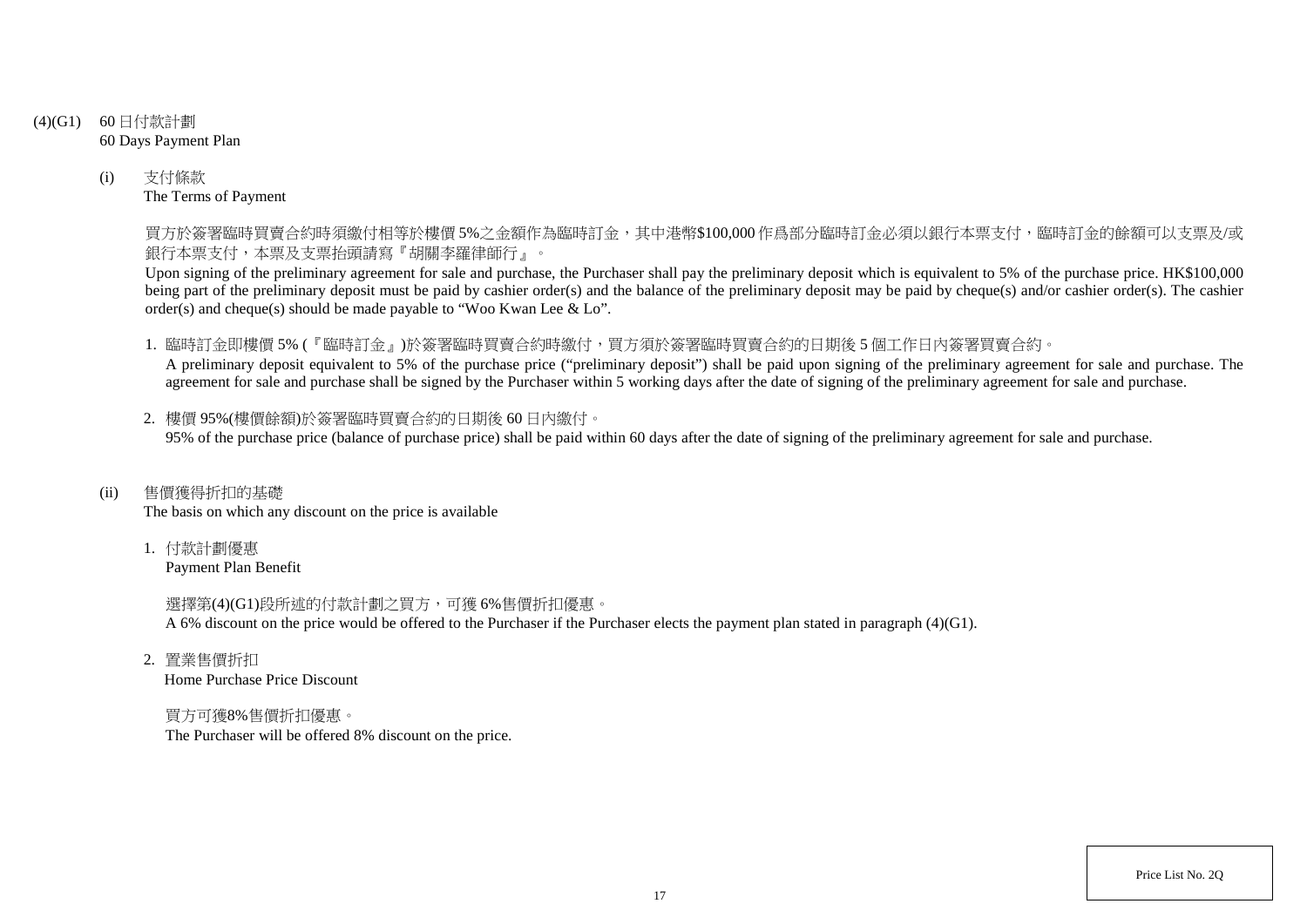(4)(G1) 60 日付款計劃
60 Days Payment Plan

(i) 支付條款
The Terms of Payment

買方於簽署臨時買賣合約時須繳付相等於樓價 5%之金額作為臨時訂金，其中港幣$100,000 作爲部分臨時訂金必須以銀行本票支付，臨時訂金的餘額可以支票及/或銀行本票支付，本票及支票抬頭請寫『胡關李羅律師行』。

Upon signing of the preliminary agreement for sale and purchase, the Purchaser shall pay the preliminary deposit which is equivalent to 5% of the purchase price. HK$100,000 being part of the preliminary deposit must be paid by cashier order(s) and the balance of the preliminary deposit may be paid by cheque(s) and/or cashier order(s). The cashier order(s) and cheque(s) should be made payable to "Woo Kwan Lee & Lo".

1. 臨時訂金即樓價 5% (『臨時訂金』)於簽署臨時買賣合約時繳付，買方須於簽署臨時買賣合約的日期後 5 個工作日內簽署買賣合約。
   A preliminary deposit equivalent to 5% of the purchase price ("preliminary deposit") shall be paid upon signing of the preliminary agreement for sale and purchase. The agreement for sale and purchase shall be signed by the Purchaser within 5 working days after the date of signing of the preliminary agreement for sale and purchase.

2. 樓價 95%(樓價餘額)於簽署臨時買賣合約的日期後 60 日內繳付。
   95% of the purchase price (balance of purchase price) shall be paid within 60 days after the date of signing of the preliminary agreement for sale and purchase.

(ii) 售價獲得折扣的基礎
The basis on which any discount on the price is available

1. 付款計劃優惠
   Payment Plan Benefit

   選擇第(4)(G1)段所述的付款計劃之買方，可獲 6%售價折扣優惠。
   A 6% discount on the price would be offered to the Purchaser if the Purchaser elects the payment plan stated in paragraph (4)(G1).

2. 置業售價折扣
   Home Purchase Price Discount

   買方可獲8%售價折扣優惠。
   The Purchaser will be offered 8% discount on the price.

Price List No. 2Q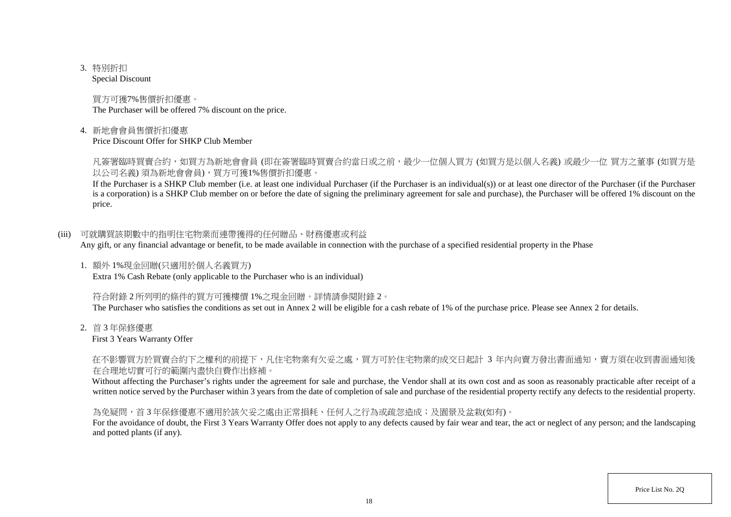3. 特別折扣
   Special Discount

   買方可獲7%售價折扣優惠。
   The Purchaser will be offered 7% discount on the price.

4. 新地會會員售價折扣優惠
   Price Discount Offer for SHKP Club Member

   凡簽署臨時買賣合約，如買方為新地會會員 (即在簽署臨時買賣合約當日或之前，最少一位個人買方 (如買方是以個人名義) 或最少一位 買方之董事 (如買方是以公司名義) 須為新地會會員)，買方可獲1%售價折扣優惠。
   If the Purchaser is a SHKP Club member (i.e. at least one individual Purchaser (if the Purchaser is an individual(s)) or at least one director of the Purchaser (if the Purchaser is a corporation) is a SHKP Club member on or before the date of signing the preliminary agreement for sale and purchase), the Purchaser will be offered 1% discount on the price.

(iii) 可就購買該期數中的指明住宅物業而連帶獲得的任何贈品、財務優惠或利益
Any gift, or any financial advantage or benefit, to be made available in connection with the purchase of a specified residential property in the Phase

1. 額外 1%現金回贈(只適用於個人名義買方)
   Extra 1% Cash Rebate (only applicable to the Purchaser who is an individual)

   符合附錄 2 所列明的條件的買方可獲樓價 1%之現金回贈。詳情請參閱附錄 2。
   The Purchaser who satisfies the conditions as set out in Annex 2 will be eligible for a cash rebate of 1% of the purchase price. Please see Annex 2 for details.

2. 首 3 年保修優惠
   First 3 Years Warranty Offer

   在不影響買方於買賣合約下之權利的前提下，凡住宅物業有欠妥之處，買方可於住宅物業的成交日起計 3 年內向賣方發出書面通知，賣方須在收到書面通知後在合理地切實可行的範圍內盡快自費作出修補。
   Without affecting the Purchaser's rights under the agreement for sale and purchase, the Vendor shall at its own cost and as soon as reasonably practicable after receipt of a written notice served by the Purchaser within 3 years from the date of completion of sale and purchase of the residential property rectify any defects to the residential property.

   為免疑問，首 3 年保修優惠不適用於該欠妥之處由正常損耗、任何人之行為或疏忽造成；及園景及盆栽(如有)。
   For the avoidance of doubt, the First 3 Years Warranty Offer does not apply to any defects caused by fair wear and tear, the act or neglect of any person; and the landscaping and potted plants (if any).

Price List No. 2Q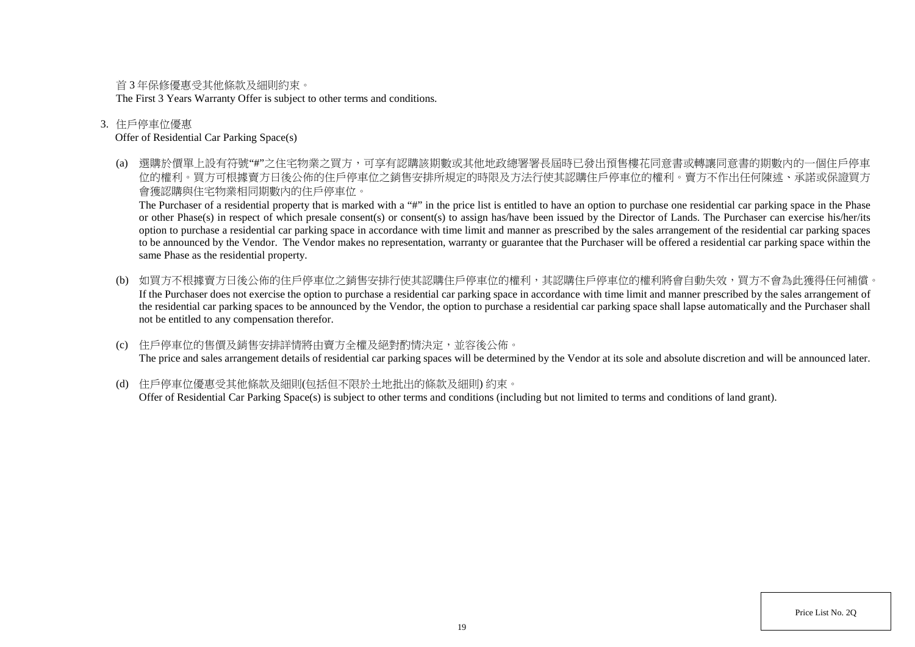首 3 年保修優惠受其他條款及細則約束。
The First 3 Years Warranty Offer is subject to other terms and conditions.

3. 住戶停車位優惠
   Offer of Residential Car Parking Space(s)

   (a) 選購於價單上設有符號"#"之住宅物業之買方，可享有認購該期數或其他地政總署署長屆時已發出預售樓花同意書或轉讓同意書的期數內的一個住戶停車位的權利。買方可根據賣方日後公佈的住戶停車位之銷售安排所規定的時限及方法行使其認購住戶停車位的權利。賣方不作出任何陳述、承諾或保證買方會獲認購與住宅物業相同期數內的住戶停車位。
   The Purchaser of a residential property that is marked with a "#" in the price list is entitled to have an option to purchase one residential car parking space in the Phase or other Phase(s) in respect of which presale consent(s) or consent(s) to assign has/have been issued by the Director of Lands. The Purchaser can exercise his/her/its option to purchase a residential car parking space in accordance with time limit and manner as prescribed by the sales arrangement of the residential car parking spaces to be announced by the Vendor. The Vendor makes no representation, warranty or guarantee that the Purchaser will be offered a residential car parking space within the same Phase as the residential property.

   (b) 如買方不根據賣方日後公佈的住戶停車位之銷售安排行使其認購住戶停車位的權利，其認購住戶停車位的權利將會自動失效，買方不會為此獲得任何補償。
   If the Purchaser does not exercise the option to purchase a residential car parking space in accordance with time limit and manner prescribed by the sales arrangement of the residential car parking spaces to be announced by the Vendor, the option to purchase a residential car parking space shall lapse automatically and the Purchaser shall not be entitled to any compensation therefor.

   (c) 住戶停車位的售價及銷售安排詳情將由賣方全權及絕對酌情決定，並容後公佈。
   The price and sales arrangement details of residential car parking spaces will be determined by the Vendor at its sole and absolute discretion and will be announced later.

   (d) 住戶停車位優惠受其他條款及細則(包括但不限於土地批出的條款及細則) 約束。
   Offer of Residential Car Parking Space(s) is subject to other terms and conditions (including but not limited to terms and conditions of land grant).

Price List No. 2Q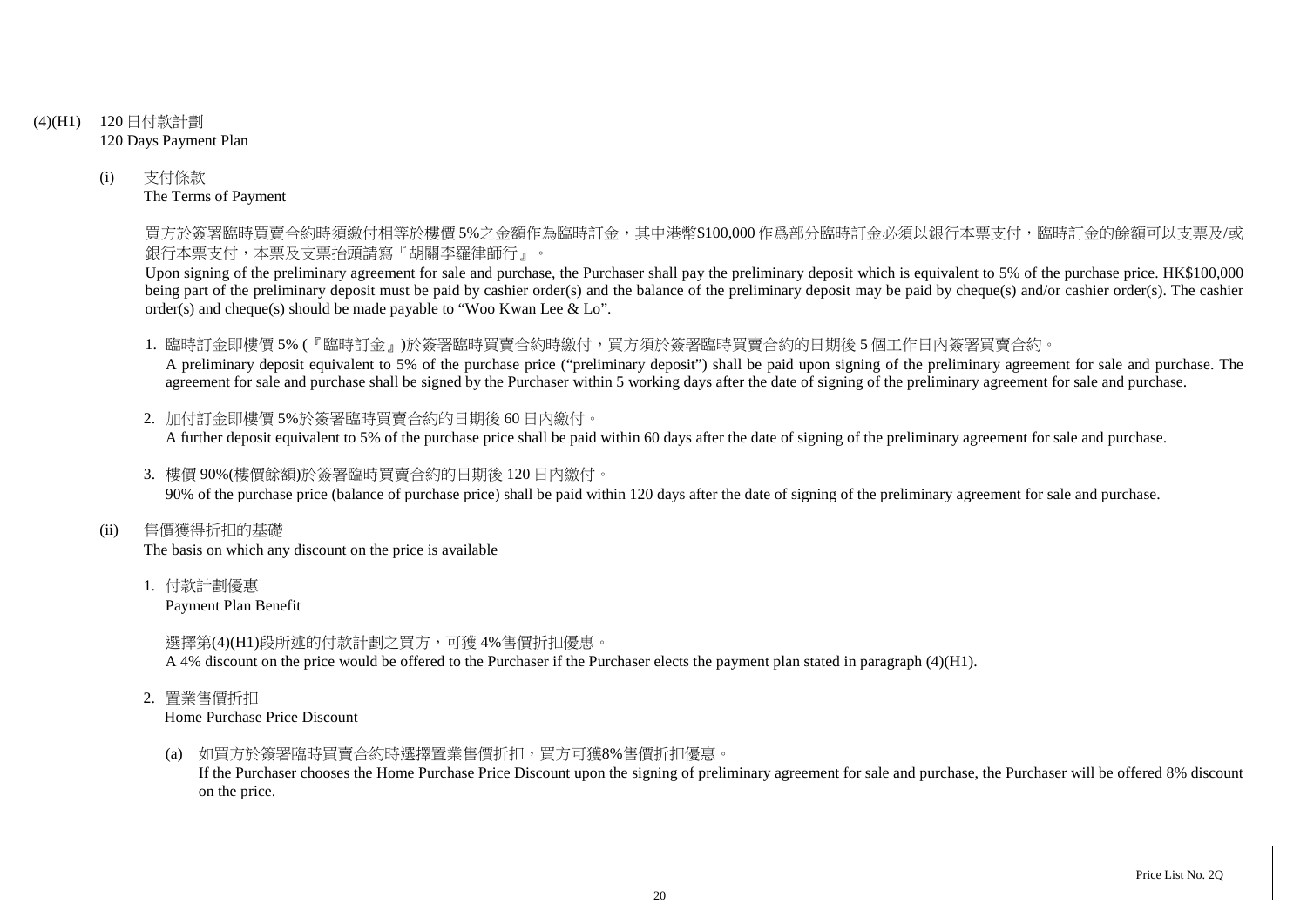(4)(H1) 120 日付款計劃
120 Days Payment Plan

(i) 支付條款
The Terms of Payment

買方於簽署臨時買賣合約時須繳付相等於樓價 5%之金額作為臨時訂金，其中港幣$100,000 作爲部分臨時訂金必須以銀行本票支付，臨時訂金的餘額可以支票及/或銀行本票支付，本票及支票抬頭請寫『胡關李羅律師行』。

Upon signing of the preliminary agreement for sale and purchase, the Purchaser shall pay the preliminary deposit which is equivalent to 5% of the purchase price. HK$100,000 being part of the preliminary deposit must be paid by cashier order(s) and the balance of the preliminary deposit may be paid by cheque(s) and/or cashier order(s). The cashier order(s) and cheque(s) should be made payable to "Woo Kwan Lee & Lo".

1. 臨時訂金即樓價 5% (『臨時訂金』)於簽署臨時買賣合約時繳付，買方須於簽署臨時買賣合約的日期後 5 個工作日內簽署買賣合約。
A preliminary deposit equivalent to 5% of the purchase price ("preliminary deposit") shall be paid upon signing of the preliminary agreement for sale and purchase. The agreement for sale and purchase shall be signed by the Purchaser within 5 working days after the date of signing of the preliminary agreement for sale and purchase.

2. 加付訂金即樓價 5%於簽署臨時買賣合約的日期後 60 日內繳付。
A further deposit equivalent to 5% of the purchase price shall be paid within 60 days after the date of signing of the preliminary agreement for sale and purchase.

3. 樓價 90%(樓價餘額)於簽署臨時買賣合約的日期後 120 日內繳付。
90% of the purchase price (balance of purchase price) shall be paid within 120 days after the date of signing of the preliminary agreement for sale and purchase.

(ii) 售價獲得折扣的基礎
The basis on which any discount on the price is available

1. 付款計劃優惠
Payment Plan Benefit

選擇第(4)(H1)段所述的付款計劃之買方，可獲 4%售價折扣優惠。
A 4% discount on the price would be offered to the Purchaser if the Purchaser elects the payment plan stated in paragraph (4)(H1).

2. 置業售價折扣
Home Purchase Price Discount

(a) 如買方於簽署臨時買賣合約時選擇置業售價折扣，買方可獲8%售價折扣優惠。
If the Purchaser chooses the Home Purchase Price Discount upon the signing of preliminary agreement for sale and purchase, the Purchaser will be offered 8% discount on the price.

Price List No. 2Q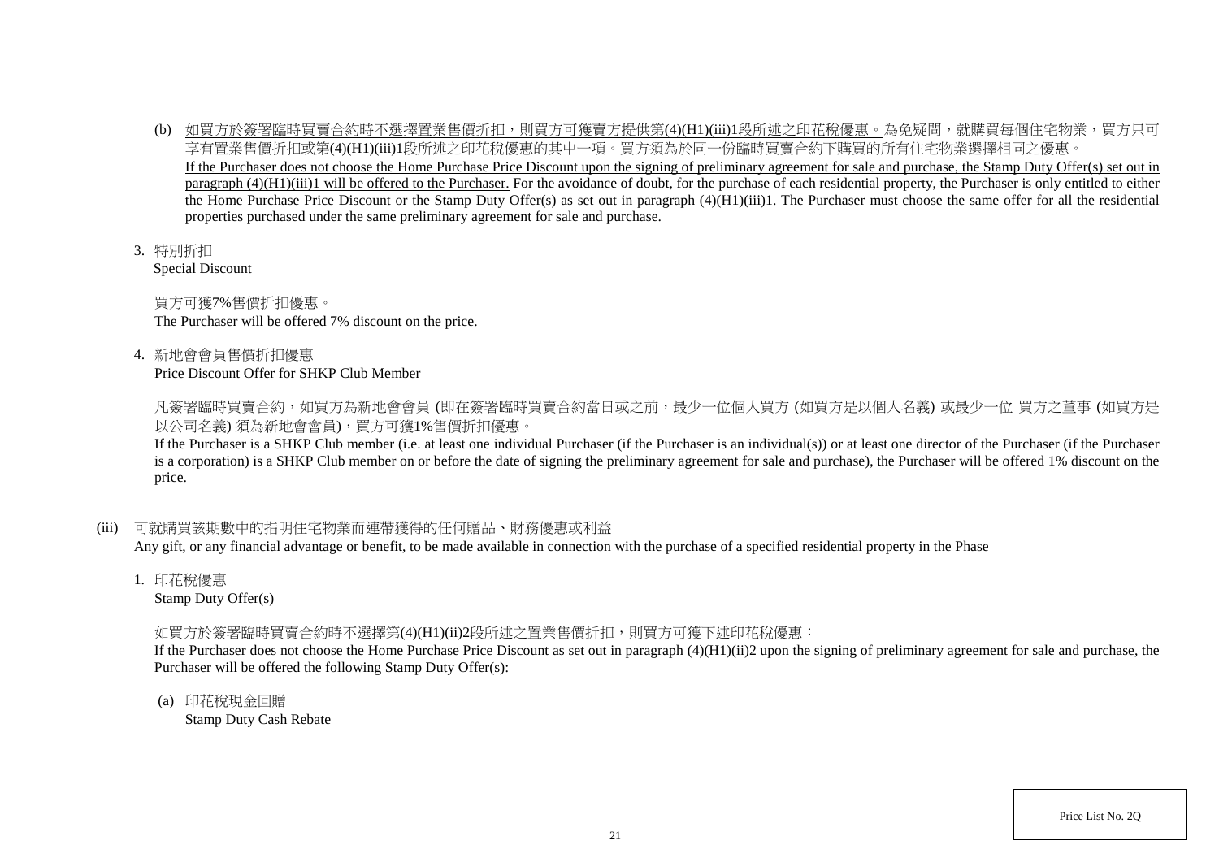(b) 如買方於簽署臨時買賣合約時不選擇置業售價折扣，則買方可獲賣方提供第(4)(H1)(iii)1段所述之印花稅優惠。為免疑問，就購買每個住宅物業，買方只可享有置業售價折扣或第(4)(H1)(iii)1段所述之印花稅優惠的其中一項。買方須為於同一份臨時買賣合約下購買的所有住宅物業選擇相同之優惠。
If the Purchaser does not choose the Home Purchase Price Discount upon the signing of preliminary agreement for sale and purchase, the Stamp Duty Offer(s) set out in paragraph (4)(H1)(iii)1 will be offered to the Purchaser. For the avoidance of doubt, for the purchase of each residential property, the Purchaser is only entitled to either the Home Purchase Price Discount or the Stamp Duty Offer(s) as set out in paragraph (4)(H1)(iii)1. The Purchaser must choose the same offer for all the residential properties purchased under the same preliminary agreement for sale and purchase.

3. 特別折扣
Special Discount

買方可獲7%售價折扣優惠。
The Purchaser will be offered 7% discount on the price.

4. 新地會會員售價折扣優惠
Price Discount Offer for SHKP Club Member

凡簽署臨時買賣合約，如買方為新地會會員 (即在簽署臨時買賣合約當日或之前，最少一位個人買方 (如買方是以個人名義) 或最少一位 買方之董事 (如買方是以公司名義) 須為新地會會員)，買方可獲1%售價折扣優惠。
If the Purchaser is a SHKP Club member (i.e. at least one individual Purchaser (if the Purchaser is an individual(s)) or at least one director of the Purchaser (if the Purchaser is a corporation) is a SHKP Club member on or before the date of signing the preliminary agreement for sale and purchase), the Purchaser will be offered 1% discount on the price.

(iii) 可就購買該期數中的指明住宅物業而連帶獲得的任何贈品、財務優惠或利益
Any gift, or any financial advantage or benefit, to be made available in connection with the purchase of a specified residential property in the Phase

1. 印花稅優惠
Stamp Duty Offer(s)

如買方於簽署臨時買賣合約時不選擇第(4)(H1)(ii)2段所述之置業售價折扣，則買方可獲下述印花稅優惠：
If the Purchaser does not choose the Home Purchase Price Discount as set out in paragraph (4)(H1)(ii)2 upon the signing of preliminary agreement for sale and purchase, the Purchaser will be offered the following Stamp Duty Offer(s):

(a) 印花稅現金回贈
Stamp Duty Cash Rebate

Price List No. 2Q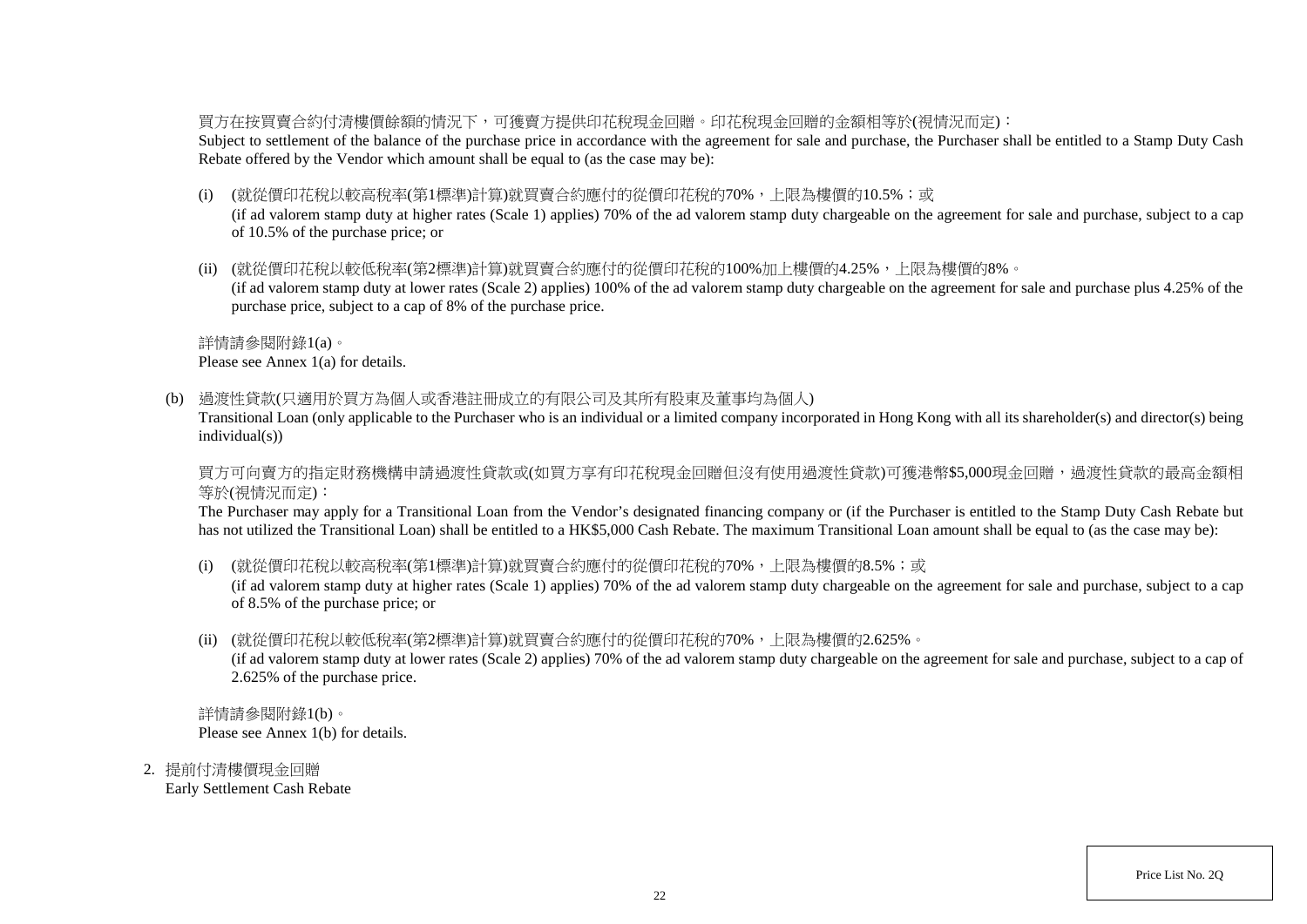買方在按買賣合約付清樓價餘額的情況下，可獲賣方提供印花稅現金回贈。印花稅現金回贈的金額相等於(視情況而定)：
Subject to settlement of the balance of the purchase price in accordance with the agreement for sale and purchase, the Purchaser shall be entitled to a Stamp Duty Cash Rebate offered by the Vendor which amount shall be equal to (as the case may be):

(i) (就從價印花稅以較高稅率(第1標準)計算)就買賣合約應付的從價印花稅的70%，上限為樓價的10.5%；或
(if ad valorem stamp duty at higher rates (Scale 1) applies) 70% of the ad valorem stamp duty chargeable on the agreement for sale and purchase, subject to a cap of 10.5% of the purchase price; or

(ii) (就從價印花稅以較低稅率(第2標準)計算)就買賣合約應付的從價印花稅的100%加上樓價的4.25%，上限為樓價的8%。
(if ad valorem stamp duty at lower rates (Scale 2) applies) 100% of the ad valorem stamp duty chargeable on the agreement for sale and purchase plus 4.25% of the purchase price, subject to a cap of 8% of the purchase price.

詳情請參閱附錄1(a)。
Please see Annex 1(a) for details.

(b) 過渡性貸款(只適用於買方為個人或香港註冊成立的有限公司及其所有股東及董事均為個人)
Transitional Loan (only applicable to the Purchaser who is an individual or a limited company incorporated in Hong Kong with all its shareholder(s) and director(s) being individual(s))

買方可向賣方的指定財務機構申請過渡性貸款或(如買方享有印花稅現金回贈但沒有使用過渡性貸款)可獲港幣$5,000現金回贈，過渡性貸款的最高金額相等於(視情況而定)：
The Purchaser may apply for a Transitional Loan from the Vendor's designated financing company or (if the Purchaser is entitled to the Stamp Duty Cash Rebate but has not utilized the Transitional Loan) shall be entitled to a HK$5,000 Cash Rebate. The maximum Transitional Loan amount shall be equal to (as the case may be):

(i) (就從價印花稅以較高稅率(第1標準)計算)就買賣合約應付的從價印花稅的70%，上限為樓價的8.5%；或
(if ad valorem stamp duty at higher rates (Scale 1) applies) 70% of the ad valorem stamp duty chargeable on the agreement for sale and purchase, subject to a cap of 8.5% of the purchase price; or

(ii) (就從價印花稅以較低稅率(第2標準)計算)就買賣合約應付的從價印花稅的70%，上限為樓價的2.625%。
(if ad valorem stamp duty at lower rates (Scale 2) applies) 70% of the ad valorem stamp duty chargeable on the agreement for sale and purchase, subject to a cap of 2.625% of the purchase price.

詳情請參閱附錄1(b)。
Please see Annex 1(b) for details.

2. 提前付清樓價現金回贈
Early Settlement Cash Rebate

Price List No. 2Q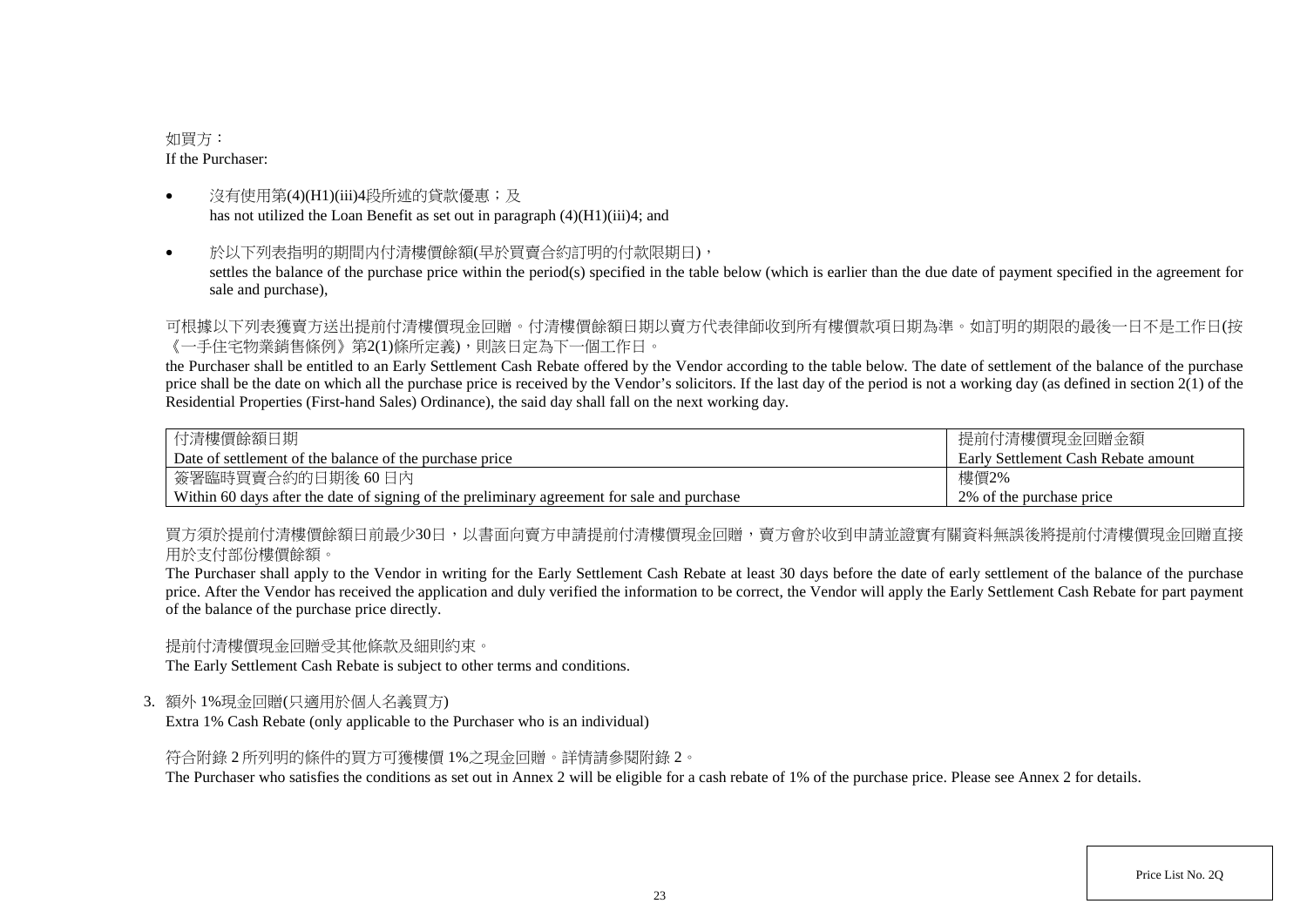如買方：
If the Purchaser:

- 沒有使用第(4)(H1)(iii)4段所述的貸款優惠；及
  has not utilized the Loan Benefit as set out in paragraph (4)(H1)(iii)4; and
- 於以下列表指明的期間內付清樓價餘額(早於買賣合約訂明的付款限期日)，
  settles the balance of the purchase price within the period(s) specified in the table below (which is earlier than the due date of payment specified in the agreement for sale and purchase),

可根據以下列表獲賣方送出提前付清樓價現金回贈。付清樓價餘額日期以賣方代表律師收到所有樓價款項日期為準。如訂明的期限的最後一日不是工作日(按《一手住宅物業銷售條例》第2(1)條所定義)，則該日定為下一個工作日。

the Purchaser shall be entitled to an Early Settlement Cash Rebate offered by the Vendor according to the table below. The date of settlement of the balance of the purchase price shall be the date on which all the purchase price is received by the Vendor's solicitors. If the last day of the period is not a working day (as defined in section 2(1) of the Residential Properties (First-hand Sales) Ordinance), the said day shall fall on the next working day.

| 付清樓價餘額日期<br>Date of settlement of the balance of the purchase price | 提前付清樓價現金回贈金額<br>Early Settlement Cash Rebate amount |
|---|---|
| 簽署臨時買賣合約的日期後 60 日內<br>Within 60 days after the date of signing of the preliminary agreement for sale and purchase | 樓價2%<br>2% of the purchase price |

買方須於提前付清樓價餘額日前最少30日，以書面向賣方申請提前付清樓價現金回贈，賣方會於收到申請並證實有關資料無誤後將提前付清樓價現金回贈直接用於支付部份樓價餘額。

The Purchaser shall apply to the Vendor in writing for the Early Settlement Cash Rebate at least 30 days before the date of early settlement of the balance of the purchase price. After the Vendor has received the application and duly verified the information to be correct, the Vendor will apply the Early Settlement Cash Rebate for part payment of the balance of the purchase price directly.

提前付清樓價現金回贈受其他條款及細則約束。
The Early Settlement Cash Rebate is subject to other terms and conditions.

3. 額外 1%現金回贈(只適用於個人名義買方)
   Extra 1% Cash Rebate (only applicable to the Purchaser who is an individual)

   符合附錄 2 所列明的條件的買方可獲樓價 1%之現金回贈。詳情請參閱附錄 2。
   The Purchaser who satisfies the conditions as set out in Annex 2 will be eligible for a cash rebate of 1% of the purchase price. Please see Annex 2 for details.

Price List No. 2Q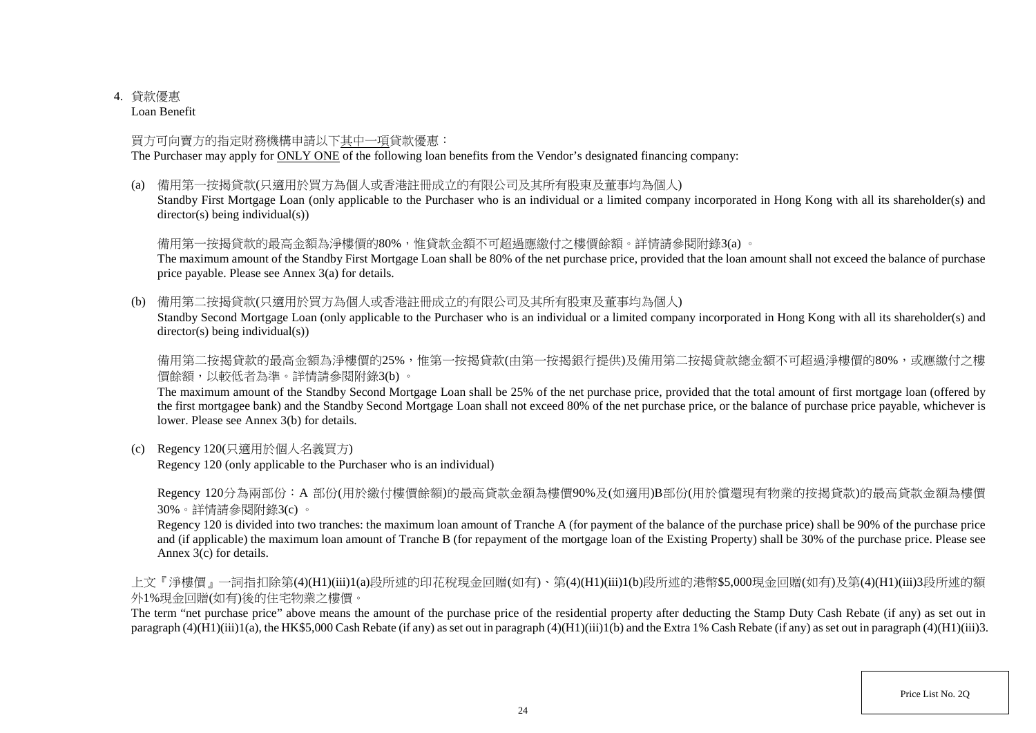4. 貸款優惠
Loan Benefit

買方可向賣方的指定財務機構申請以下其中一項貸款優惠：
The Purchaser may apply for ONLY ONE of the following loan benefits from the Vendor's designated financing company:

(a) 備用第一按揭貸款(只適用於買方為個人或香港註冊成立的有限公司及其所有股東及董事均為個人)
Standby First Mortgage Loan (only applicable to the Purchaser who is an individual or a limited company incorporated in Hong Kong with all its shareholder(s) and director(s) being individual(s))

備用第一按揭貸款的最高金額為淨樓價的80%，惟貸款金額不可超過應繳付之樓價餘額。詳情請參閱附錄3(a) 。
The maximum amount of the Standby First Mortgage Loan shall be 80% of the net purchase price, provided that the loan amount shall not exceed the balance of purchase price payable. Please see Annex 3(a) for details.

(b) 備用第二按揭貸款(只適用於買方為個人或香港註冊成立的有限公司及其所有股東及董事均為個人)
Standby Second Mortgage Loan (only applicable to the Purchaser who is an individual or a limited company incorporated in Hong Kong with all its shareholder(s) and director(s) being individual(s))

備用第二按揭貸款的最高金額為淨樓價的25%，惟第一按揭貸款(由第一按揭銀行提供)及備用第二按揭貸款總金額不可超過淨樓價的80%，或應繳付之樓價餘額，以較低者為準。詳情請參閱附錄3(b) 。
The maximum amount of the Standby Second Mortgage Loan shall be 25% of the net purchase price, provided that the total amount of first mortgage loan (offered by the first mortgagee bank) and the Standby Second Mortgage Loan shall not exceed 80% of the net purchase price, or the balance of purchase price payable, whichever is lower. Please see Annex 3(b) for details.

(c) Regency 120(只適用於個人名義買方)
Regency 120 (only applicable to the Purchaser who is an individual)

Regency 120分為兩部份：A 部份(用於繳付樓價餘額)的最高貸款金額為樓價90%及(如適用)B部份(用於償還現有物業的按揭貸款)的最高貸款金額為樓價30%。詳情請參閱附錄3(c) 。
Regency 120 is divided into two tranches: the maximum loan amount of Tranche A (for payment of the balance of the purchase price) shall be 90% of the purchase price and (if applicable) the maximum loan amount of Tranche B (for repayment of the mortgage loan of the Existing Property) shall be 30% of the purchase price. Please see Annex 3(c) for details.

上文『淨樓價』一詞指扣除第(4)(H1)(iii)1(a)段所述的印花稅現金回贈(如有)、第(4)(H1)(iii)1(b)段所述的港幣$5,000現金回贈(如有)及第(4)(H1)(iii)3段所述的額外1%現金回贈(如有)後的住宅物業之樓價。
The term "net purchase price" above means the amount of the purchase price of the residential property after deducting the Stamp Duty Cash Rebate (if any) as set out in paragraph (4)(H1)(iii)1(a), the HK$5,000 Cash Rebate (if any) as set out in paragraph (4)(H1)(iii)1(b) and the Extra 1% Cash Rebate (if any) as set out in paragraph (4)(H1)(iii)3.

Price List No. 2Q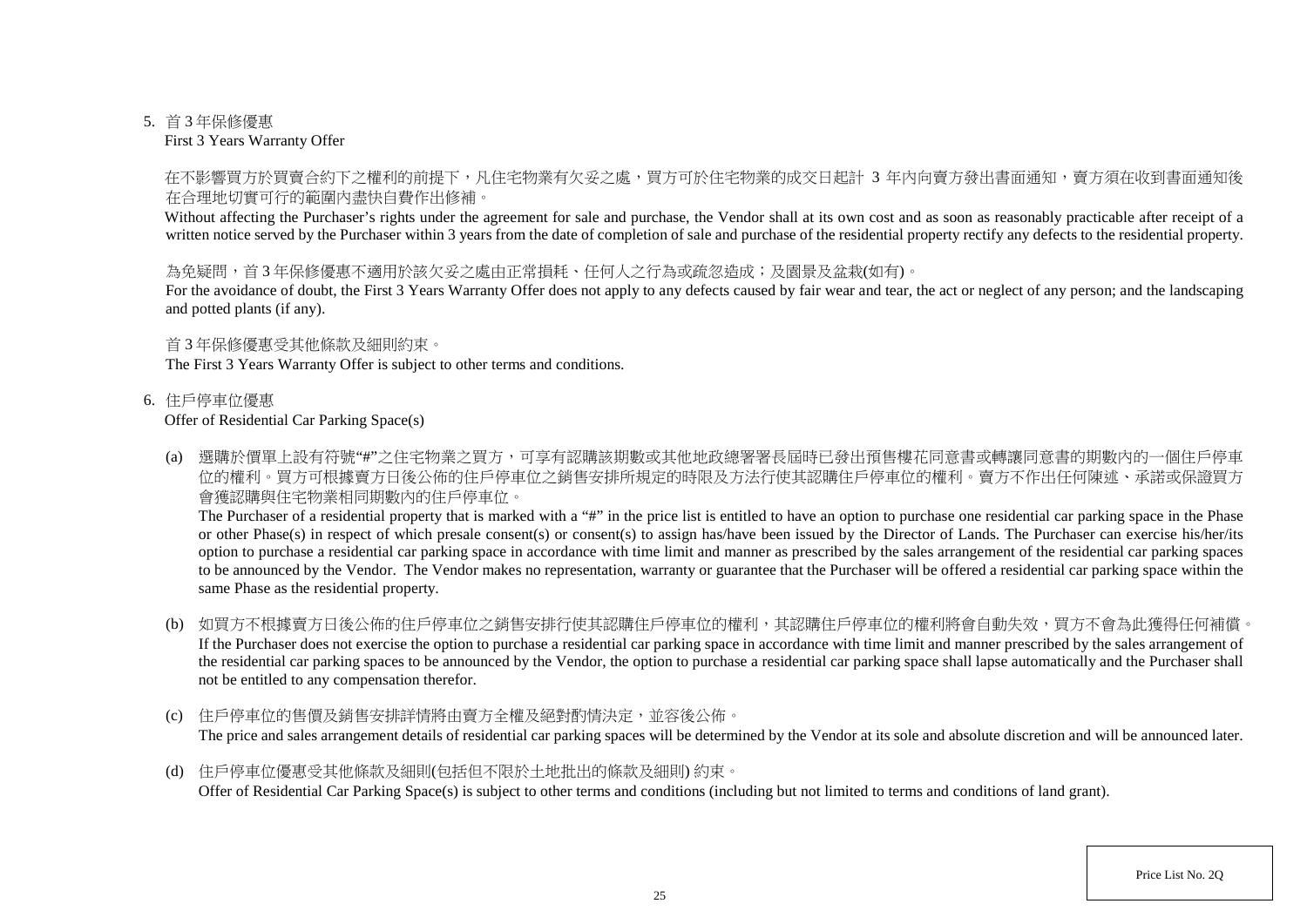5. 首 3 年保修優惠
   First 3 Years Warranty Offer

   在不影響買方於買賣合約下之權利的前提下，凡住宅物業有欠妥之處，買方可於住宅物業的成交日起計 3 年內向賣方發出書面通知，賣方須在收到書面通知後在合理地切實可行的範圍內盡快自費作出修補。
   Without affecting the Purchaser's rights under the agreement for sale and purchase, the Vendor shall at its own cost and as soon as reasonably practicable after receipt of a written notice served by the Purchaser within 3 years from the date of completion of sale and purchase of the residential property rectify any defects to the residential property.

   為免疑問，首 3 年保修優惠不適用於該欠妥之處由正常損耗、任何人之行為或疏忽造成；及園景及盆栽(如有)。
   For the avoidance of doubt, the First 3 Years Warranty Offer does not apply to any defects caused by fair wear and tear, the act or neglect of any person; and the landscaping and potted plants (if any).

   首 3 年保修優惠受其他條款及細則約束。
   The First 3 Years Warranty Offer is subject to other terms and conditions.

6. 住戶停車位優惠
   Offer of Residential Car Parking Space(s)

   (a) 選購於價單上設有符號"#"之住宅物業之買方，可享有認購該期數或其他地政總署署長屆時已發出預售樓花同意書或轉讓同意書的期數內的一個住戶停車位的權利。買方可根據賣方日後公佈的住戶停車位之銷售安排所規定的時限及方法行使其認購住戶停車位的權利。賣方不作出任何陳述、承諾或保證買方會獲認購與住宅物業相同期數內的住戶停車位。
   The Purchaser of a residential property that is marked with a "#" in the price list is entitled to have an option to purchase one residential car parking space in the Phase or other Phase(s) in respect of which presale consent(s) or consent(s) to assign has/have been issued by the Director of Lands. The Purchaser can exercise his/her/its option to purchase a residential car parking space in accordance with time limit and manner as prescribed by the sales arrangement of the residential car parking spaces to be announced by the Vendor. The Vendor makes no representation, warranty or guarantee that the Purchaser will be offered a residential car parking space within the same Phase as the residential property.

   (b) 如買方不根據賣方日後公佈的住戶停車位之銷售安排行使其認購住戶停車位的權利，其認購住戶停車位的權利將會自動失效，買方不會為此獲得任何補償。
   If the Purchaser does not exercise the option to purchase a residential car parking space in accordance with time limit and manner prescribed by the sales arrangement of the residential car parking spaces to be announced by the Vendor, the option to purchase a residential car parking space shall lapse automatically and the Purchaser shall not be entitled to any compensation therefor.

   (c) 住戶停車位的售價及銷售安排詳情將由賣方全權及絕對酌情決定，並容後公佈。
   The price and sales arrangement details of residential car parking spaces will be determined by the Vendor at its sole and absolute discretion and will be announced later.

   (d) 住戶停車位優惠受其他條款及細則(包括但不限於土地批出的條款及細則) 約束。
   Offer of Residential Car Parking Space(s) is subject to other terms and conditions (including but not limited to terms and conditions of land grant).

Price List No. 2Q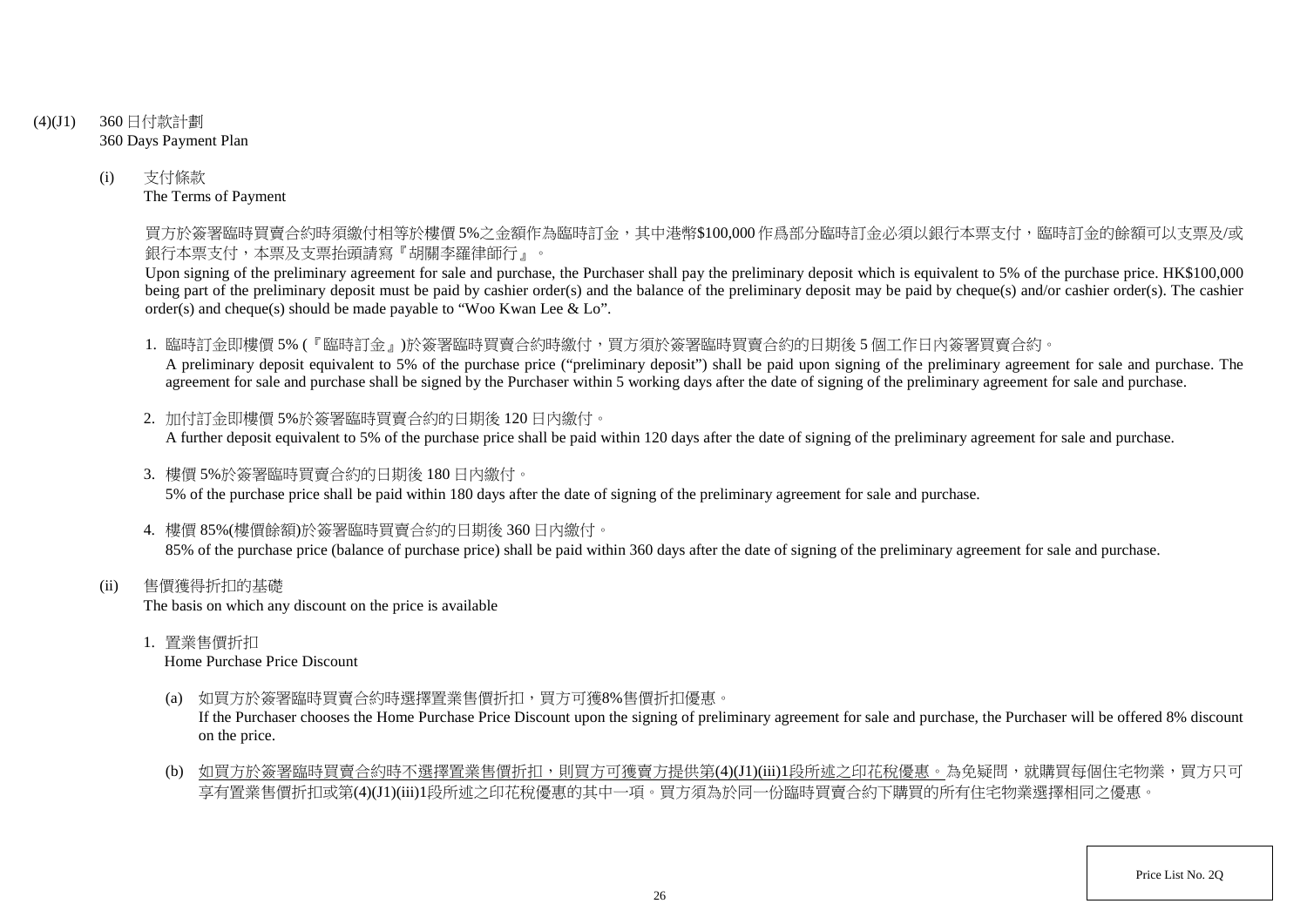(4)(J1) 360 日付款計劃
360 Days Payment Plan

(i) 支付條款
The Terms of Payment

買方於簽署臨時買賣合約時須繳付相等於樓價 5%之金額作為臨時訂金，其中港幣$100,000 作爲部分臨時訂金必須以銀行本票支付，臨時訂金的餘額可以支票及/或銀行本票支付，本票及支票抬頭請寫『胡關李羅律師行』。
Upon signing of the preliminary agreement for sale and purchase, the Purchaser shall pay the preliminary deposit which is equivalent to 5% of the purchase price. HK$100,000 being part of the preliminary deposit must be paid by cashier order(s) and the balance of the preliminary deposit may be paid by cheque(s) and/or cashier order(s). The cashier order(s) and cheque(s) should be made payable to "Woo Kwan Lee & Lo".

1. 臨時訂金即樓價 5% (『臨時訂金』)於簽署臨時買賣合約時繳付，買方須於簽署臨時買賣合約的日期後 5 個工作日內簽署買賣合約。
A preliminary deposit equivalent to 5% of the purchase price ("preliminary deposit") shall be paid upon signing of the preliminary agreement for sale and purchase. The agreement for sale and purchase shall be signed by the Purchaser within 5 working days after the date of signing of the preliminary agreement for sale and purchase.

2. 加付訂金即樓價 5%於簽署臨時買賣合約的日期後 120 日內繳付。
A further deposit equivalent to 5% of the purchase price shall be paid within 120 days after the date of signing of the preliminary agreement for sale and purchase.

3. 樓價 5%於簽署臨時買賣合約的日期後 180 日內繳付。
5% of the purchase price shall be paid within 180 days after the date of signing of the preliminary agreement for sale and purchase.

4. 樓價 85%(樓價餘額)於簽署臨時買賣合約的日期後 360 日內繳付。
85% of the purchase price (balance of purchase price) shall be paid within 360 days after the date of signing of the preliminary agreement for sale and purchase.

(ii) 售價獲得折扣的基礎
The basis on which any discount on the price is available

1. 置業售價折扣
Home Purchase Price Discount

(a) 如買方於簽署臨時買賣合約時選擇置業售價折扣，買方可獲8%售價折扣優惠。
If the Purchaser chooses the Home Purchase Price Discount upon the signing of preliminary agreement for sale and purchase, the Purchaser will be offered 8% discount on the price.

(b) 如買方於簽署臨時買賣合約時不選擇置業售價折扣，則買方可獲賣方提供第(4)(J1)(iii)1段所述之印花稅優惠。為免疑問，就購買每個住宅物業，買方只可享有置業售價折扣或第(4)(J1)(iii)1段所述之印花稅優惠的其中一項。買方須為於同一份臨時買賣合約下購買的所有住宅物業選擇相同之優惠。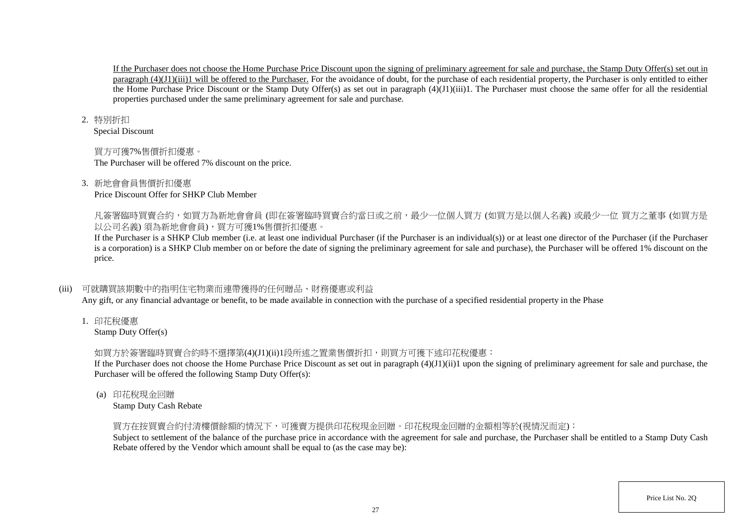If the Purchaser does not choose the Home Purchase Price Discount upon the signing of preliminary agreement for sale and purchase, the Stamp Duty Offer(s) set out in paragraph (4)(J1)(iii)1 will be offered to the Purchaser. For the avoidance of doubt, for the purchase of each residential property, the Purchaser is only entitled to either the Home Purchase Price Discount or the Stamp Duty Offer(s) as set out in paragraph (4)(J1)(iii)1. The Purchaser must choose the same offer for all the residential properties purchased under the same preliminary agreement for sale and purchase.

2. 特別折扣
   Special Discount

   買方可獲7%售價折扣優惠。
   The Purchaser will be offered 7% discount on the price.

3. 新地會會員售價折扣優惠
   Price Discount Offer for SHKP Club Member

   凡簽署臨時買賣合約，如買方為新地會會員 (即在簽署臨時買賣合約當日或之前，最少一位個人買方 (如買方是以個人名義) 或最少一位 買方之董事 (如買方是以公司名義) 須為新地會會員)，買方可獲1%售價折扣優惠。
   If the Purchaser is a SHKP Club member (i.e. at least one individual Purchaser (if the Purchaser is an individual(s)) or at least one director of the Purchaser (if the Purchaser is a corporation) is a SHKP Club member on or before the date of signing the preliminary agreement for sale and purchase), the Purchaser will be offered 1% discount on the price.

(iii) 可就購買該期數中的指明住宅物業而連帶獲得的任何贈品、財務優惠或利益
Any gift, or any financial advantage or benefit, to be made available in connection with the purchase of a specified residential property in the Phase

1. 印花稅優惠
   Stamp Duty Offer(s)

   如買方於簽署臨時買賣合約時不選擇第(4)(J1)(ii)1段所述之置業售價折扣，則買方可獲下述印花稅優惠：
   If the Purchaser does not choose the Home Purchase Price Discount as set out in paragraph (4)(J1)(ii)1 upon the signing of preliminary agreement for sale and purchase, the Purchaser will be offered the following Stamp Duty Offer(s):

   (a) 印花稅現金回贈
   Stamp Duty Cash Rebate

   買方在按買賣合約付清樓價餘額的情況下，可獲賣方提供印花稅現金回贈。印花稅現金回贈的金額相等於(視情況而定)：
   Subject to settlement of the balance of the purchase price in accordance with the agreement for sale and purchase, the Purchaser shall be entitled to a Stamp Duty Cash Rebate offered by the Vendor which amount shall be equal to (as the case may be):

Price List No. 2Q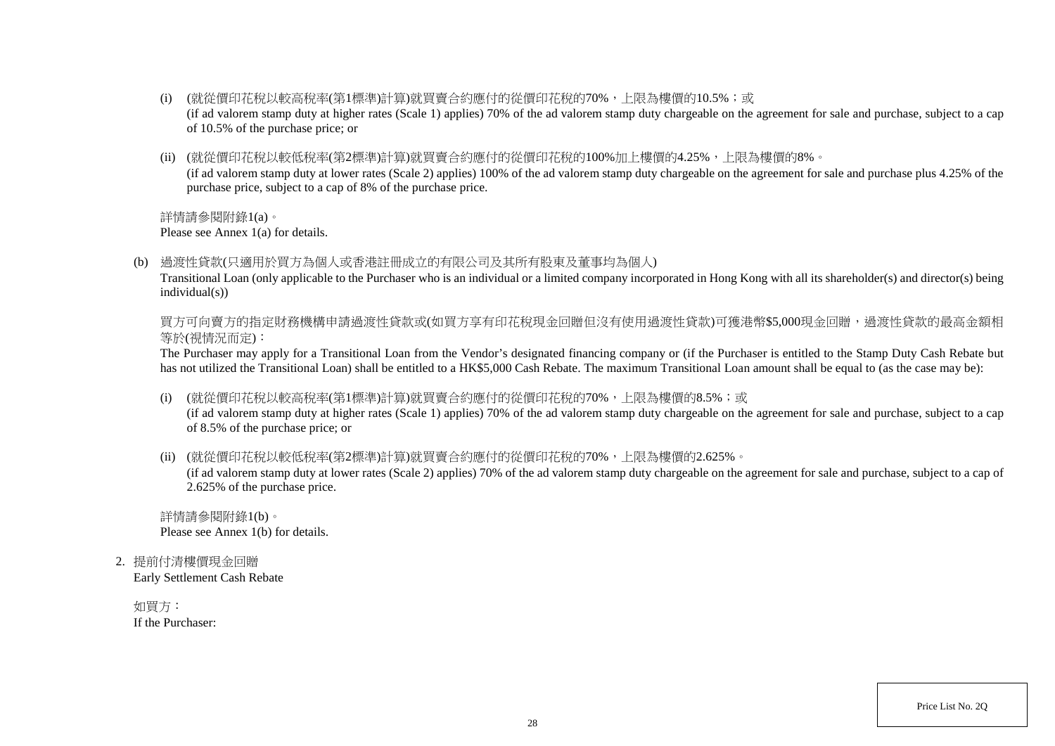(i) (就從價印花稅以較高稅率(第1標準)計算)就買賣合約應付的從價印花稅的70%，上限為樓價的10.5%；或
(if ad valorem stamp duty at higher rates (Scale 1) applies) 70% of the ad valorem stamp duty chargeable on the agreement for sale and purchase, subject to a cap of 10.5% of the purchase price; or

(ii) (就從價印花稅以較低稅率(第2標準)計算)就買賣合約應付的從價印花稅的100%加上樓價的4.25%，上限為樓價的8%。
(if ad valorem stamp duty at lower rates (Scale 2) applies) 100% of the ad valorem stamp duty chargeable on the agreement for sale and purchase plus 4.25% of the purchase price, subject to a cap of 8% of the purchase price.

詳情請參閱附錄1(a)。
Please see Annex 1(a) for details.

(b) 過渡性貸款(只適用於買方為個人或香港註冊成立的有限公司及其所有股東及董事均為個人)
Transitional Loan (only applicable to the Purchaser who is an individual or a limited company incorporated in Hong Kong with all its shareholder(s) and director(s) being individual(s))

買方可向賣方的指定財務機構申請過渡性貸款或(如買方享有印花稅現金回贈但沒有使用過渡性貸款)可獲港幣$5,000現金回贈，過渡性貸款的最高金額相等於(視情況而定)：
The Purchaser may apply for a Transitional Loan from the Vendor's designated financing company or (if the Purchaser is entitled to the Stamp Duty Cash Rebate but has not utilized the Transitional Loan) shall be entitled to a HK$5,000 Cash Rebate. The maximum Transitional Loan amount shall be equal to (as the case may be):

(i) (就從價印花稅以較高稅率(第1標準)計算)就買賣合約應付的從價印花稅的70%，上限為樓價的8.5%；或
(if ad valorem stamp duty at higher rates (Scale 1) applies) 70% of the ad valorem stamp duty chargeable on the agreement for sale and purchase, subject to a cap of 8.5% of the purchase price; or

(ii) (就從價印花稅以較低稅率(第2標準)計算)就買賣合約應付的從價印花稅的70%，上限為樓價的2.625%。
(if ad valorem stamp duty at lower rates (Scale 2) applies) 70% of the ad valorem stamp duty chargeable on the agreement for sale and purchase, subject to a cap of 2.625% of the purchase price.

詳情請參閱附錄1(b)。
Please see Annex 1(b) for details.

2. 提前付清樓價現金回贈
Early Settlement Cash Rebate

如買方：
If the Purchaser:

Price List No. 2Q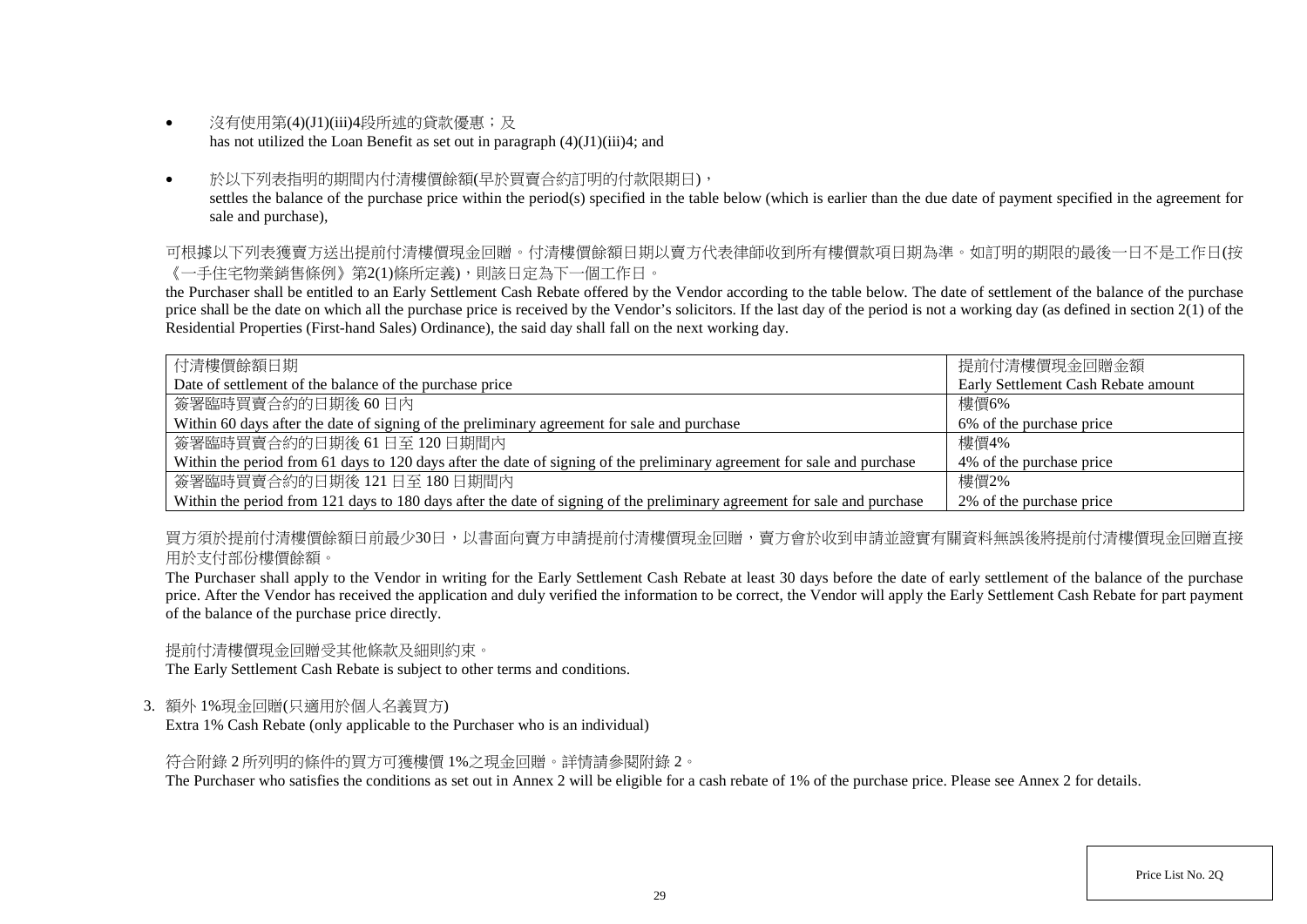- 沒有使用第(4)(J1)(iii)4段所述的貸款優惠；及
  has not utilized the Loan Benefit as set out in paragraph (4)(J1)(iii)4; and

- 於以下列表指明的期間內付清樓價餘額(早於買賣合約訂明的付款限期日)，
  settles the balance of the purchase price within the period(s) specified in the table below (which is earlier than the due date of payment specified in the agreement for sale and purchase),

可根據以下列表獲賣方送出提前付清樓價現金回贈。付清樓價餘額日期以賣方代表律師收到所有樓價款項日期為準。如訂明的期限的最後一日不是工作日(按《一手住宅物業銷售條例》第2(1)條所定義)，則該日定為下一個工作日。

the Purchaser shall be entitled to an Early Settlement Cash Rebate offered by the Vendor according to the table below. The date of settlement of the balance of the purchase price shall be the date on which all the purchase price is received by the Vendor's solicitors. If the last day of the period is not a working day (as defined in section 2(1) of the Residential Properties (First-hand Sales) Ordinance), the said day shall fall on the next working day.

| 付清樓價餘額日期<br>Date of settlement of the balance of the purchase price | 提前付清樓價現金回贈金額<br>Early Settlement Cash Rebate amount |
|---|---|
| 簽署臨時買賣合約的日期後 60 日內<br>Within 60 days after the date of signing of the preliminary agreement for sale and purchase | 樓價6%<br>6% of the purchase price |
| 簽署臨時買賣合約的日期後 61 日至 120 日期間內<br>Within the period from 61 days to 120 days after the date of signing of the preliminary agreement for sale and purchase | 樓價4%<br>4% of the purchase price |
| 簽署臨時買賣合約的日期後 121 日至 180 日期間內<br>Within the period from 121 days to 180 days after the date of signing of the preliminary agreement for sale and purchase | 樓價2%<br>2% of the purchase price |

買方須於提前付清樓價餘額日前最少30日，以書面向賣方申請提前付清樓價現金回贈，賣方會於收到申請並證實有關資料無誤後將提前付清樓價現金回贈直接用於支付部份樓價餘額。

The Purchaser shall apply to the Vendor in writing for the Early Settlement Cash Rebate at least 30 days before the date of early settlement of the balance of the purchase price. After the Vendor has received the application and duly verified the information to be correct, the Vendor will apply the Early Settlement Cash Rebate for part payment of the balance of the purchase price directly.

提前付清樓價現金回贈受其他條款及細則約束。
The Early Settlement Cash Rebate is subject to other terms and conditions.

3. 額外 1%現金回贈(只適用於個人名義買方)
   Extra 1% Cash Rebate (only applicable to the Purchaser who is an individual)

   符合附錄 2 所列明的條件的買方可獲樓價 1%之現金回贈。詳情請參閱附錄 2。
   The Purchaser who satisfies the conditions as set out in Annex 2 will be eligible for a cash rebate of 1% of the purchase price. Please see Annex 2 for details.

Price List No. 2Q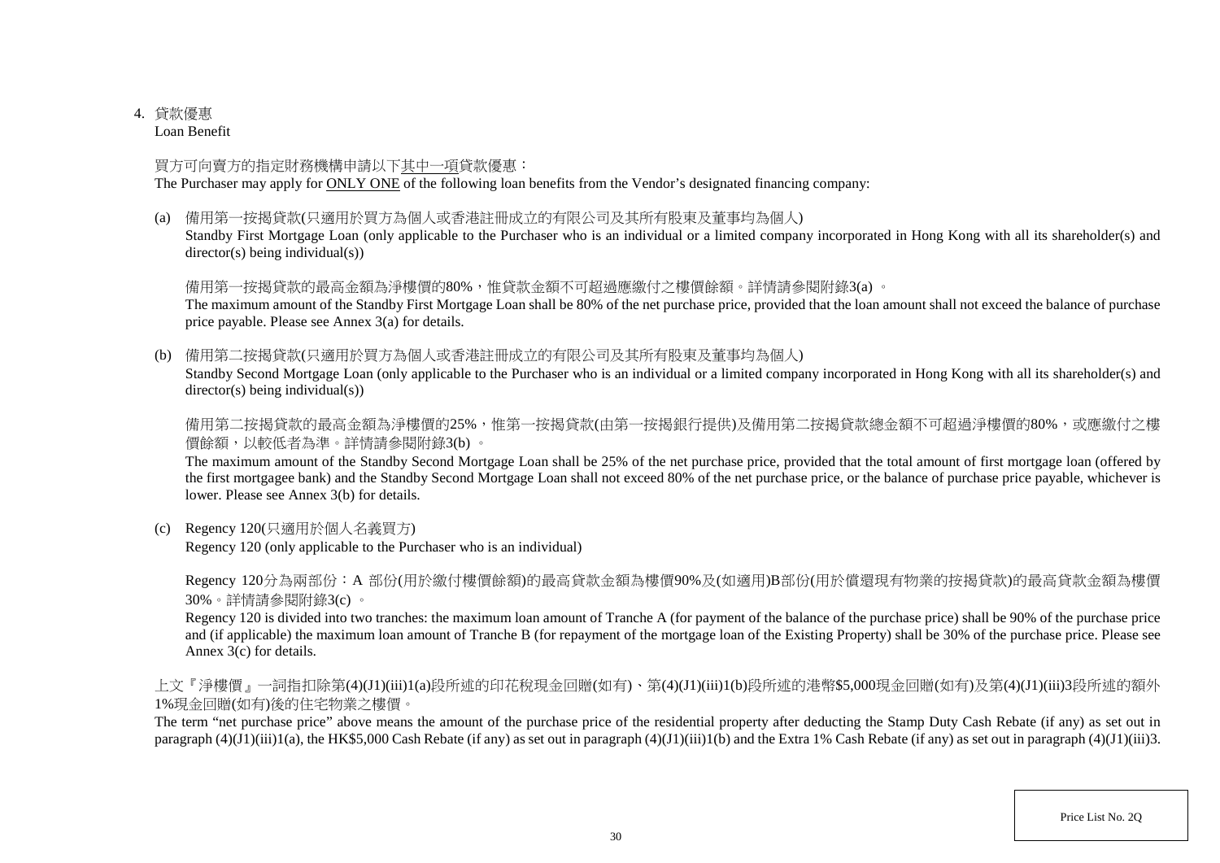4. 貸款優惠
Loan Benefit

買方可向賣方的指定財務機構申請以下<u>其中一項</u>貸款優惠：
The Purchaser may apply for <u>ONLY ONE</u> of the following loan benefits from the Vendor's designated financing company:

(a) 備用第一按揭貸款(只適用於買方為個人或香港註冊成立的有限公司及其所有股東及董事均為個人)
Standby First Mortgage Loan (only applicable to the Purchaser who is an individual or a limited company incorporated in Hong Kong with all its shareholder(s) and director(s) being individual(s))

備用第一按揭貸款的最高金額為淨樓價的80%，惟貸款金額不可超過應繳付之樓價餘額。詳情請參閱附錄3(a) 。
The maximum amount of the Standby First Mortgage Loan shall be 80% of the net purchase price, provided that the loan amount shall not exceed the balance of purchase price payable. Please see Annex 3(a) for details.

(b) 備用第二按揭貸款(只適用於買方為個人或香港註冊成立的有限公司及其所有股東及董事均為個人)
Standby Second Mortgage Loan (only applicable to the Purchaser who is an individual or a limited company incorporated in Hong Kong with all its shareholder(s) and director(s) being individual(s))

備用第二按揭貸款的最高金額為淨樓價的25%，惟第一按揭貸款(由第一按揭銀行提供)及備用第二按揭貸款總金額不可超過淨樓價的80%，或應繳付之樓價餘額，以較低者為準。詳情請參閱附錄3(b) 。
The maximum amount of the Standby Second Mortgage Loan shall be 25% of the net purchase price, provided that the total amount of first mortgage loan (offered by the first mortgagee bank) and the Standby Second Mortgage Loan shall not exceed 80% of the net purchase price, or the balance of purchase price payable, whichever is lower. Please see Annex 3(b) for details.

(c) Regency 120(只適用於個人名義買方)
Regency 120 (only applicable to the Purchaser who is an individual)

Regency 120分為兩部份：A 部份(用於繳付樓價餘額)的最高貸款金額為樓價90%及(如適用)B部份(用於償還現有物業的按揭貸款)的最高貸款金額為樓價30%。詳情請參閱附錄3(c) 。
Regency 120 is divided into two tranches: the maximum loan amount of Tranche A (for payment of the balance of the purchase price) shall be 90% of the purchase price and (if applicable) the maximum loan amount of Tranche B (for repayment of the mortgage loan of the Existing Property) shall be 30% of the purchase price. Please see Annex 3(c) for details.

上文『淨樓價』一詞指扣除第(4)(J1)(iii)1(a)段所述的印花稅現金回贈(如有)、第(4)(J1)(iii)1(b)段所述的港幣$5,000現金回贈(如有)及第(4)(J1)(iii)3段所述的額外1%現金回贈(如有)後的住宅物業之樓價。
The term "net purchase price" above means the amount of the purchase price of the residential property after deducting the Stamp Duty Cash Rebate (if any) as set out in paragraph (4)(J1)(iii)1(a), the HK$5,000 Cash Rebate (if any) as set out in paragraph (4)(J1)(iii)1(b) and the Extra 1% Cash Rebate (if any) as set out in paragraph (4)(J1)(iii)3.

Price List No. 2Q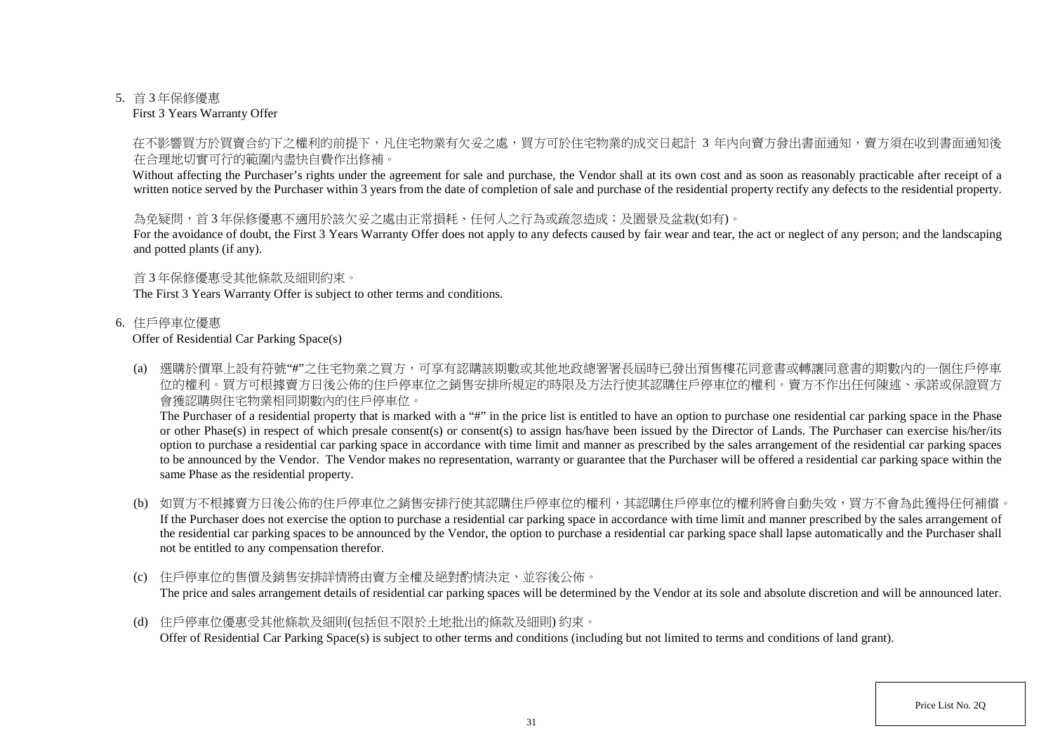5. 首 3 年保修優惠
   First 3 Years Warranty Offer

   在不影響買方於買賣合約下之權利的前提下，凡住宅物業有欠妥之處，買方可於住宅物業的成交日起計 3 年內向賣方發出書面通知，賣方須在收到書面通知後在合理地切實可行的範圍內盡快自費作出修補。
   Without affecting the Purchaser's rights under the agreement for sale and purchase, the Vendor shall at its own cost and as soon as reasonably practicable after receipt of a written notice served by the Purchaser within 3 years from the date of completion of sale and purchase of the residential property rectify any defects to the residential property.

   為免疑問，首 3 年保修優惠不適用於該欠妥之處由正常損耗、任何人之行為或疏忽造成；及園景及盆栽(如有)。
   For the avoidance of doubt, the First 3 Years Warranty Offer does not apply to any defects caused by fair wear and tear, the act or neglect of any person; and the landscaping and potted plants (if any).

   首 3 年保修優惠受其他條款及細則約束。
   The First 3 Years Warranty Offer is subject to other terms and conditions.

6. 住戶停車位優惠
   Offer of Residential Car Parking Space(s)

   (a) 選購於價單上設有符號"#"之住宅物業之買方，可享有認購該期數或其他地政總署署長屆時已發出預售樓花同意書或轉讓同意書的期數內的一個住戶停車位的權利。買方可根據賣方日後公佈的住戶停車位之銷售安排所規定的時限及方法行使其認購住戶停車位的權利。賣方不作出任何陳述、承諾或保證買方會獲認購與住宅物業相同期數內的住戶停車位。
   The Purchaser of a residential property that is marked with a "#" in the price list is entitled to have an option to purchase one residential car parking space in the Phase or other Phase(s) in respect of which presale consent(s) or consent(s) to assign has/have been issued by the Director of Lands. The Purchaser can exercise his/her/its option to purchase a residential car parking space in accordance with time limit and manner as prescribed by the sales arrangement of the residential car parking spaces to be announced by the Vendor. The Vendor makes no representation, warranty or guarantee that the Purchaser will be offered a residential car parking space within the same Phase as the residential property.

   (b) 如買方不根據賣方日後公佈的住戶停車位之銷售安排行使其認購住戶停車位的權利，其認購住戶停車位的權利將會自動失效，買方不會為此獲得任何補償。
   If the Purchaser does not exercise the option to purchase a residential car parking space in accordance with time limit and manner prescribed by the sales arrangement of the residential car parking spaces to be announced by the Vendor, the option to purchase a residential car parking space shall lapse automatically and the Purchaser shall not be entitled to any compensation therefor.

   (c) 住戶停車位的售價及銷售安排詳情將由賣方全權及絕對酌情決定，並容後公佈。
   The price and sales arrangement details of residential car parking spaces will be determined by the Vendor at its sole and absolute discretion and will be announced later.

   (d) 住戶停車位優惠受其他條款及細則(包括但不限於土地批出的條款及細則) 約束。
   Offer of Residential Car Parking Space(s) is subject to other terms and conditions (including but not limited to terms and conditions of land grant).

Price List No. 2Q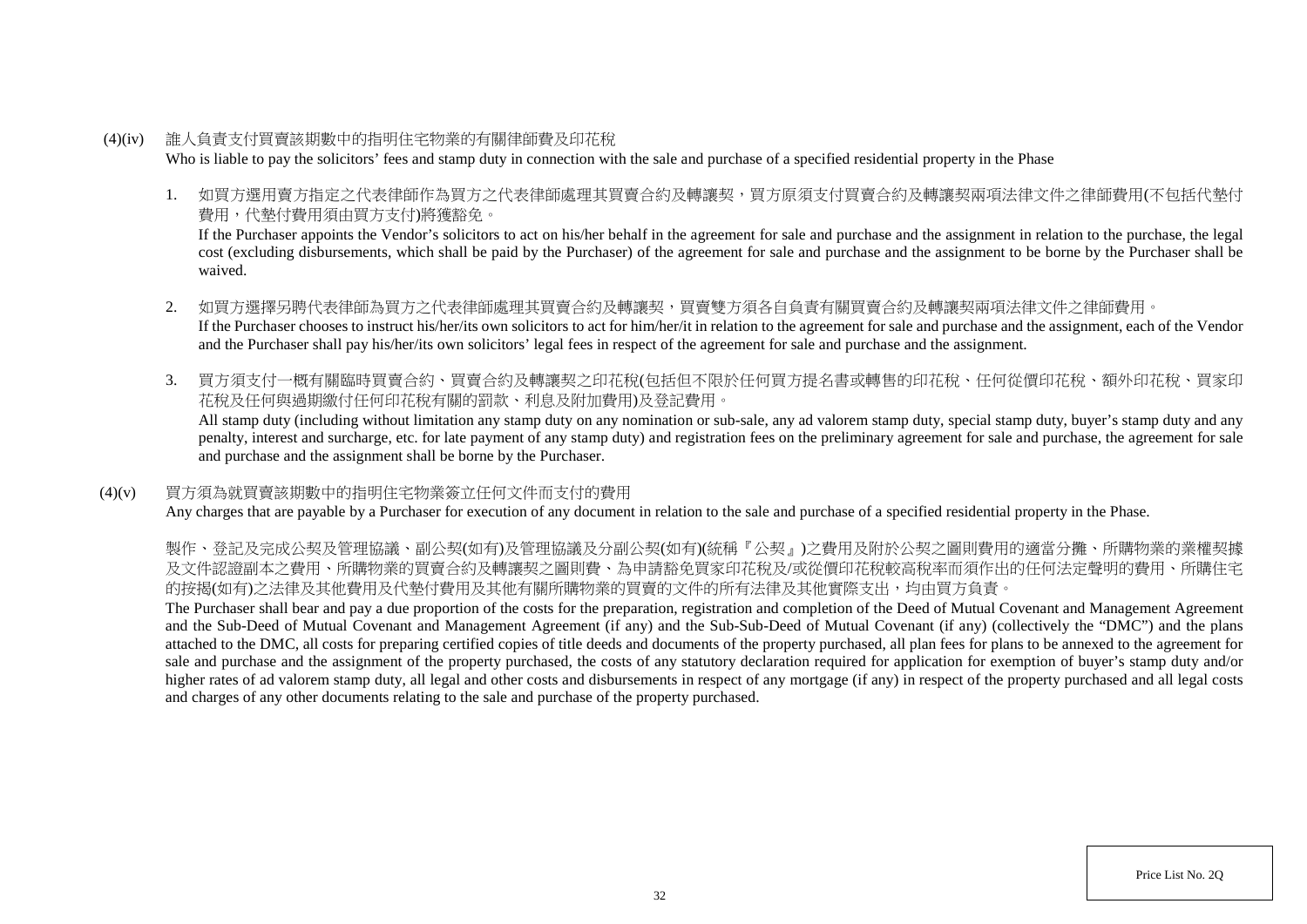(4)(iv) 誰人負責支付買賣該期數中的指明住宅物業的有關律師費及印花稅
Who is liable to pay the solicitors' fees and stamp duty in connection with the sale and purchase of a specified residential property in the Phase

1. 如買方選用賣方指定之代表律師作為買方之代表律師處理其買賣合約及轉讓契，買方原須支付買賣合約及轉讓契兩項法律文件之律師費用(不包括代墊付費用，代墊付費用須由買方支付)將獲豁免。
If the Purchaser appoints the Vendor's solicitors to act on his/her behalf in the agreement for sale and purchase and the assignment in relation to the purchase, the legal cost (excluding disbursements, which shall be paid by the Purchaser) of the agreement for sale and purchase and the assignment to be borne by the Purchaser shall be waived.

2. 如買方選擇另聘代表律師為買方之代表律師處理其買賣合約及轉讓契，買賣雙方須各自負責有關買賣合約及轉讓契兩項法律文件之律師費用。
If the Purchaser chooses to instruct his/her/its own solicitors to act for him/her/it in relation to the agreement for sale and purchase and the assignment, each of the Vendor and the Purchaser shall pay his/her/its own solicitors' legal fees in respect of the agreement for sale and purchase and the assignment.

3. 買方須支付一概有關臨時買賣合約、買賣合約及轉讓契之印花稅(包括但不限於任何買方提名書或轉售的印花稅、任何從價印花稅、額外印花稅、買家印花稅及任何與過期繳付任何印花稅有關的罰款、利息及附加費用)及登記費用。
All stamp duty (including without limitation any stamp duty on any nomination or sub-sale, any ad valorem stamp duty, special stamp duty, buyer's stamp duty and any penalty, interest and surcharge, etc. for late payment of any stamp duty) and registration fees on the preliminary agreement for sale and purchase, the agreement for sale and purchase and the assignment shall be borne by the Purchaser.

(4)(v) 買方須為就買賣該期數中的指明住宅物業簽立任何文件而支付的費用
Any charges that are payable by a Purchaser for execution of any document in relation to the sale and purchase of a specified residential property in the Phase.

製作、登記及完成公契及管理協議、副公契(如有)及管理協議及分副公契(如有)(統稱『公契』)之費用及附於公契之圖則費用的適當分攤、所購物業的業權契據及文件認證副本之費用、所購物業的買賣合約及轉讓契之圖則費、為申請豁免買家印花稅及/或從價印花稅較高稅率而須作出的任何法定聲明的費用、所購住宅的按揭(如有)之法律及其他費用及代墊付費用及其他有關所購物業的買賣的文件的所有法律及其他實際支出，均由買方負責。

The Purchaser shall bear and pay a due proportion of the costs for the preparation, registration and completion of the Deed of Mutual Covenant and Management Agreement and the Sub-Deed of Mutual Covenant and Management Agreement (if any) and the Sub-Sub-Deed of Mutual Covenant (if any) (collectively the "DMC") and the plans attached to the DMC, all costs for preparing certified copies of title deeds and documents of the property purchased, all plan fees for plans to be annexed to the agreement for sale and purchase and the assignment of the property purchased, the costs of any statutory declaration required for application for exemption of buyer's stamp duty and/or higher rates of ad valorem stamp duty, all legal and other costs and disbursements in respect of any mortgage (if any) in respect of the property purchased and all legal costs and charges of any other documents relating to the sale and purchase of the property purchased.

Price List No. 2Q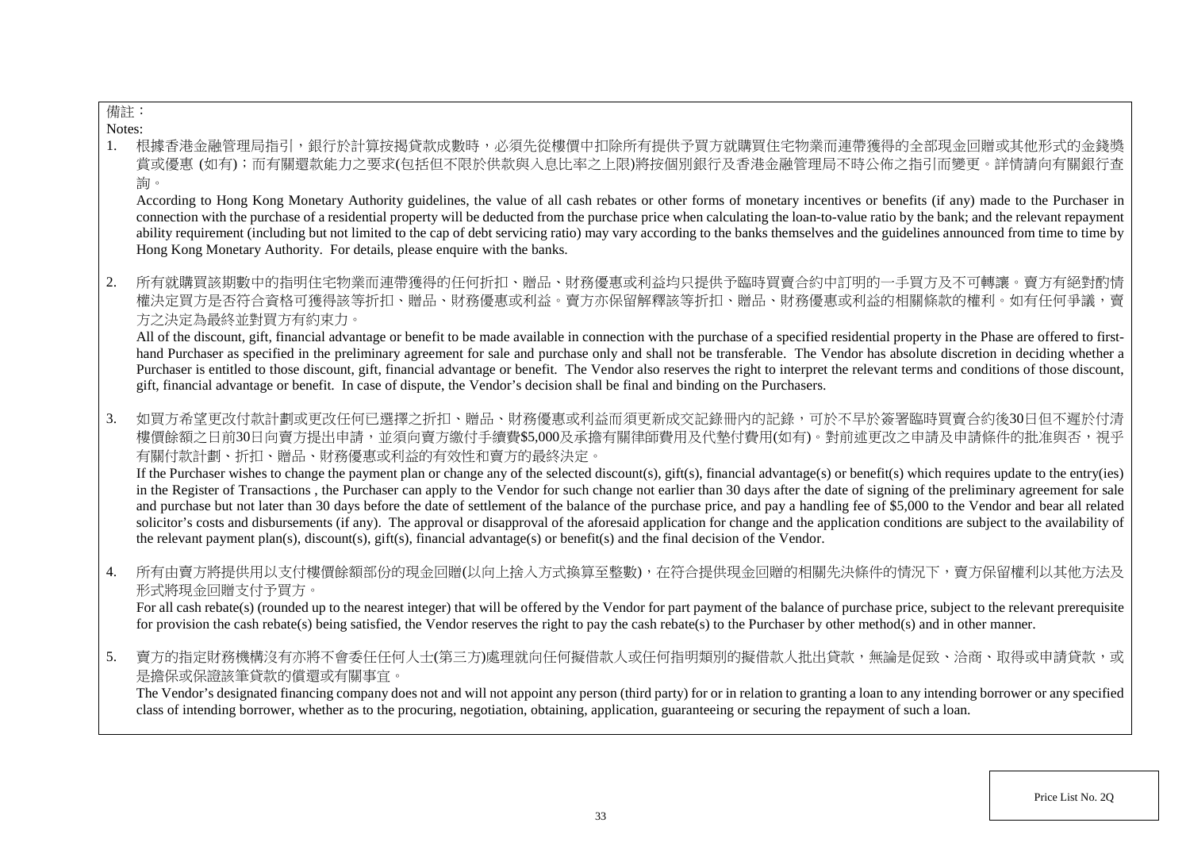備註：

Notes:

1. 根據香港金融管理局指引，銀行於計算按揭貸款成數時，必須先從樓價中扣除所有提供予買方就購買住宅物業而連帶獲得的全部現金回贈或其他形式的金錢獎賞或優惠 (如有)；而有關還款能力之要求(包括但不限於供款與入息比率之上限)將按個別銀行及香港金融管理局不時公佈之指引而變更。詳情請向有關銀行查詢。

   According to Hong Kong Monetary Authority guidelines, the value of all cash rebates or other forms of monetary incentives or benefits (if any) made to the Purchaser in connection with the purchase of a residential property will be deducted from the purchase price when calculating the loan-to-value ratio by the bank; and the relevant repayment ability requirement (including but not limited to the cap of debt servicing ratio) may vary according to the banks themselves and the guidelines announced from time to time by Hong Kong Monetary Authority. For details, please enquire with the banks.

2. 所有就購買該期數中的指明住宅物業而連帶獲得的任何折扣、贈品、財務優惠或利益均只提供予臨時買賣合約中訂明的一手買方及不可轉讓。賣方有絕對酌情權決定買方是否符合資格可獲得該等折扣、贈品、財務優惠或利益。賣方亦保留解釋該等折扣、贈品、財務優惠或利益的相關條款的權利。如有任何爭議，賣方之決定為最終並對買方有約束力。

   All of the discount, gift, financial advantage or benefit to be made available in connection with the purchase of a specified residential property in the Phase are offered to first-hand Purchaser as specified in the preliminary agreement for sale and purchase only and shall not be transferable. The Vendor has absolute discretion in deciding whether a Purchaser is entitled to those discount, gift, financial advantage or benefit. The Vendor also reserves the right to interpret the relevant terms and conditions of those discount, gift, financial advantage or benefit. In case of dispute, the Vendor's decision shall be final and binding on the Purchasers.

3. 如買方希望更改付款計劃或更改任何已選擇之折扣、贈品、財務優惠或利益而須更新成交記錄冊內的記錄，可於不早於簽署臨時買賣合約後30日但不遲於付清樓價餘額之日前30日向賣方提出申請，並須向賣方繳付手續費$5,000及承擔有關律師費用及代墊付費用(如有)。對前述更改之申請及申請條件的批准與否，視乎有關付款計劃、折扣、贈品、財務優惠或利益的有效性和賣方的最終決定。

   If the Purchaser wishes to change the payment plan or change any of the selected discount(s), gift(s), financial advantage(s) or benefit(s) which requires update to the entry(ies) in the Register of Transactions , the Purchaser can apply to the Vendor for such change not earlier than 30 days after the date of signing of the preliminary agreement for sale and purchase but not later than 30 days before the date of settlement of the balance of the purchase price, and pay a handling fee of $5,000 to the Vendor and bear all related solicitor's costs and disbursements (if any). The approval or disapproval of the aforesaid application for change and the application conditions are subject to the availability of the relevant payment plan(s), discount(s), gift(s), financial advantage(s) or benefit(s) and the final decision of the Vendor.

4. 所有由賣方將提供用以支付樓價餘額部份的現金回贈(以向上捨入方式換算至整數)，在符合提供現金回贈的相關先決條件的情況下，賣方保留權利以其他方法及形式將現金回贈支付予買方。

   For all cash rebate(s) (rounded up to the nearest integer) that will be offered by the Vendor for part payment of the balance of purchase price, subject to the relevant prerequisite for provision the cash rebate(s) being satisfied, the Vendor reserves the right to pay the cash rebate(s) to the Purchaser by other method(s) and in other manner.

5. 賣方的指定財務機構沒有亦將不會委任任何人士(第三方)處理就向任何擬借款人或任何指明類別的擬借款人批出貸款，無論是促致、洽商、取得或申請貸款，或是擔保或保證該筆貸款的償還或有關事宜。

   The Vendor's designated financing company does not and will not appoint any person (third party) for or in relation to granting a loan to any intending borrower or any specified class of intending borrower, whether as to the procuring, negotiation, obtaining, application, guaranteeing or securing the repayment of such a loan.

Price List No. 2Q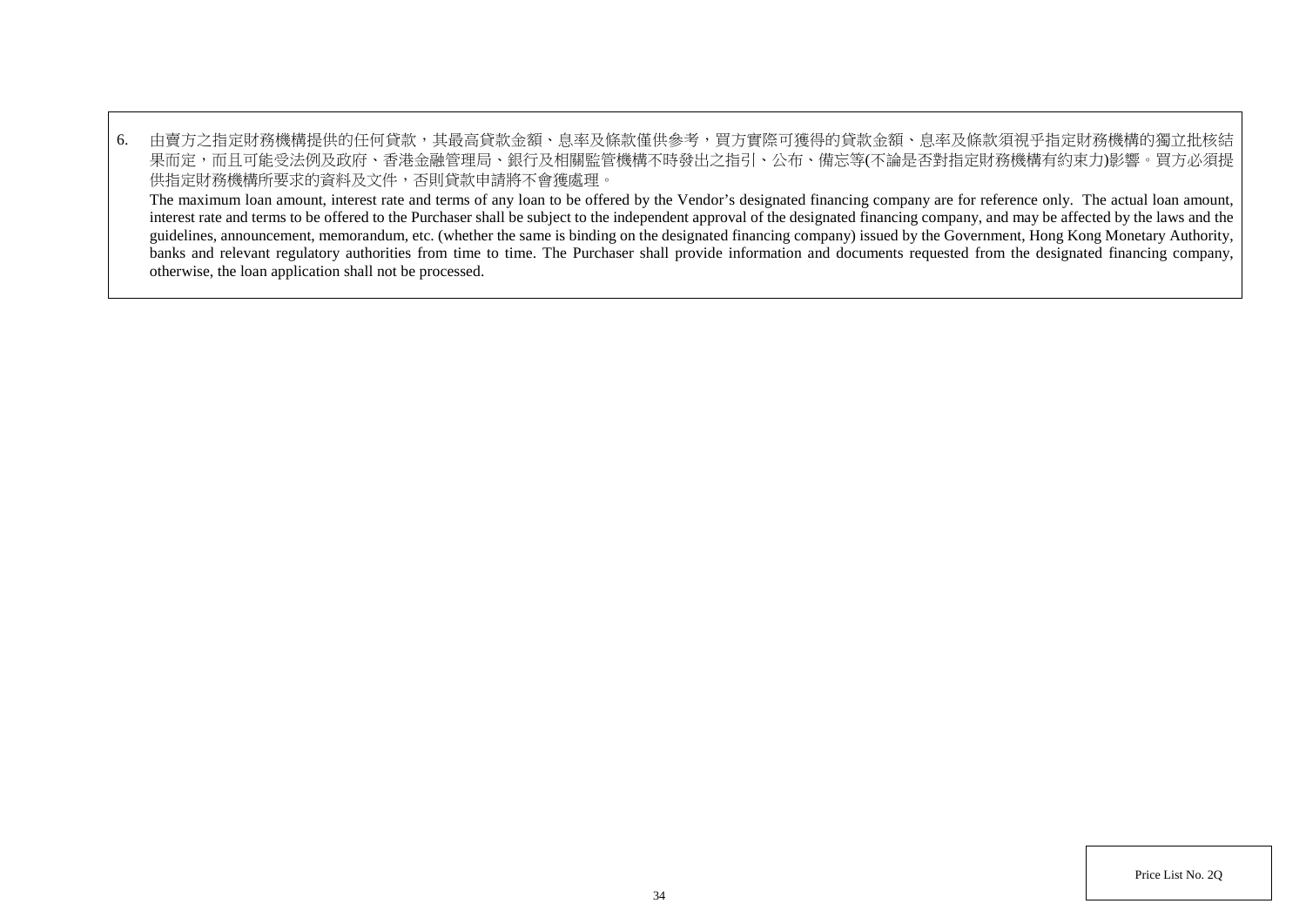6. 由賣方之指定財務機構提供的任何貸款，其最高貸款金額、息率及條款僅供參考，買方實際可獲得的貸款金額、息率及條款須視乎指定財務機構的獨立批核結果而定，而且可能受法例及政府、香港金融管理局、銀行及相關監管機構不時發出之指引、公布、備忘等(不論是否對指定財務機構有約束力)影響。買方必須提供指定財務機構所要求的資料及文件，否則貸款申請將不會獲處理。

   The maximum loan amount, interest rate and terms of any loan to be offered by the Vendor's designated financing company are for reference only. The actual loan amount, interest rate and terms to be offered to the Purchaser shall be subject to the independent approval of the designated financing company, and may be affected by the laws and the guidelines, announcement, memorandum, etc. (whether the same is binding on the designated financing company) issued by the Government, Hong Kong Monetary Authority, banks and relevant regulatory authorities from time to time. The Purchaser shall provide information and documents requested from the designated financing company, otherwise, the loan application shall not be processed.

Price List No. 2Q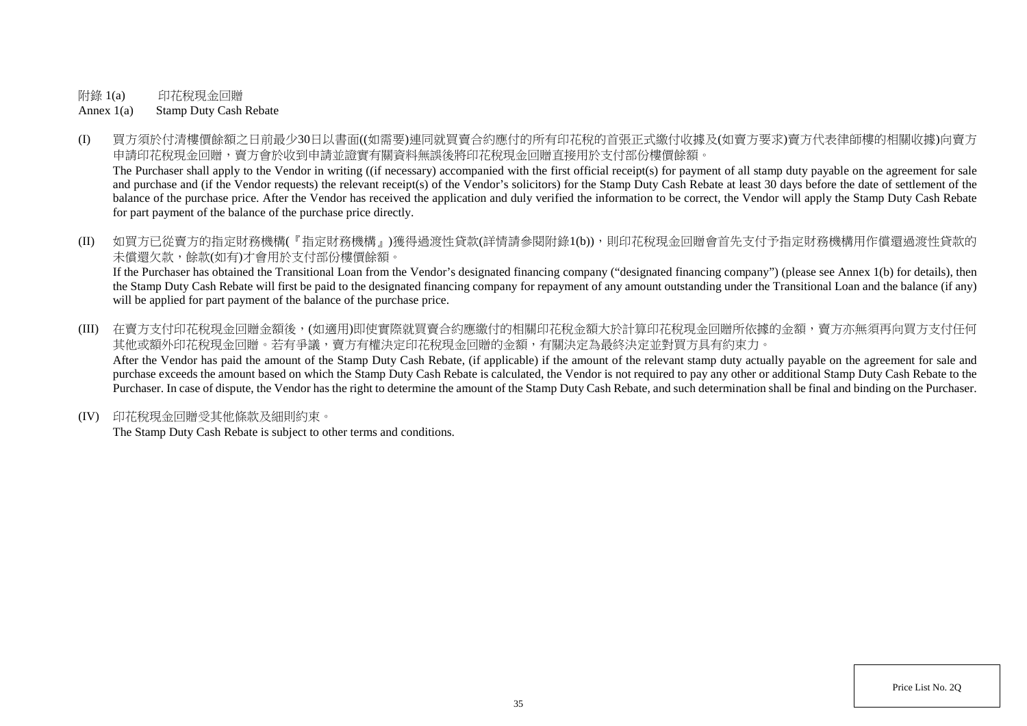附錄 1(a)　　印花稅現金回贈

Annex 1(a)　　Stamp Duty Cash Rebate

(I) 買方須於付清樓價餘額之日前最少30日以書面((如需要)連同就買賣合約應付的所有印花稅的首張正式繳付收據及(如賣方要求)賣方代表律師樓的相關收據)向賣方申請印花稅現金回贈，賣方會於收到申請並證實有關資料無誤後將印花稅現金回贈直接用於支付部份樓價餘額。

The Purchaser shall apply to the Vendor in writing ((if necessary) accompanied with the first official receipt(s) for payment of all stamp duty payable on the agreement for sale and purchase and (if the Vendor requests) the relevant receipt(s) of the Vendor's solicitors) for the Stamp Duty Cash Rebate at least 30 days before the date of settlement of the balance of the purchase price. After the Vendor has received the application and duly verified the information to be correct, the Vendor will apply the Stamp Duty Cash Rebate for part payment of the balance of the purchase price directly.

(II) 如買方已從賣方的指定財務機構(『指定財務機構』)獲得過渡性貸款(詳情請參閱附錄1(b))，則印花稅現金回贈會首先支付予指定財務機構用作償還過渡性貸款的未償還欠款，餘款(如有)才會用於支付部份樓價餘額。

If the Purchaser has obtained the Transitional Loan from the Vendor's designated financing company ("designated financing company") (please see Annex 1(b) for details), then the Stamp Duty Cash Rebate will first be paid to the designated financing company for repayment of any amount outstanding under the Transitional Loan and the balance (if any) will be applied for part payment of the balance of the purchase price.

(III) 在賣方支付印花稅現金回贈金額後，(如適用)即使實際就買賣合約應繳付的相關印花稅金額大於計算印花稅現金回贈所依據的金額，賣方亦無須再向買方支付任何其他或額外印花稅現金回贈。若有爭議，賣方有權決定印花稅現金回贈的金額，有關決定為最終決定並對買方具有約束力。

After the Vendor has paid the amount of the Stamp Duty Cash Rebate, (if applicable) if the amount of the relevant stamp duty actually payable on the agreement for sale and purchase exceeds the amount based on which the Stamp Duty Cash Rebate is calculated, the Vendor is not required to pay any other or additional Stamp Duty Cash Rebate to the Purchaser. In case of dispute, the Vendor has the right to determine the amount of the Stamp Duty Cash Rebate, and such determination shall be final and binding on the Purchaser.

(IV) 印花稅現金回贈受其他條款及細則約束。

The Stamp Duty Cash Rebate is subject to other terms and conditions.

Price List No. 2Q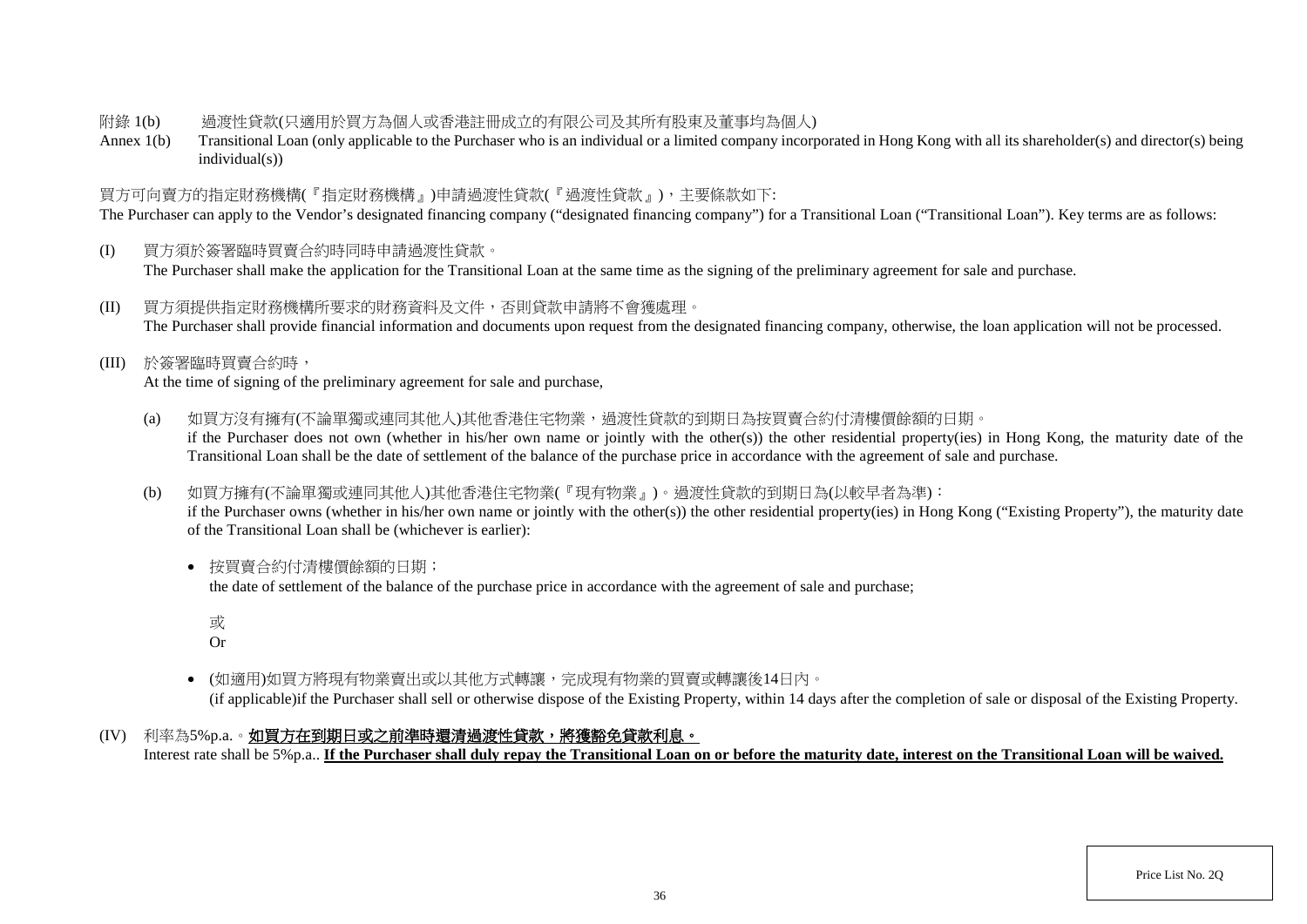附錄 1(b) 過渡性貸款(只適用於買方為個人或香港註冊成立的有限公司及其所有股東及董事均為個人)

Annex 1(b) Transitional Loan (only applicable to the Purchaser who is an individual or a limited company incorporated in Hong Kong with all its shareholder(s) and director(s) being individual(s))

買方可向賣方的指定財務機構(『指定財務機構』)申請過渡性貸款(『過渡性貸款』)，主要條款如下:

The Purchaser can apply to the Vendor's designated financing company ("designated financing company") for a Transitional Loan ("Transitional Loan"). Key terms are as follows:

(I) 買方須於簽署臨時買賣合約時同時申請過渡性貸款。
The Purchaser shall make the application for the Transitional Loan at the same time as the signing of the preliminary agreement for sale and purchase.

(II) 買方須提供指定財務機構所要求的財務資料及文件，否則貸款申請將不會獲處理。
The Purchaser shall provide financial information and documents upon request from the designated financing company, otherwise, the loan application will not be processed.

(III) 於簽署臨時買賣合約時，
At the time of signing of the preliminary agreement for sale and purchase,

(a) 如買方沒有擁有(不論單獨或連同其他人)其他香港住宅物業，過渡性貸款的到期日為按買賣合約付清樓價餘額的日期。
if the Purchaser does not own (whether in his/her own name or jointly with the other(s)) the other residential property(ies) in Hong Kong, the maturity date of the Transitional Loan shall be the date of settlement of the balance of the purchase price in accordance with the agreement of sale and purchase.

(b) 如買方擁有(不論單獨或連同其他人)其他香港住宅物業(『現有物業』)。過渡性貸款的到期日為(以較早者為準)：
if the Purchaser owns (whether in his/her own name or jointly with the other(s)) the other residential property(ies) in Hong Kong ("Existing Property"), the maturity date of the Transitional Loan shall be (whichever is earlier):

- 按買賣合約付清樓價餘額的日期；
the date of settlement of the balance of the purchase price in accordance with the agreement of sale and purchase;

或
Or

- (如適用)如買方將現有物業賣出或以其他方式轉讓，完成現有物業的買賣或轉讓後14日內。
(if applicable)if the Purchaser shall sell or otherwise dispose of the Existing Property, within 14 days after the completion of sale or disposal of the Existing Property.

(IV) 利率為5%p.a.。**如買方在到期日或之前準時還清過渡性貸款，將獲豁免貸款利息。**
Interest rate shall be 5%p.a.. **If the Purchaser shall duly repay the Transitional Loan on or before the maturity date, interest on the Transitional Loan will be waived.**

Price List No. 2Q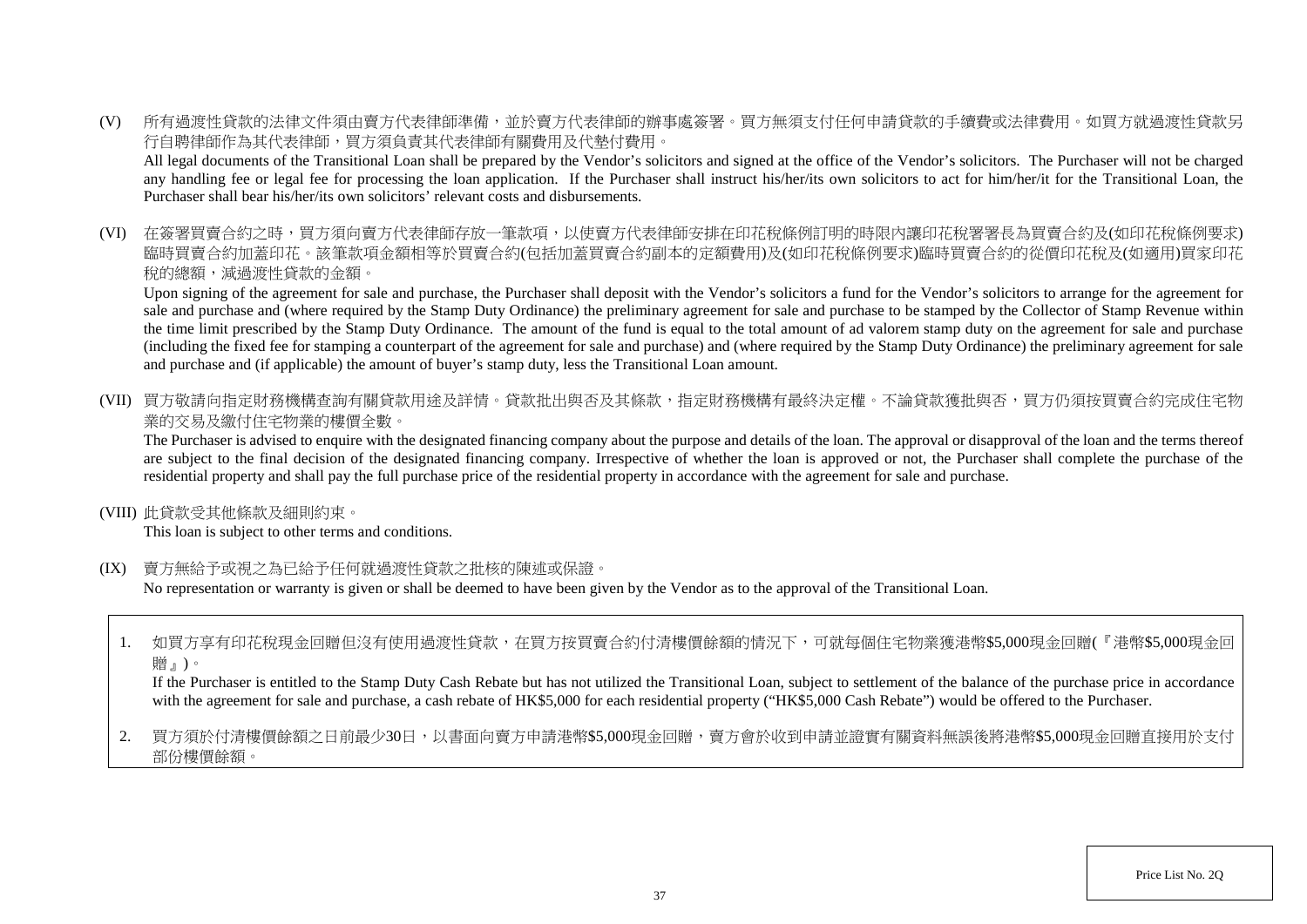(V) 所有過渡性貸款的法律文件須由賣方代表律師準備，並於賣方代表律師的辦事處簽署。買方無須支付任何申請貸款的手續費或法律費用。如買方就過渡性貸款另行自聘律師作為其代表律師，買方須負責其代表律師有關費用及代墊付費用。

All legal documents of the Transitional Loan shall be prepared by the Vendor's solicitors and signed at the office of the Vendor's solicitors. The Purchaser will not be charged any handling fee or legal fee for processing the loan application. If the Purchaser shall instruct his/her/its own solicitors to act for him/her/it for the Transitional Loan, the Purchaser shall bear his/her/its own solicitors' relevant costs and disbursements.

(VI) 在簽署買賣合約之時，買方須向賣方代表律師存放一筆款項，以使賣方代表律師安排在印花稅條例訂明的時限內讓印花稅署署長為買賣合約及(如印花稅條例要求)臨時買賣合約加蓋印花。該筆款項金額相等於買賣合約(包括加蓋買賣合約副本的定額費用)及(如印花稅條例要求)臨時買賣合約的從價印花稅及(如適用)買家印花稅的總額，減過渡性貸款的金額。

Upon signing of the agreement for sale and purchase, the Purchaser shall deposit with the Vendor's solicitors a fund for the Vendor's solicitors to arrange for the agreement for sale and purchase and (where required by the Stamp Duty Ordinance) the preliminary agreement for sale and purchase to be stamped by the Collector of Stamp Revenue within the time limit prescribed by the Stamp Duty Ordinance. The amount of the fund is equal to the total amount of ad valorem stamp duty on the agreement for sale and purchase (including the fixed fee for stamping a counterpart of the agreement for sale and purchase) and (where required by the Stamp Duty Ordinance) the preliminary agreement for sale and purchase and (if applicable) the amount of buyer's stamp duty, less the Transitional Loan amount.

(VII) 買方敬請向指定財務機構查詢有關貸款用途及詳情。貸款批出與否及其條款，指定財務機構有最終決定權。不論貸款獲批與否，買方仍須按買賣合約完成住宅物業的交易及繳付住宅物業的樓價全數。

The Purchaser is advised to enquire with the designated financing company about the purpose and details of the loan. The approval or disapproval of the loan and the terms thereof are subject to the final decision of the designated financing company. Irrespective of whether the loan is approved or not, the Purchaser shall complete the purchase of the residential property and shall pay the full purchase price of the residential property in accordance with the agreement for sale and purchase.

(VIII) 此貸款受其他條款及細則約束。

This loan is subject to other terms and conditions.

(IX) 賣方無給予或視之為已給予任何就過渡性貸款之批核的陳述或保證。

No representation or warranty is given or shall be deemed to have been given by the Vendor as to the approval of the Transitional Loan.

1. 如買方享有印花稅現金回贈但沒有使用過渡性貸款，在買方按買賣合約付清樓價餘額的情況下，可就每個住宅物業獲港幣$5,000現金回贈(『港幣$5,000現金回贈』)。

   If the Purchaser is entitled to the Stamp Duty Cash Rebate but has not utilized the Transitional Loan, subject to settlement of the balance of the purchase price in accordance with the agreement for sale and purchase, a cash rebate of HK$5,000 for each residential property ("HK$5,000 Cash Rebate") would be offered to the Purchaser.

2. 買方須於付清樓價餘額之日前最少30日，以書面向賣方申請港幣$5,000現金回贈，賣方會於收到申請並證實有關資料無誤後將港幣$5,000現金回贈直接用於支付部份樓價餘額。

Price List No. 2Q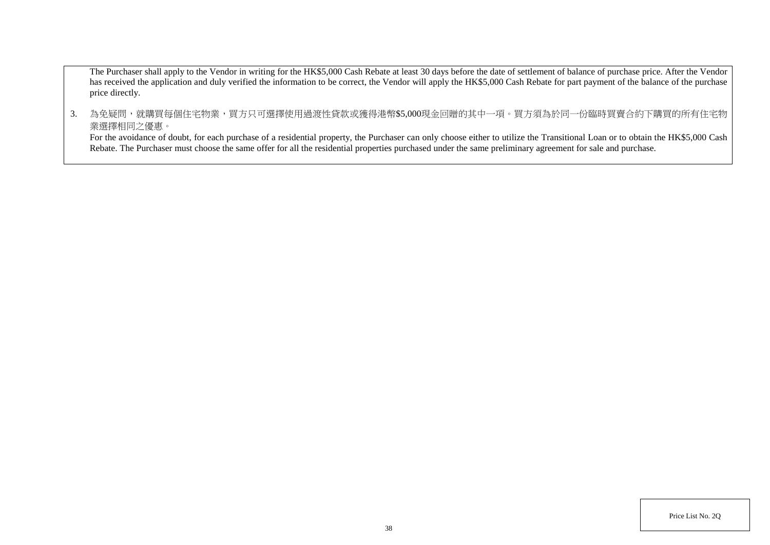The Purchaser shall apply to the Vendor in writing for the HK$5,000 Cash Rebate at least 30 days before the date of settlement of balance of purchase price. After the Vendor has received the application and duly verified the information to be correct, the Vendor will apply the HK$5,000 Cash Rebate for part payment of the balance of the purchase price directly.

3. 為免疑問，就購買每個住宅物業，買方只可選擇使用過渡性貸款或獲得港幣$5,000現金回贈的其中一項。買方須為於同一份臨時買賣合約下購買的所有住宅物業選擇相同之優惠。

   For the avoidance of doubt, for each purchase of a residential property, the Purchaser can only choose either to utilize the Transitional Loan or to obtain the HK$5,000 Cash Rebate. The Purchaser must choose the same offer for all the residential properties purchased under the same preliminary agreement for sale and purchase.

Price List No. 2Q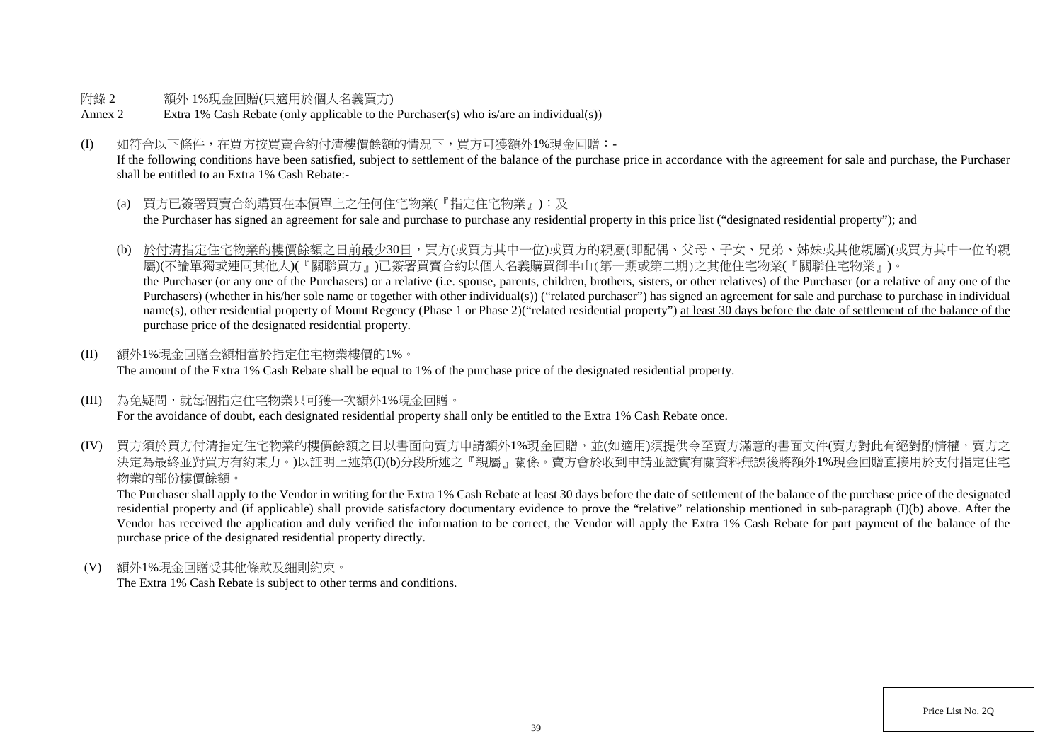附錄 2　　額外 1%現金回贈(只適用於個人名義買方)

Annex 2　　Extra 1% Cash Rebate (only applicable to the Purchaser(s) who is/are an individual(s))

(I) 如符合以下條件，在買方按買賣合約付清樓價餘額的情況下，買方可獲額外1%現金回贈：-
If the following conditions have been satisfied, subject to settlement of the balance of the purchase price in accordance with the agreement for sale and purchase, the Purchaser shall be entitled to an Extra 1% Cash Rebate:-

(a) 買方已簽署買賣合約購買在本價單上之任何住宅物業(『指定住宅物業』)；及
the Purchaser has signed an agreement for sale and purchase to purchase any residential property in this price list ("designated residential property"); and

(b) 於付清指定住宅物業的樓價餘額之日前最少30日，買方(或買方其中一位)或買方的親屬(即配偶、父母、子女、兄弟、姊妹或其他親屬)(或買方其中一位的親屬)(不論單獨或連同其他人)(『關聯買方』)已簽署買賣合約以個人名義購買御半山(第一期或第二期)之其他住宅物業(『關聯住宅物業』)。
the Purchaser (or any one of the Purchasers) or a relative (i.e. spouse, parents, children, brothers, sisters, or other relatives) of the Purchaser (or a relative of any one of the Purchasers) (whether in his/her sole name or together with other individual(s)) ("related purchaser") has signed an agreement for sale and purchase to purchase in individual name(s), other residential property of Mount Regency (Phase 1 or Phase 2)("related residential property") at least 30 days before the date of settlement of the balance of the purchase price of the designated residential property.

(II) 額外1%現金回贈金額相當於指定住宅物業樓價的1%。
The amount of the Extra 1% Cash Rebate shall be equal to 1% of the purchase price of the designated residential property.

(III) 為免疑問，就每個指定住宅物業只可獲一次額外1%現金回贈。
For the avoidance of doubt, each designated residential property shall only be entitled to the Extra 1% Cash Rebate once.

(IV) 買方須於買方付清指定住宅物業的樓價餘額之日以書面向賣方申請額外1%現金回贈，並(如適用)須提供令至賣方滿意的書面文件(賣方對此有絕對酌情權，賣方之決定為最終並對買方有約束力。)以証明上述第(I)(b)分段所述之『親屬』關係。賣方會於收到申請並證實有關資料無誤後將額外1%現金回贈直接用於支付指定住宅物業的部份樓價餘額。
The Purchaser shall apply to the Vendor in writing for the Extra 1% Cash Rebate at least 30 days before the date of settlement of the balance of the purchase price of the designated residential property and (if applicable) shall provide satisfactory documentary evidence to prove the "relative" relationship mentioned in sub-paragraph (I)(b) above. After the Vendor has received the application and duly verified the information to be correct, the Vendor will apply the Extra 1% Cash Rebate for part payment of the balance of the purchase price of the designated residential property directly.

(V) 額外1%現金回贈受其他條款及細則約束。
The Extra 1% Cash Rebate is subject to other terms and conditions.

Price List No. 2Q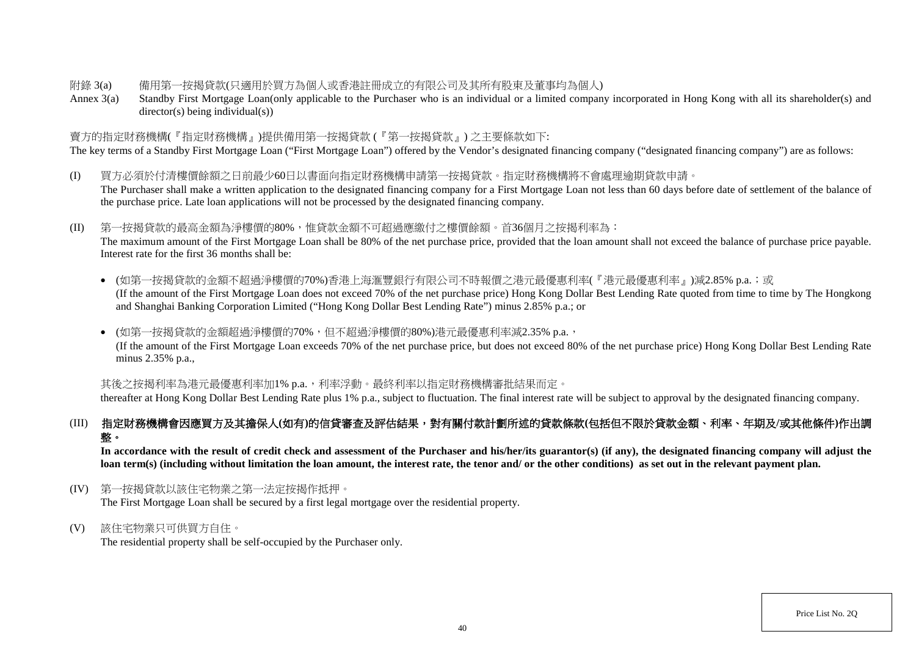附錄 3(a) 備用第一按揭貸款(只適用於買方為個人或香港註冊成立的有限公司及其所有股東及董事均為個人)

Annex 3(a) Standby First Mortgage Loan(only applicable to the Purchaser who is an individual or a limited company incorporated in Hong Kong with all its shareholder(s) and director(s) being individual(s))

賣方的指定財務機構(『指定財務機構』)提供備用第一按揭貸款 (『第一按揭貸款』) 之主要條款如下:

The key terms of a Standby First Mortgage Loan ("First Mortgage Loan") offered by the Vendor's designated financing company ("designated financing company") are as follows:

(I) 買方必須於付清樓價餘額之日前最少60日以書面向指定財務機構申請第一按揭貸款。指定財務機構將不會處理逾期貸款申請。
The Purchaser shall make a written application to the designated financing company for a First Mortgage Loan not less than 60 days before date of settlement of the balance of the purchase price. Late loan applications will not be processed by the designated financing company.

(II) 第一按揭貸款的最高金額為淨樓價的80%，惟貸款金額不可超過應繳付之樓價餘額。首36個月之按揭利率為：
The maximum amount of the First Mortgage Loan shall be 80% of the net purchase price, provided that the loan amount shall not exceed the balance of purchase price payable. Interest rate for the first 36 months shall be:

- (如第一按揭貸款的金額不超過淨樓價的70%)香港上海滙豐銀行有限公司不時報價之港元最優惠利率(『港元最優惠利率』)減2.85% p.a.；或
(If the amount of the First Mortgage Loan does not exceed 70% of the net purchase price) Hong Kong Dollar Best Lending Rate quoted from time to time by The Hongkong and Shanghai Banking Corporation Limited ("Hong Kong Dollar Best Lending Rate") minus 2.85% p.a.; or

- (如第一按揭貸款的金額超過淨樓價的70%，但不超過淨樓價的80%)港元最優惠利率減2.35% p.a.，
(If the amount of the First Mortgage Loan exceeds 70% of the net purchase price, but does not exceed 80% of the net purchase price) Hong Kong Dollar Best Lending Rate minus 2.35% p.a.,

其後之按揭利率為港元最優惠利率加1% p.a.，利率浮動。最終利率以指定財務機構審批結果而定。
thereafter at Hong Kong Dollar Best Lending Rate plus 1% p.a., subject to fluctuation. The final interest rate will be subject to approval by the designated financing company.

(III) **指定財務機構會因應買方及其擔保人(如有)的信貸審查及評估結果，對有關付款計劃所述的貸款條款(包括但不限於貸款金額、利率、年期及/或其他條件)作出調整。**
**In accordance with the result of credit check and assessment of the Purchaser and his/her/its guarantor(s) (if any), the designated financing company will adjust the loan term(s) (including without limitation the loan amount, the interest rate, the tenor and/ or the other conditions) as set out in the relevant payment plan.**

(IV) 第一按揭貸款以該住宅物業之第一法定按揭作抵押。
The First Mortgage Loan shall be secured by a first legal mortgage over the residential property.

(V) 該住宅物業只可供買方自住。
The residential property shall be self-occupied by the Purchaser only.

Price List No. 2Q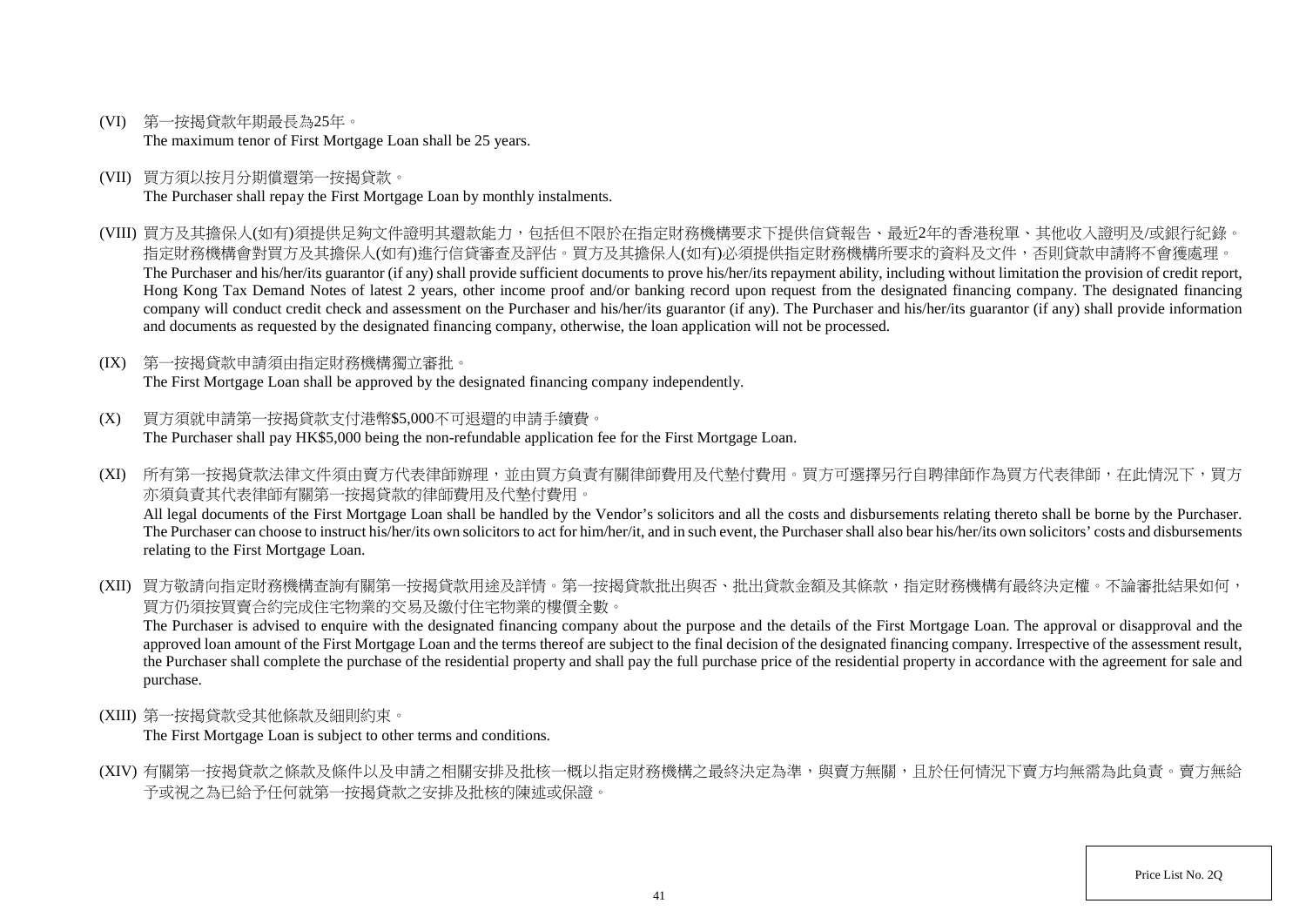(VI) 第一按揭貸款年期最長為25年。
The maximum tenor of First Mortgage Loan shall be 25 years.

(VII) 買方須以按月分期償還第一按揭貸款。
The Purchaser shall repay the First Mortgage Loan by monthly instalments.

(VIII) 買方及其擔保人(如有)須提供足夠文件證明其還款能力，包括但不限於在指定財務機構要求下提供信貸報告、最近2年的香港稅單、其他收入證明及/或銀行紀錄。指定財務機構會對買方及其擔保人(如有)進行信貸審查及評估。買方及其擔保人(如有)必須提供指定財務機構所要求的資料及文件，否則貸款申請將不會獲處理。
The Purchaser and his/her/its guarantor (if any) shall provide sufficient documents to prove his/her/its repayment ability, including without limitation the provision of credit report, Hong Kong Tax Demand Notes of latest 2 years, other income proof and/or banking record upon request from the designated financing company. The designated financing company will conduct credit check and assessment on the Purchaser and his/her/its guarantor (if any). The Purchaser and his/her/its guarantor (if any) shall provide information and documents as requested by the designated financing company, otherwise, the loan application will not be processed.

(IX) 第一按揭貸款申請須由指定財務機構獨立審批。
The First Mortgage Loan shall be approved by the designated financing company independently.

(X) 買方須就申請第一按揭貸款支付港幣$5,000不可退還的申請手續費。
The Purchaser shall pay HK$5,000 being the non-refundable application fee for the First Mortgage Loan.

(XI) 所有第一按揭貸款法律文件須由賣方代表律師辦理，並由買方負責有關律師費用及代墊付費用。買方可選擇另行自聘律師作為買方代表律師，在此情況下，買方亦須負責其代表律師有關第一按揭貸款的律師費用及代墊付費用。
All legal documents of the First Mortgage Loan shall be handled by the Vendor's solicitors and all the costs and disbursements relating thereto shall be borne by the Purchaser. The Purchaser can choose to instruct his/her/its own solicitors to act for him/her/it, and in such event, the Purchaser shall also bear his/her/its own solicitors' costs and disbursements relating to the First Mortgage Loan.

(XII) 買方敬請向指定財務機構查詢有關第一按揭貸款用途及詳情。第一按揭貸款批出與否、批出貸款金額及其條款，指定財務機構有最終決定權。不論審批結果如何，買方仍須按買賣合約完成住宅物業的交易及繳付住宅物業的樓價全數。
The Purchaser is advised to enquire with the designated financing company about the purpose and the details of the First Mortgage Loan. The approval or disapproval and the approved loan amount of the First Mortgage Loan and the terms thereof are subject to the final decision of the designated financing company. Irrespective of the assessment result, the Purchaser shall complete the purchase of the residential property and shall pay the full purchase price of the residential property in accordance with the agreement for sale and purchase.

(XIII) 第一按揭貸款受其他條款及細則約束。
The First Mortgage Loan is subject to other terms and conditions.

(XIV) 有關第一按揭貸款之條款及條件以及申請之相關安排及批核一概以指定財務機構之最終決定為準，與賣方無關，且於任何情況下賣方均無需為此負責。賣方無給予或視之為已給予任何就第一按揭貸款之安排及批核的陳述或保證。

Price List No. 2Q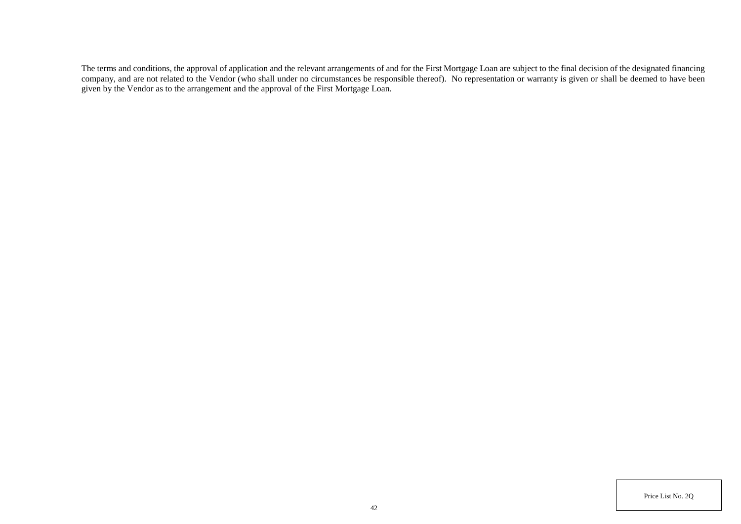The terms and conditions, the approval of application and the relevant arrangements of and for the First Mortgage Loan are subject to the final decision of the designated financing company, and are not related to the Vendor (who shall under no circumstances be responsible thereof). No representation or warranty is given or shall be deemed to have been given by the Vendor as to the arrangement and the approval of the First Mortgage Loan.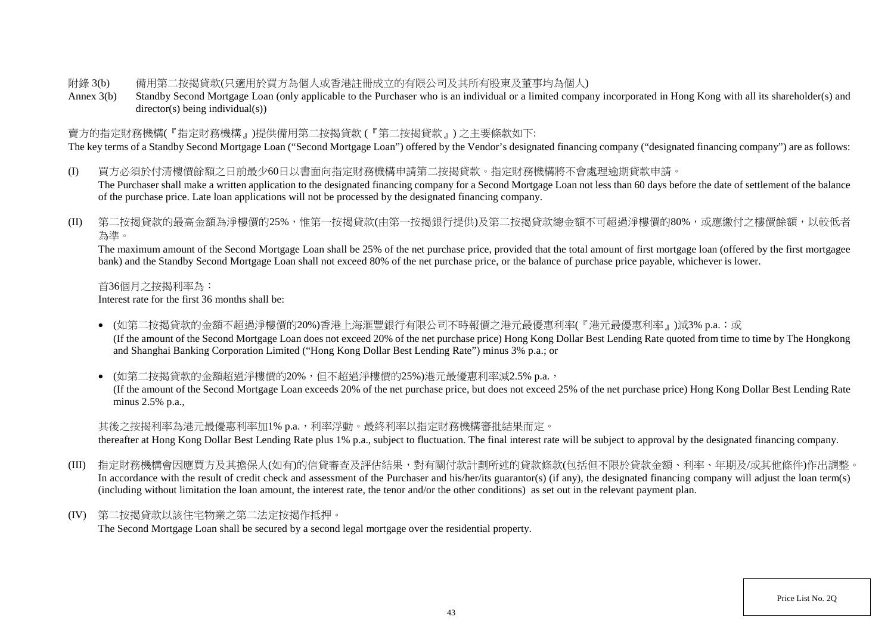附錄 3(b) 備用第二按揭貸款(只適用於買方為個人或香港註冊成立的有限公司及其所有股東及董事均為個人)

Annex 3(b) Standby Second Mortgage Loan (only applicable to the Purchaser who is an individual or a limited company incorporated in Hong Kong with all its shareholder(s) and director(s) being individual(s))

賣方的指定財務機構(『指定財務機構』)提供備用第二按揭貸款 (『第二按揭貸款』) 之主要條款如下:

The key terms of a Standby Second Mortgage Loan ("Second Mortgage Loan") offered by the Vendor's designated financing company ("designated financing company") are as follows:

(I) 買方必須於付清樓價餘額之日前最少60日以書面向指定財務機構申請第二按揭貸款。指定財務機構將不會處理逾期貸款申請。
The Purchaser shall make a written application to the designated financing company for a Second Mortgage Loan not less than 60 days before the date of settlement of the balance of the purchase price. Late loan applications will not be processed by the designated financing company.

(II) 第二按揭貸款的最高金額為淨樓價的25%，惟第一按揭貸款(由第一按揭銀行提供)及第二按揭貸款總金額不可超過淨樓價的80%，或應繳付之樓價餘額，以較低者為準。
The maximum amount of the Second Mortgage Loan shall be 25% of the net purchase price, provided that the total amount of first mortgage loan (offered by the first mortgagee bank) and the Standby Second Mortgage Loan shall not exceed 80% of the net purchase price, or the balance of purchase price payable, whichever is lower.

首36個月之按揭利率為：
Interest rate for the first 36 months shall be:

- (如第二按揭貸款的金額不超過淨樓價的20%)香港上海滙豐銀行有限公司不時報價之港元最優惠利率(『港元最優惠利率』)減3% p.a.；或
(If the amount of the Second Mortgage Loan does not exceed 20% of the net purchase price) Hong Kong Dollar Best Lending Rate quoted from time to time by The Hongkong and Shanghai Banking Corporation Limited ("Hong Kong Dollar Best Lending Rate") minus 3% p.a.; or
- (如第二按揭貸款的金額超過淨樓價的20%，但不超過淨樓價的25%)港元最優惠利率減2.5% p.a.，
(If the amount of the Second Mortgage Loan exceeds 20% of the net purchase price, but does not exceed 25% of the net purchase price) Hong Kong Dollar Best Lending Rate minus 2.5% p.a.,

其後之按揭利率為港元最優惠利率加1% p.a.，利率浮動。最終利率以指定財務機構審批結果而定。
thereafter at Hong Kong Dollar Best Lending Rate plus 1% p.a., subject to fluctuation. The final interest rate will be subject to approval by the designated financing company.

(III) 指定財務機構會因應買方及其擔保人(如有)的信貸審查及評估結果，對有關付款計劃所述的貸款條款(包括但不限於貸款金額、利率、年期及/或其他條件)作出調整。
In accordance with the result of credit check and assessment of the Purchaser and his/her/its guarantor(s) (if any), the designated financing company will adjust the loan term(s) (including without limitation the loan amount, the interest rate, the tenor and/or the other conditions) as set out in the relevant payment plan.

(IV) 第二按揭貸款以該住宅物業之第二法定按揭作抵押。
The Second Mortgage Loan shall be secured by a second legal mortgage over the residential property.

Price List No. 2Q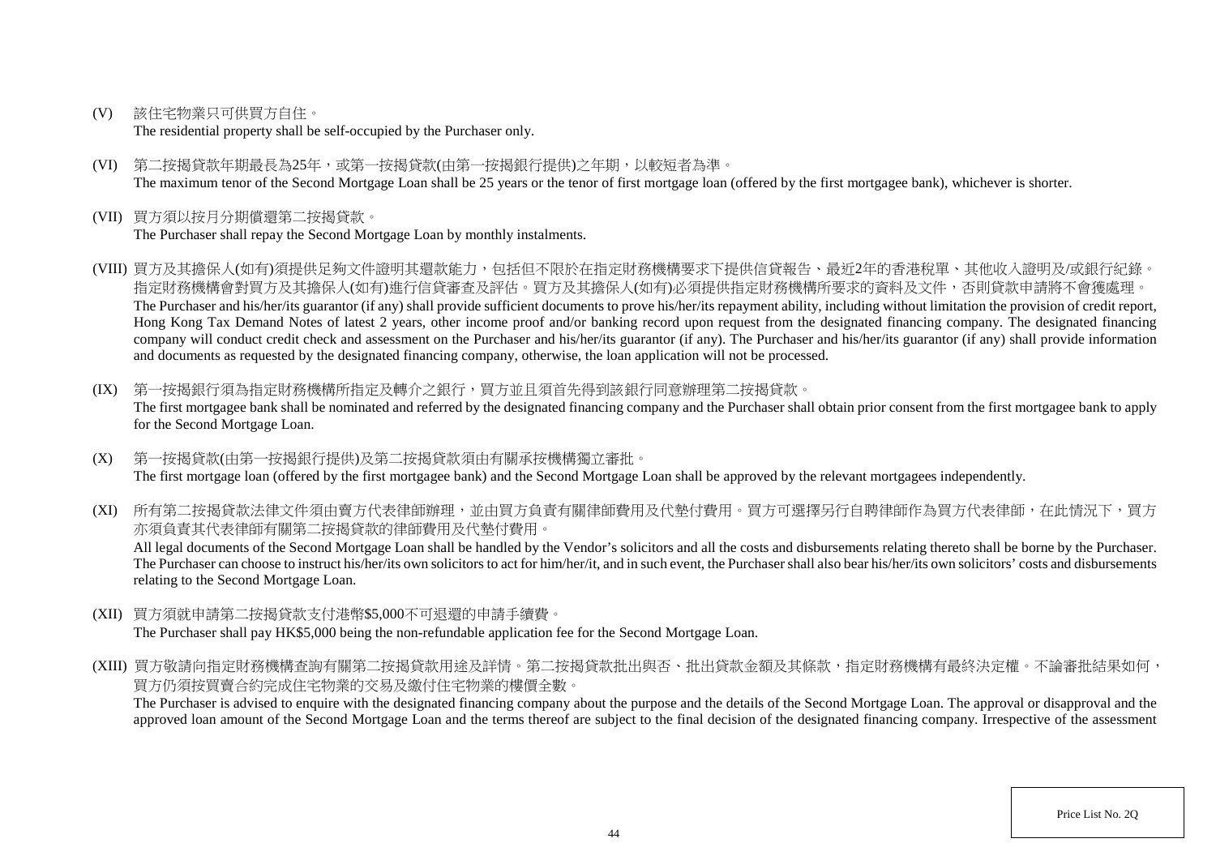(V) 該住宅物業只可供買方自住。
The residential property shall be self-occupied by the Purchaser only.

(VI) 第二按揭貸款年期最長為25年，或第一按揭貸款(由第一按揭銀行提供)之年期，以較短者為準。
The maximum tenor of the Second Mortgage Loan shall be 25 years or the tenor of first mortgage loan (offered by the first mortgagee bank), whichever is shorter.

(VII) 買方須以按月分期償還第二按揭貸款。
The Purchaser shall repay the Second Mortgage Loan by monthly instalments.

(VIII) 買方及其擔保人(如有)須提供足夠文件證明其還款能力，包括但不限於在指定財務機構要求下提供信貸報告、最近2年的香港稅單、其他收入證明及/或銀行紀錄。指定財務機構會對買方及其擔保人(如有)進行信貸審查及評估。買方及其擔保人(如有)必須提供指定財務機構所要求的資料及文件，否則貸款申請將不會獲處理。
The Purchaser and his/her/its guarantor (if any) shall provide sufficient documents to prove his/her/its repayment ability, including without limitation the provision of credit report, Hong Kong Tax Demand Notes of latest 2 years, other income proof and/or banking record upon request from the designated financing company. The designated financing company will conduct credit check and assessment on the Purchaser and his/her/its guarantor (if any). The Purchaser and his/her/its guarantor (if any) shall provide information and documents as requested by the designated financing company, otherwise, the loan application will not be processed.

(IX) 第一按揭銀行須為指定財務機構所指定及轉介之銀行，買方並且須首先得到該銀行同意辦理第二按揭貸款。
The first mortgagee bank shall be nominated and referred by the designated financing company and the Purchaser shall obtain prior consent from the first mortgagee bank to apply for the Second Mortgage Loan.

(X) 第一按揭貸款(由第一按揭銀行提供)及第二按揭貸款須由有關承按機構獨立審批。
The first mortgage loan (offered by the first mortgagee bank) and the Second Mortgage Loan shall be approved by the relevant mortgagees independently.

(XI) 所有第二按揭貸款法律文件須由賣方代表律師辦理，並由買方負責有關律師費用及代墊付費用。買方可選擇另行自聘律師作為買方代表律師，在此情況下，買方亦須負責其代表律師有關第二按揭貸款的律師費用及代墊付費用。
All legal documents of the Second Mortgage Loan shall be handled by the Vendor's solicitors and all the costs and disbursements relating thereto shall be borne by the Purchaser. The Purchaser can choose to instruct his/her/its own solicitors to act for him/her/it, and in such event, the Purchaser shall also bear his/her/its own solicitors' costs and disbursements relating to the Second Mortgage Loan.

(XII) 買方須就申請第二按揭貸款支付港幣$5,000不可退還的申請手續費。
The Purchaser shall pay HK$5,000 being the non-refundable application fee for the Second Mortgage Loan.

(XIII) 買方敬請向指定財務機構查詢有關第二按揭貸款用途及詳情。第二按揭貸款批出與否、批出貸款金額及其條款，指定財務機構有最終決定權。不論審批結果如何，買方仍須按買賣合約完成住宅物業的交易及繳付住宅物業的樓價全數。
The Purchaser is advised to enquire with the designated financing company about the purpose and the details of the Second Mortgage Loan. The approval or disapproval and the approved loan amount of the Second Mortgage Loan and the terms thereof are subject to the final decision of the designated financing company. Irrespective of the assessment

Price List No. 2Q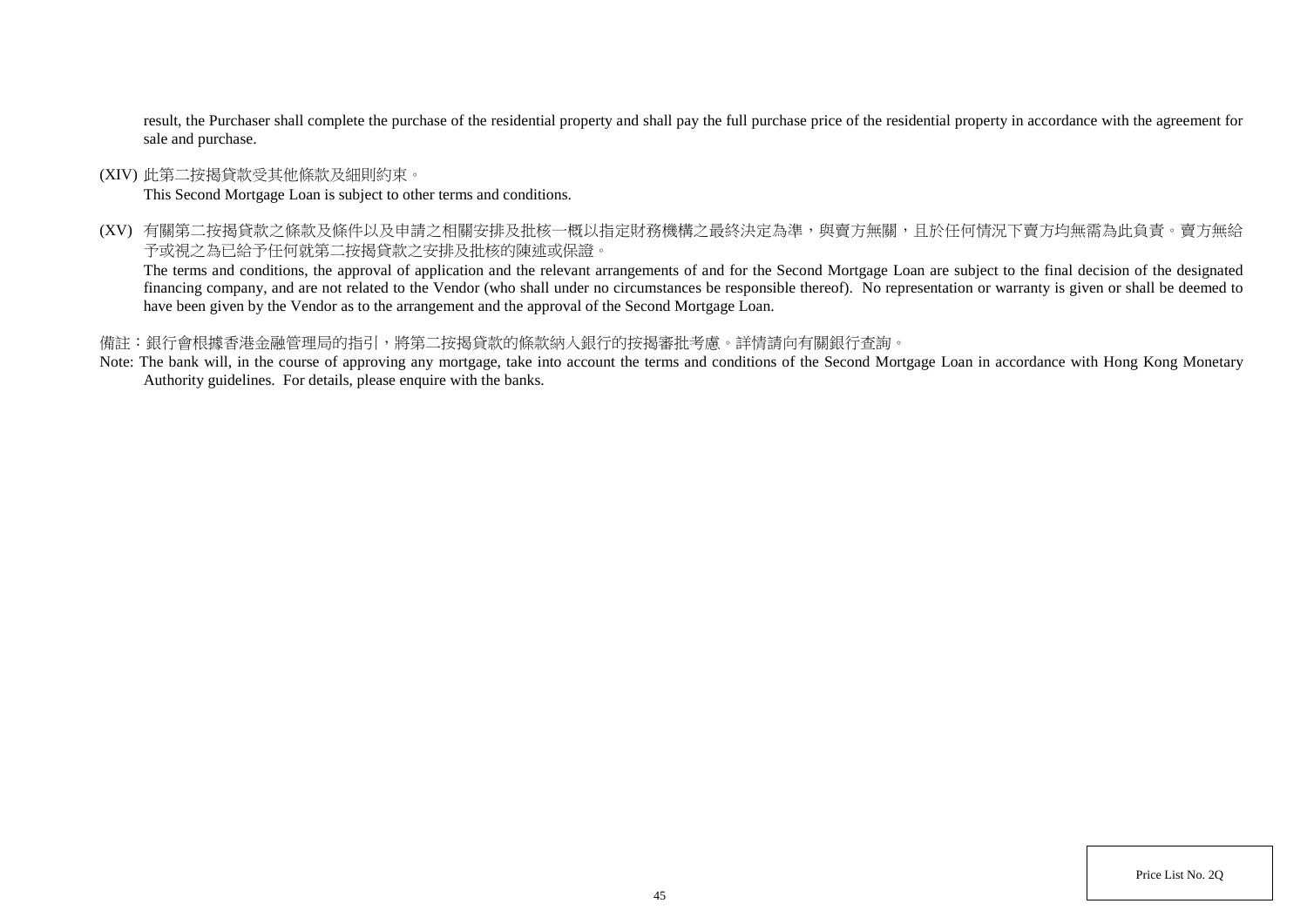result, the Purchaser shall complete the purchase of the residential property and shall pay the full purchase price of the residential property in accordance with the agreement for sale and purchase.

(XIV) 此第二按揭貸款受其他條款及細則約束。

This Second Mortgage Loan is subject to other terms and conditions.

(XV) 有關第二按揭貸款之條款及條件以及申請之相關安排及批核一概以指定財務機構之最終決定為準，與賣方無關，且於任何情況下賣方均無需為此負責。賣方無給予或視之為已給予任何就第二按揭貸款之安排及批核的陳述或保證。

The terms and conditions, the approval of application and the relevant arrangements of and for the Second Mortgage Loan are subject to the final decision of the designated financing company, and are not related to the Vendor (who shall under no circumstances be responsible thereof). No representation or warranty is given or shall be deemed to have been given by the Vendor as to the arrangement and the approval of the Second Mortgage Loan.

備註：銀行會根據香港金融管理局的指引，將第二按揭貸款的條款納入銀行的按揭審批考慮。詳情請向有關銀行查詢。

Note: The bank will, in the course of approving any mortgage, take into account the terms and conditions of the Second Mortgage Loan in accordance with Hong Kong Monetary Authority guidelines. For details, please enquire with the banks.

Price List No. 2Q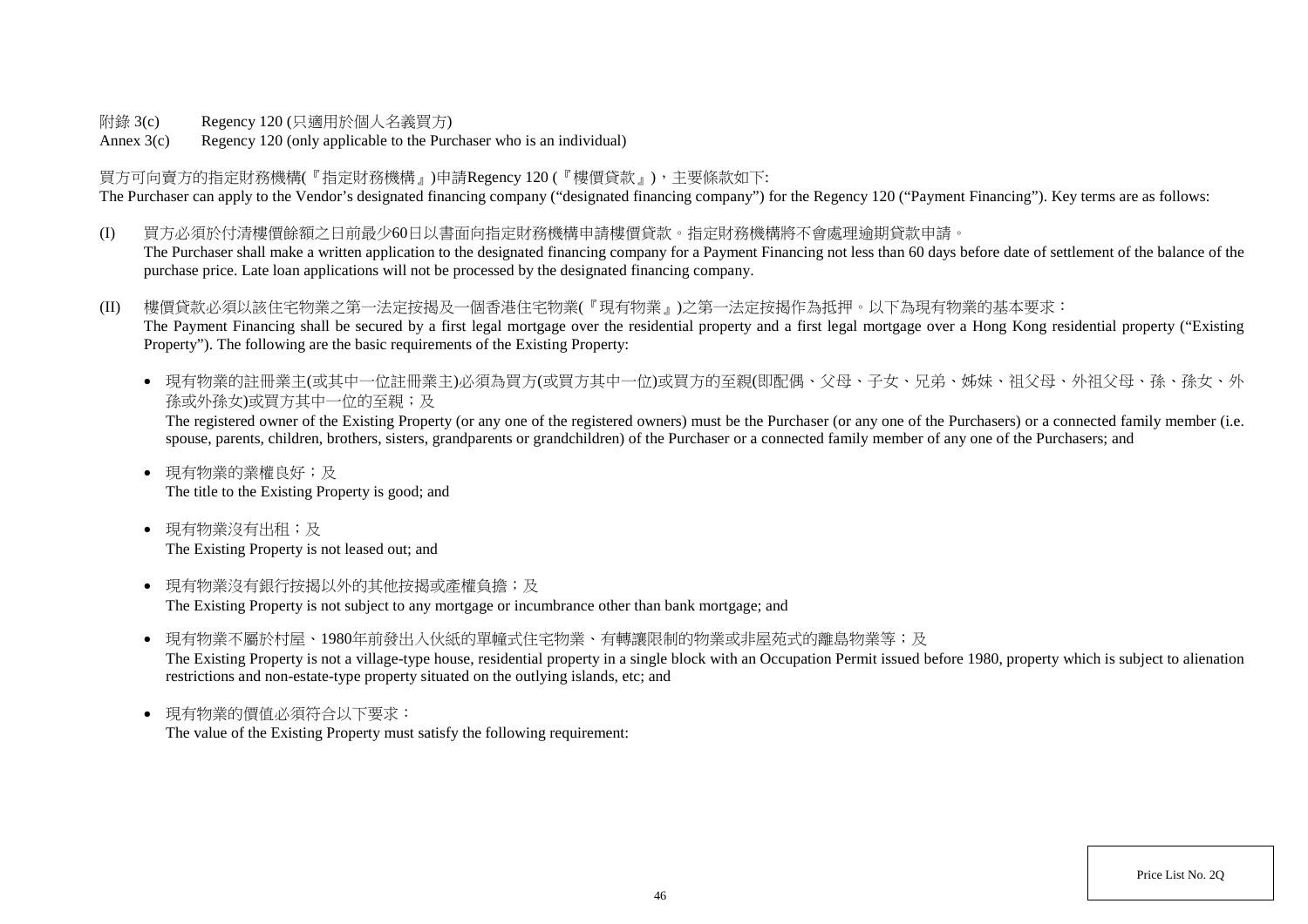附錄 3(c) Regency 120 (只適用於個人名義買方)

Annex 3(c) Regency 120 (only applicable to the Purchaser who is an individual)

買方可向賣方的指定財務機構(『指定財務機構』)申請Regency 120 (『樓價貸款』)，主要條款如下:

The Purchaser can apply to the Vendor's designated financing company ("designated financing company") for the Regency 120 ("Payment Financing"). Key terms are as follows:

(I) 買方必須於付清樓價餘額之日前最少60日以書面向指定財務機構申請樓價貸款。指定財務機構將不會處理逾期貸款申請。
The Purchaser shall make a written application to the designated financing company for a Payment Financing not less than 60 days before date of settlement of the balance of the purchase price. Late loan applications will not be processed by the designated financing company.

(II) 樓價貸款必須以該住宅物業之第一法定按揭及一個香港住宅物業(『現有物業』)之第一法定按揭作為抵押。以下為現有物業的基本要求：
The Payment Financing shall be secured by a first legal mortgage over the residential property and a first legal mortgage over a Hong Kong residential property ("Existing Property"). The following are the basic requirements of the Existing Property:

- 現有物業的註冊業主(或其中一位註冊業主)必須為買方(或買方其中一位)或買方的至親(即配偶、父母、子女、兄弟、姊妹、祖父母、外祖父母、孫、孫女、外孫或外孫女)或買方其中一位的至親；及
  The registered owner of the Existing Property (or any one of the registered owners) must be the Purchaser (or any one of the Purchasers) or a connected family member (i.e. spouse, parents, children, brothers, sisters, grandparents or grandchildren) of the Purchaser or a connected family member of any one of the Purchasers; and

- 現有物業的業權良好；及
  The title to the Existing Property is good; and

- 現有物業沒有出租；及
  The Existing Property is not leased out; and

- 現有物業沒有銀行按揭以外的其他按揭或產權負擔；及
  The Existing Property is not subject to any mortgage or incumbrance other than bank mortgage; and

- 現有物業不屬於村屋、1980年前發出入伙紙的單幢式住宅物業、有轉讓限制的物業或非屋苑式的離島物業等；及
  The Existing Property is not a village-type house, residential property in a single block with an Occupation Permit issued before 1980, property which is subject to alienation restrictions and non-estate-type property situated on the outlying islands, etc; and

- 現有物業的價值必須符合以下要求：
  The value of the Existing Property must satisfy the following requirement:

Price List No. 2Q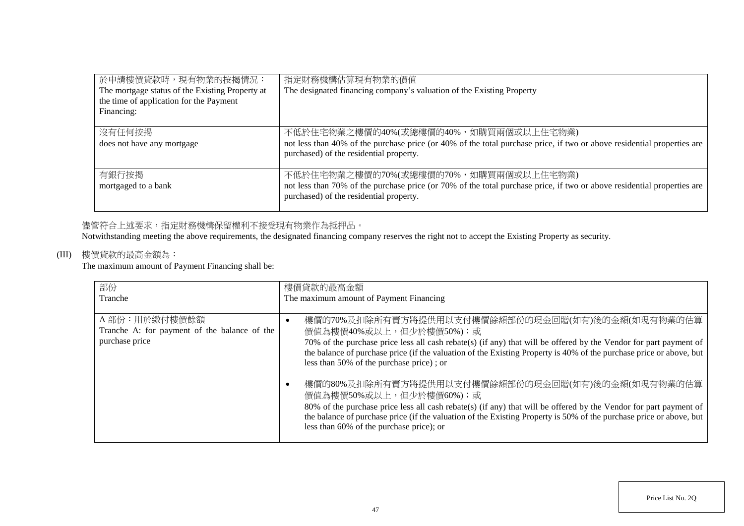| 於申請樓價貸款時，現有物業的按揭情況：<br>The mortgage status of the Existing Property at the time of application for the Payment Financing: | 指定財務機構估算現有物業的價值<br>The designated financing company's valuation of the Existing Property |
|---|---|
| 沒有任何按揭<br>does not have any mortgage | 不低於住宅物業之樓價的40%(或總樓價的40%，如購買兩個或以上住宅物業)<br>not less than 40% of the purchase price (or 40% of the total purchase price, if two or above residential properties are purchased) of the residential property. |
| 有銀行按揭<br>mortgaged to a bank | 不低於住宅物業之樓價的70%(或總樓價的70%，如購買兩個或以上住宅物業)<br>not less than 70% of the purchase price (or 70% of the total purchase price, if two or above residential properties are purchased) of the residential property. |

儘管符合上述要求，指定財務機構保留權利不接受現有物業作為抵押品。
Notwithstanding meeting the above requirements, the designated financing company reserves the right not to accept the Existing Property as security.

(III) 樓價貸款的最高金額為：
The maximum amount of Payment Financing shall be:

| 部份<br>Tranche | 樓價貸款的最高金額<br>The maximum amount of Payment Financing |
|---|---|
| A 部份：用於繳付樓價餘額<br>Tranche A: for payment of the balance of the purchase price | • 樓價的70%及扣除所有賣方將提供用以支付樓價餘額部份的現金回贈(如有)後的金額(如現有物業的估算價值為樓價40%或以上，但少於樓價50%)；或<br>70% of the purchase price less all cash rebate(s) (if any) that will be offered by the Vendor for part payment of the balance of purchase price (if the valuation of the Existing Property is 40% of the purchase price or above, but less than 50% of the purchase price) ; or<br><br>• 樓價的80%及扣除所有賣方將提供用以支付樓價餘額部份的現金回贈(如有)後的金額(如現有物業的估算價值為樓價50%或以上，但少於樓價60%)；或<br>80% of the purchase price less all cash rebate(s) (if any) that will be offered by the Vendor for part payment of the balance of purchase price (if the valuation of the Existing Property is 50% of the purchase price or above, but less than 60% of the purchase price); or |

Price List No. 2Q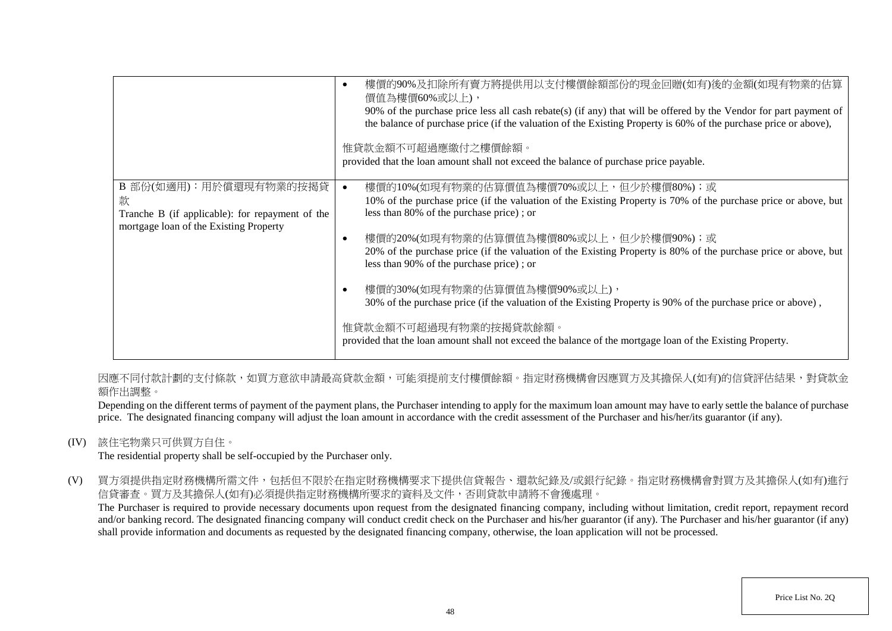| | |
|---|---|
| | • 樓價的90%及扣除所有賣方將提供用以支付樓價餘額部份的現金回贈(如有)後的金額(如現有物業的估算價值為樓價60%或以上)，<br>90% of the purchase price less all cash rebate(s) (if any) that will be offered by the Vendor for part payment of the balance of purchase price (if the valuation of the Existing Property is 60% of the purchase price or above),<br><br>惟貸款金額不可超過應繳付之樓價餘額。<br>provided that the loan amount shall not exceed the balance of purchase price payable. |
| B 部份(如適用)：用於償還現有物業的按揭貸款<br>Tranche B (if applicable): for repayment of the mortgage loan of the Existing Property | • 樓價的10%(如現有物業的估算價值為樓價70%或以上，但少於樓價80%)；或<br>10% of the purchase price (if the valuation of the Existing Property is 70% of the purchase price or above, but less than 80% of the purchase price) ; or<br><br>• 樓價的20%(如現有物業的估算價值為樓價80%或以上，但少於樓價90%)；或<br>20% of the purchase price (if the valuation of the Existing Property is 80% of the purchase price or above, but less than 90% of the purchase price) ; or<br><br>• 樓價的30%(如現有物業的估算價值為樓價90%或以上)，<br>30% of the purchase price (if the valuation of the Existing Property is 90% of the purchase price or above) ,<br><br>惟貸款金額不可超過現有物業的按揭貸款餘額。<br>provided that the loan amount shall not exceed the balance of the mortgage loan of the Existing Property. |

因應不同付款計劃的支付條款，如買方意欲申請最高貸款金額，可能須提前支付樓價餘額。指定財務機構會因應買方及其擔保人(如有)的信貸評估結果，對貸款金額作出調整。

Depending on the different terms of payment of the payment plans, the Purchaser intending to apply for the maximum loan amount may have to early settle the balance of purchase price. The designated financing company will adjust the loan amount in accordance with the credit assessment of the Purchaser and his/her/its guarantor (if any).

(IV) 該住宅物業只可供買方自住。

The residential property shall be self-occupied by the Purchaser only.

(V) 買方須提供指定財務機構所需文件，包括但不限於在指定財務機構要求下提供信貸報告、還款紀錄及/或銀行紀錄。指定財務機構會對買方及其擔保人(如有)進行信貸審查。買方及其擔保人(如有)必須提供指定財務機構所要求的資料及文件，否則貸款申請將不會獲處理。

The Purchaser is required to provide necessary documents upon request from the designated financing company, including without limitation, credit report, repayment record and/or banking record. The designated financing company will conduct credit check on the Purchaser and his/her guarantor (if any). The Purchaser and his/her guarantor (if any) shall provide information and documents as requested by the designated financing company, otherwise, the loan application will not be processed.

Price List No. 2Q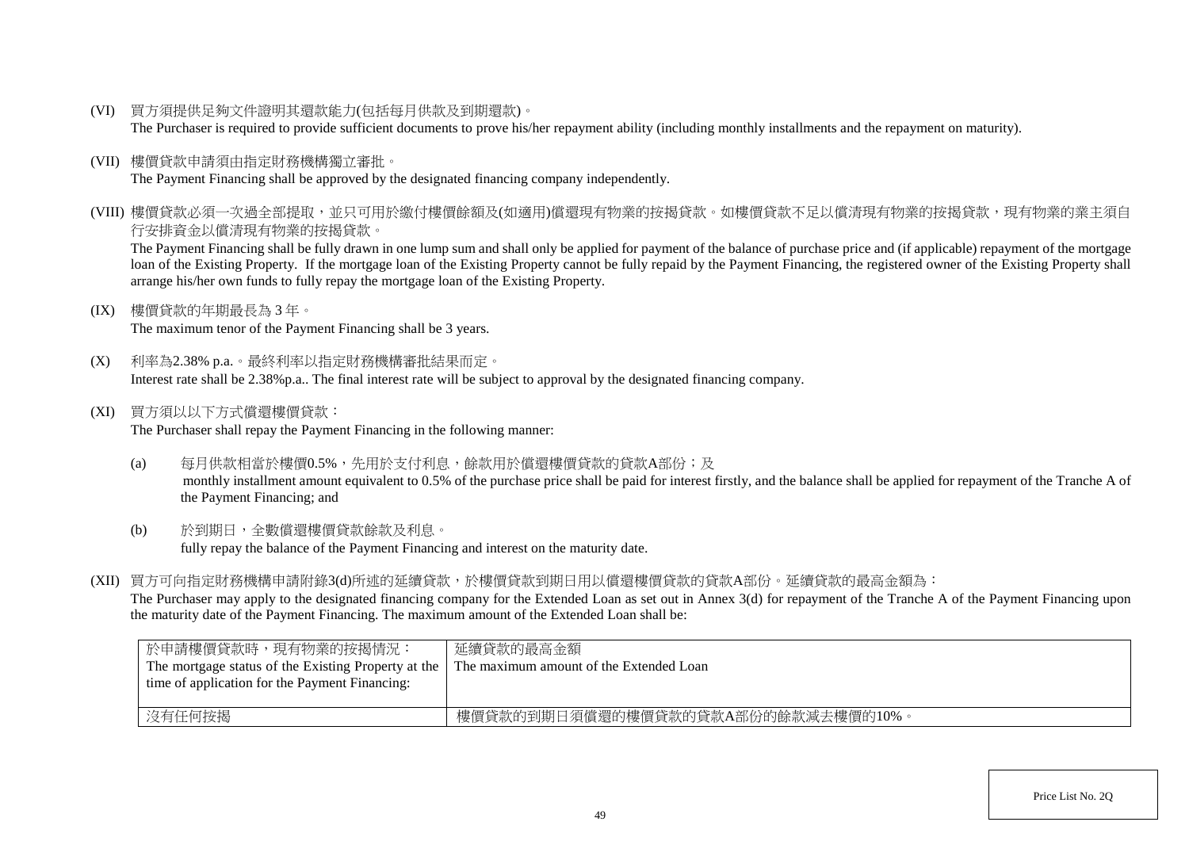(VI) 買方須提供足夠文件證明其還款能力(包括每月供款及到期還款)。
The Purchaser is required to provide sufficient documents to prove his/her repayment ability (including monthly installments and the repayment on maturity).

(VII) 樓價貸款申請須由指定財務機構獨立審批。
The Payment Financing shall be approved by the designated financing company independently.

(VIII) 樓價貸款必須一次過全部提取，並只可用於繳付樓價餘額及(如適用)償還現有物業的按揭貸款。如樓價貸款不足以償清現有物業的按揭貸款，現有物業的業主須自行安排資金以償清現有物業的按揭貸款。
The Payment Financing shall be fully drawn in one lump sum and shall only be applied for payment of the balance of purchase price and (if applicable) repayment of the mortgage loan of the Existing Property. If the mortgage loan of the Existing Property cannot be fully repaid by the Payment Financing, the registered owner of the Existing Property shall arrange his/her own funds to fully repay the mortgage loan of the Existing Property.

(IX) 樓價貸款的年期最長為 3 年。
The maximum tenor of the Payment Financing shall be 3 years.

(X) 利率為2.38% p.a.。最終利率以指定財務機構審批結果而定。
Interest rate shall be 2.38%p.a.. The final interest rate will be subject to approval by the designated financing company.

(XI) 買方須以以下方式償還樓價貸款：
The Purchaser shall repay the Payment Financing in the following manner:

(a) 每月供款相當於樓價0.5%，先用於支付利息，餘款用於償還樓價貸款的貸款A部份；及
monthly installment amount equivalent to 0.5% of the purchase price shall be paid for interest firstly, and the balance shall be applied for repayment of the Tranche A of the Payment Financing; and

(b) 於到期日，全數償還樓價貸款餘款及利息。
fully repay the balance of the Payment Financing and interest on the maturity date.

(XII) 買方可向指定財務機構申請附錄3(d)所述的延續貸款，於樓價貸款到期日用以償還樓價貸款的貸款A部份。延續貸款的最高金額為：
The Purchaser may apply to the designated financing company for the Extended Loan as set out in Annex 3(d) for repayment of the Tranche A of the Payment Financing upon the maturity date of the Payment Financing. The maximum amount of the Extended Loan shall be:

| 於申請樓價貸款時，現有物業的按揭情況：<br>The mortgage status of the Existing Property at the time of application for the Payment Financing: | 延續貸款的最高金額<br>The maximum amount of the Extended Loan |
|---|---|
| 沒有任何按揭 | 樓價貸款的到期日須償還的樓價貸款的貸款A部份的餘款減去樓價的10%。 |

Price List No. 2Q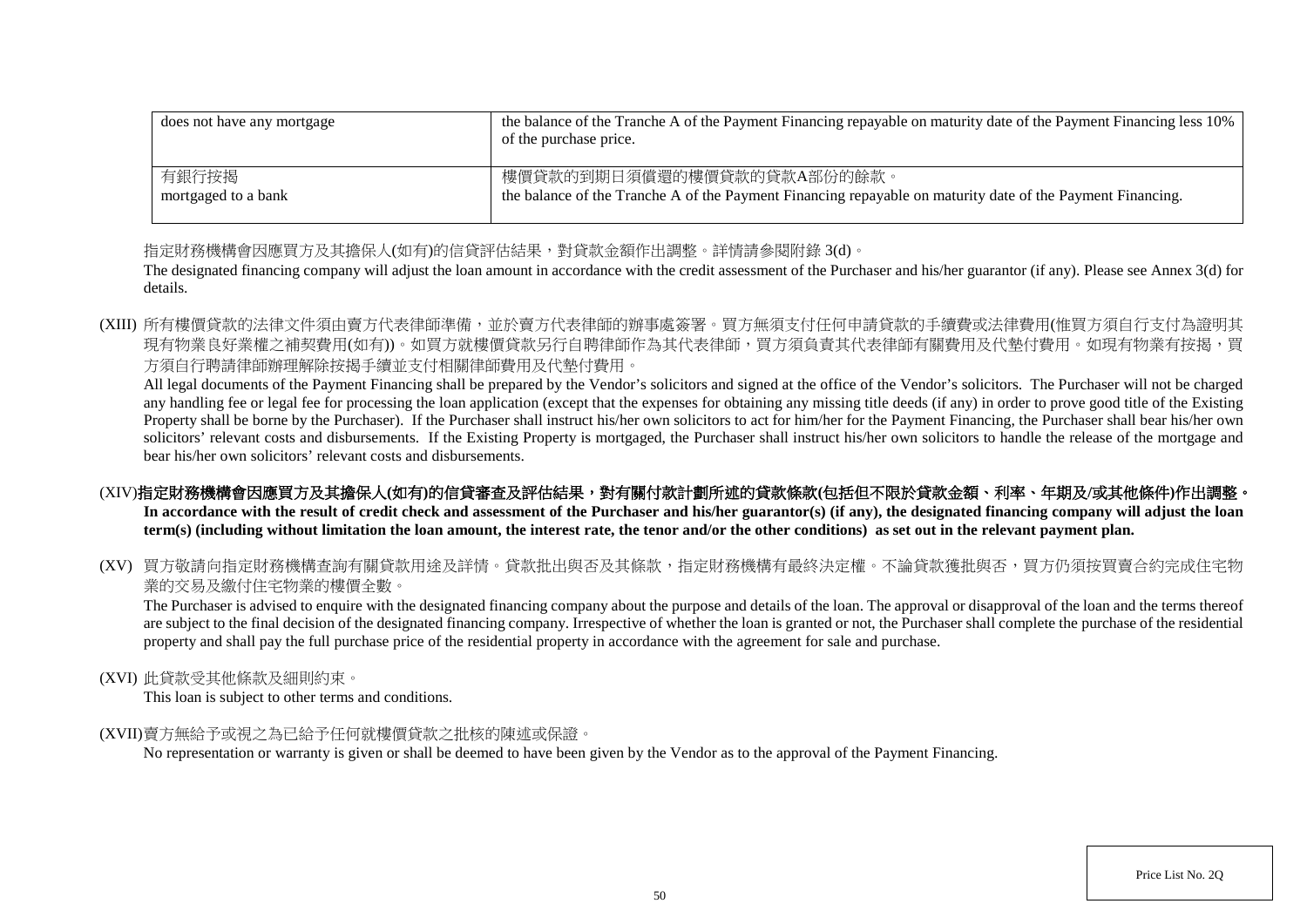| | |
|---|---|
| does not have any mortgage | the balance of the Tranche A of the Payment Financing repayable on maturity date of the Payment Financing less 10% of the purchase price. |
| 有銀行按揭<br>mortgaged to a bank | 樓價貸款的到期日須償還的樓價貸款的貸款A部份的餘款。<br>the balance of the Tranche A of the Payment Financing repayable on maturity date of the Payment Financing. |

指定財務機構會因應買方及其擔保人(如有)的信貸評估結果，對貸款金額作出調整。詳情請參閱附錄 3(d)。

The designated financing company will adjust the loan amount in accordance with the credit assessment of the Purchaser and his/her guarantor (if any). Please see Annex 3(d) for details.

(XIII) 所有樓價貸款的法律文件須由賣方代表律師準備，並於賣方代表律師的辦事處簽署。買方無須支付任何申請貸款的手續費或法律費用(惟買方須自行支付為證明其現有物業良好業權之補契費用(如有))。如買方就樓價貸款另行自聘律師作為其代表律師，買方須負責其代表律師有關費用及代墊付費用。如現有物業有按揭，買方須自行聘請律師辦理解除按揭手續並支付相關律師費用及代墊付費用。

All legal documents of the Payment Financing shall be prepared by the Vendor's solicitors and signed at the office of the Vendor's solicitors. The Purchaser will not be charged any handling fee or legal fee for processing the loan application (except that the expenses for obtaining any missing title deeds (if any) in order to prove good title of the Existing Property shall be borne by the Purchaser). If the Purchaser shall instruct his/her own solicitors to act for him/her for the Payment Financing, the Purchaser shall bear his/her own solicitors' relevant costs and disbursements. If the Existing Property is mortgaged, the Purchaser shall instruct his/her own solicitors to handle the release of the mortgage and bear his/her own solicitors' relevant costs and disbursements.

(XIV) **指定財務機構會因應買方及其擔保人(如有)的信貸審查及評估結果，對有關付款計劃所述的貸款條款(包括但不限於貸款金額、利率、年期及/或其他條件)作出調整。**
**In accordance with the result of credit check and assessment of the Purchaser and his/her guarantor(s) (if any), the designated financing company will adjust the loan term(s) (including without limitation the loan amount, the interest rate, the tenor and/or the other conditions) as set out in the relevant payment plan.**

(XV) 買方敬請向指定財務機構查詢有關貸款用途及詳情。貸款批出與否及其條款，指定財務機構有最終決定權。不論貸款獲批與否，買方仍須按買賣合約完成住宅物業的交易及繳付住宅物業的樓價全數。

The Purchaser is advised to enquire with the designated financing company about the purpose and details of the loan. The approval or disapproval of the loan and the terms thereof are subject to the final decision of the designated financing company. Irrespective of whether the loan is granted or not, the Purchaser shall complete the purchase of the residential property and shall pay the full purchase price of the residential property in accordance with the agreement for sale and purchase.

(XVI) 此貸款受其他條款及細則約束。
This loan is subject to other terms and conditions.

(XVII) 賣方無給予或視之為已給予任何就樓價貸款之批核的陳述或保證。
No representation or warranty is given or shall be deemed to have been given by the Vendor as to the approval of the Payment Financing.

Price List No. 2Q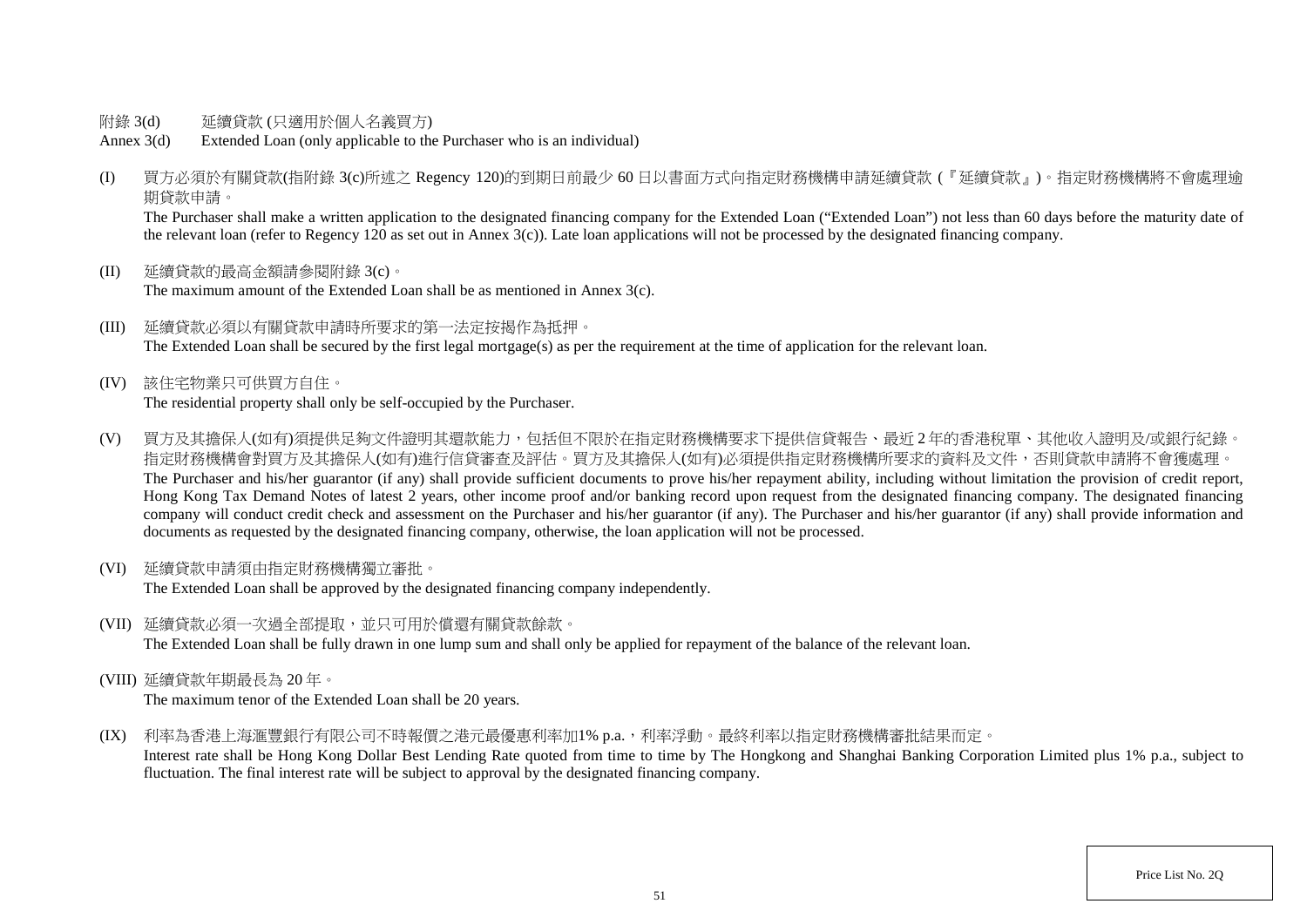附錄 3(d) 延續貸款 (只適用於個人名義買方)

Annex 3(d) Extended Loan (only applicable to the Purchaser who is an individual)

(I) 買方必須於有關貸款(指附錄 3(c)所述之 Regency 120)的到期日前最少 60 日以書面方式向指定財務機構申請延續貸款 (『延續貸款』)。指定財務機構將不會處理逾期貸款申請。
The Purchaser shall make a written application to the designated financing company for the Extended Loan ("Extended Loan") not less than 60 days before the maturity date of the relevant loan (refer to Regency 120 as set out in Annex 3(c)). Late loan applications will not be processed by the designated financing company.

(II) 延續貸款的最高金額請參閱附錄 3(c)。
The maximum amount of the Extended Loan shall be as mentioned in Annex 3(c).

(III) 延續貸款必須以有關貸款申請時所要求的第一法定按揭作為抵押。
The Extended Loan shall be secured by the first legal mortgage(s) as per the requirement at the time of application for the relevant loan.

(IV) 該住宅物業只可供買方自住。
The residential property shall only be self-occupied by the Purchaser.

(V) 買方及其擔保人(如有)須提供足夠文件證明其還款能力，包括但不限於在指定財務機構要求下提供信貸報告、最近 2 年的香港稅單、其他收入證明及/或銀行紀錄。指定財務機構會對買方及其擔保人(如有)進行信貸審查及評估。買方及其擔保人(如有)必須提供指定財務機構所要求的資料及文件，否則貸款申請將不會獲處理。
The Purchaser and his/her guarantor (if any) shall provide sufficient documents to prove his/her repayment ability, including without limitation the provision of credit report, Hong Kong Tax Demand Notes of latest 2 years, other income proof and/or banking record upon request from the designated financing company. The designated financing company will conduct credit check and assessment on the Purchaser and his/her guarantor (if any). The Purchaser and his/her guarantor (if any) shall provide information and documents as requested by the designated financing company, otherwise, the loan application will not be processed.

(VI) 延續貸款申請須由指定財務機構獨立審批。
The Extended Loan shall be approved by the designated financing company independently.

(VII) 延續貸款必須一次過全部提取，並只可用於償還有關貸款餘款。
The Extended Loan shall be fully drawn in one lump sum and shall only be applied for repayment of the balance of the relevant loan.

(VIII) 延續貸款年期最長為 20 年。
The maximum tenor of the Extended Loan shall be 20 years.

(IX) 利率為香港上海滙豐銀行有限公司不時報價之港元最優惠利率加1% p.a.，利率浮動。最終利率以指定財務機構審批結果而定。
Interest rate shall be Hong Kong Dollar Best Lending Rate quoted from time to time by The Hongkong and Shanghai Banking Corporation Limited plus 1% p.a., subject to fluctuation. The final interest rate will be subject to approval by the designated financing company.

Price List No. 2Q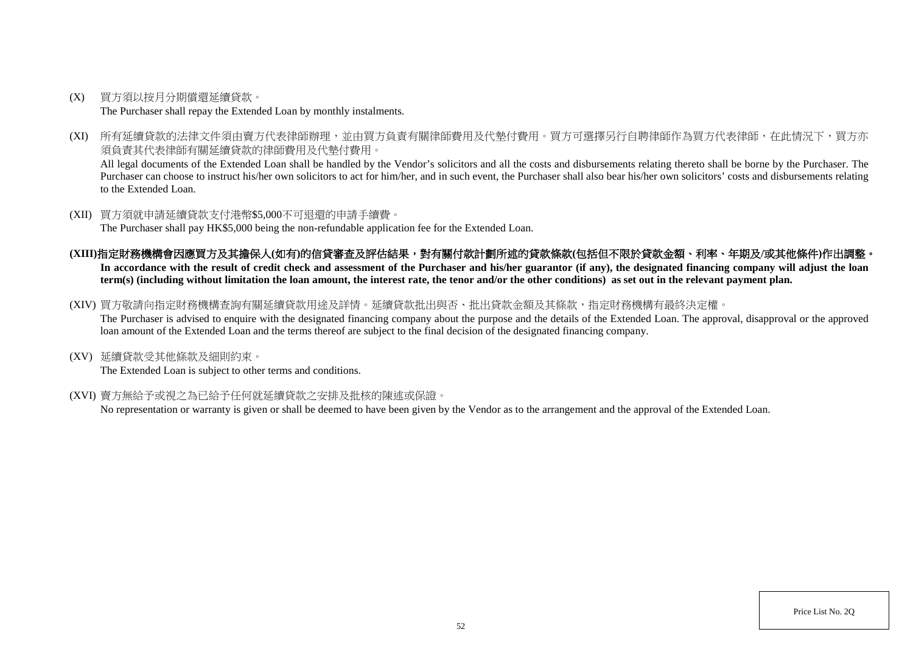(X) 買方須以按月分期償還延續貸款。

The Purchaser shall repay the Extended Loan by monthly instalments.

(XI) 所有延續貸款的法律文件須由賣方代表律師辦理，並由買方負責有關律師費用及代墊付費用。買方可選擇另行自聘律師作為買方代表律師，在此情況下，買方亦須負責其代表律師有關延續貸款的律師費用及代墊付費用。

All legal documents of the Extended Loan shall be handled by the Vendor's solicitors and all the costs and disbursements relating thereto shall be borne by the Purchaser. The Purchaser can choose to instruct his/her own solicitors to act for him/her, and in such event, the Purchaser shall also bear his/her own solicitors' costs and disbursements relating to the Extended Loan.

(XII) 買方須就申請延續貸款支付港幣$5,000不可退還的申請手續費。

The Purchaser shall pay HK$5,000 being the non-refundable application fee for the Extended Loan.

**(XIII)指定財務機構會因應買方及其擔保人(如有)的信貸審查及評估結果，對有關付款計劃所述的貸款條款(包括但不限於貸款金額、利率、年期及/或其他條件)作出調整。**

**In accordance with the result of credit check and assessment of the Purchaser and his/her guarantor (if any), the designated financing company will adjust the loan term(s) (including without limitation the loan amount, the interest rate, the tenor and/or the other conditions) as set out in the relevant payment plan.**

(XIV) 買方敬請向指定財務機構查詢有關延續貸款用途及詳情。延續貸款批出與否、批出貸款金額及其條款，指定財務機構有最終決定權。

The Purchaser is advised to enquire with the designated financing company about the purpose and the details of the Extended Loan. The approval, disapproval or the approved loan amount of the Extended Loan and the terms thereof are subject to the final decision of the designated financing company.

(XV) 延續貸款受其他條款及細則約束。

The Extended Loan is subject to other terms and conditions.

(XVI) 賣方無給予或視之為已給予任何就延續貸款之安排及批核的陳述或保證。

No representation or warranty is given or shall be deemed to have been given by the Vendor as to the arrangement and the approval of the Extended Loan.

Price List No. 2Q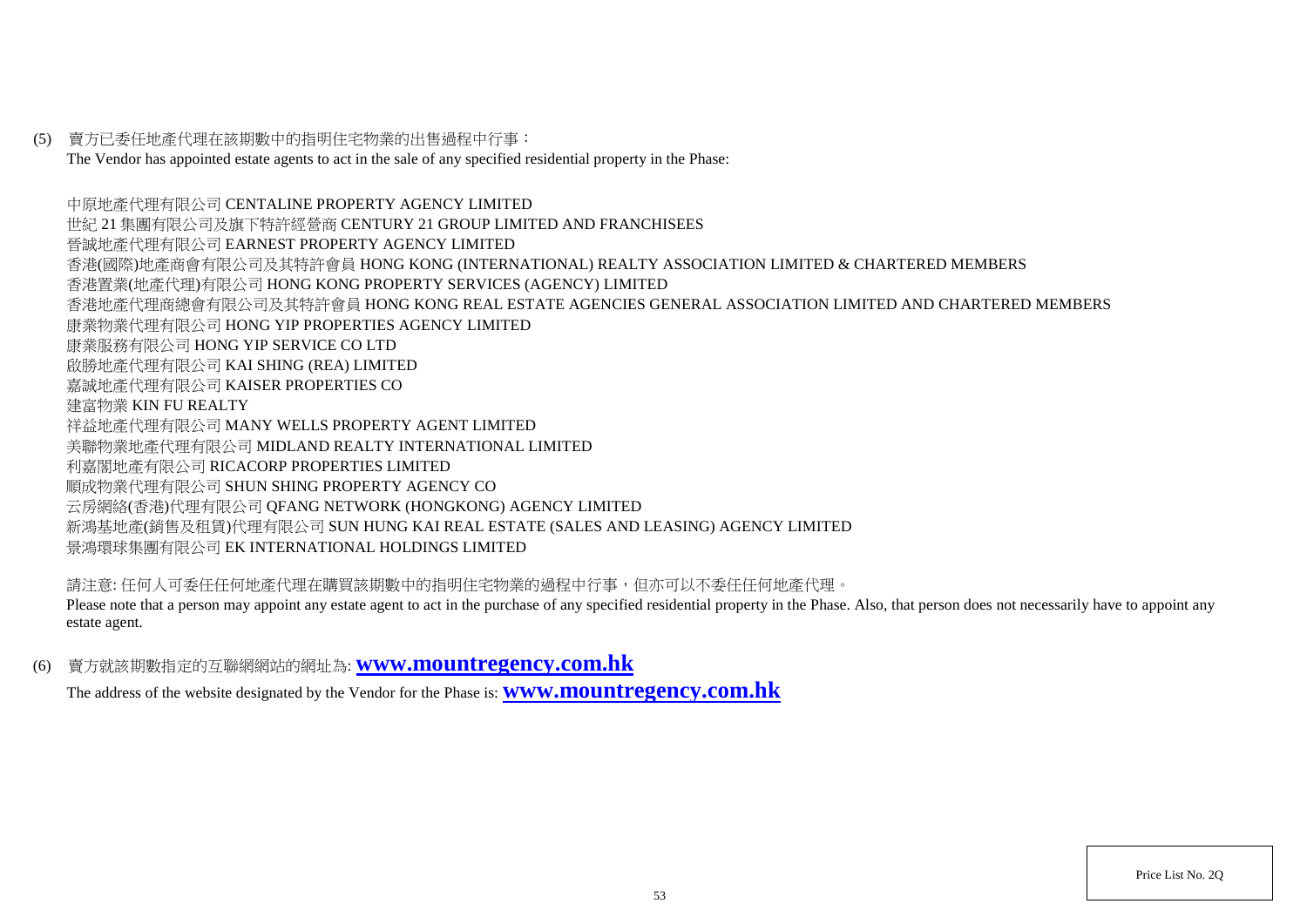(5) 賣方已委任地產代理在該期數中的指明住宅物業的出售過程中行事：

The Vendor has appointed estate agents to act in the sale of any specified residential property in the Phase:

中原地產代理有限公司 CENTALINE PROPERTY AGENCY LIMITED
世紀 21 集團有限公司及旗下特許經營商 CENTURY 21 GROUP LIMITED AND FRANCHISEES
晉誠地產代理有限公司 EARNEST PROPERTY AGENCY LIMITED
香港(國際)地產商會有限公司及其特許會員 HONG KONG (INTERNATIONAL) REALTY ASSOCIATION LIMITED & CHARTERED MEMBERS
香港置業(地產代理)有限公司 HONG KONG PROPERTY SERVICES (AGENCY) LIMITED
香港地產代理商總會有限公司及其特許會員 HONG KONG REAL ESTATE AGENCIES GENERAL ASSOCIATION LIMITED AND CHARTERED MEMBERS
康業物業代理有限公司 HONG YIP PROPERTIES AGENCY LIMITED
康業服務有限公司 HONG YIP SERVICE CO LTD
啟勝地產代理有限公司 KAI SHING (REA) LIMITED
嘉誠地產代理有限公司 KAISER PROPERTIES CO
建富物業 KIN FU REALTY
祥益地產代理有限公司 MANY WELLS PROPERTY AGENT LIMITED
美聯物業地產代理有限公司 MIDLAND REALTY INTERNATIONAL LIMITED
利嘉閣地產有限公司 RICACORP PROPERTIES LIMITED
順成物業代理有限公司 SHUN SHING PROPERTY AGENCY CO
云房網絡(香港)代理有限公司 QFANG NETWORK (HONGKONG) AGENCY LIMITED
新鴻基地產(銷售及租賃)代理有限公司 SUN HUNG KAI REAL ESTATE (SALES AND LEASING) AGENCY LIMITED
景鴻環球集團有限公司 EK INTERNATIONAL HOLDINGS LIMITED

請注意: 任何人可委任任何地產代理在購買該期數中的指明住宅物業的過程中行事，但亦可以不委任任何地產代理。

Please note that a person may appoint any estate agent to act in the purchase of any specified residential property in the Phase. Also, that person does not necessarily have to appoint any estate agent.

(6) 賣方就該期數指定的互聯網網站的網址為: **www.mountregency.com.hk**

The address of the website designated by the Vendor for the Phase is: **www.mountregency.com.hk**

Price List No. 2Q